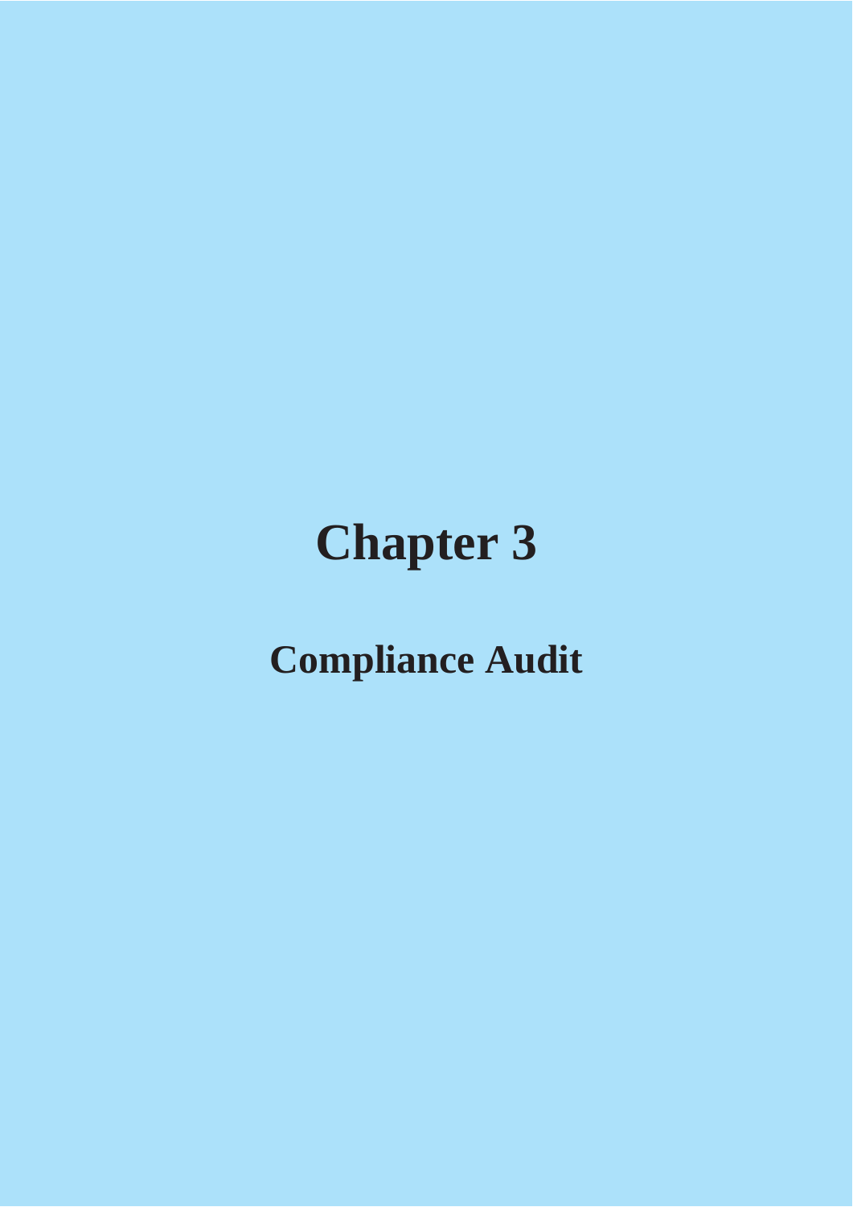# Chapter 3

## Compliance Audit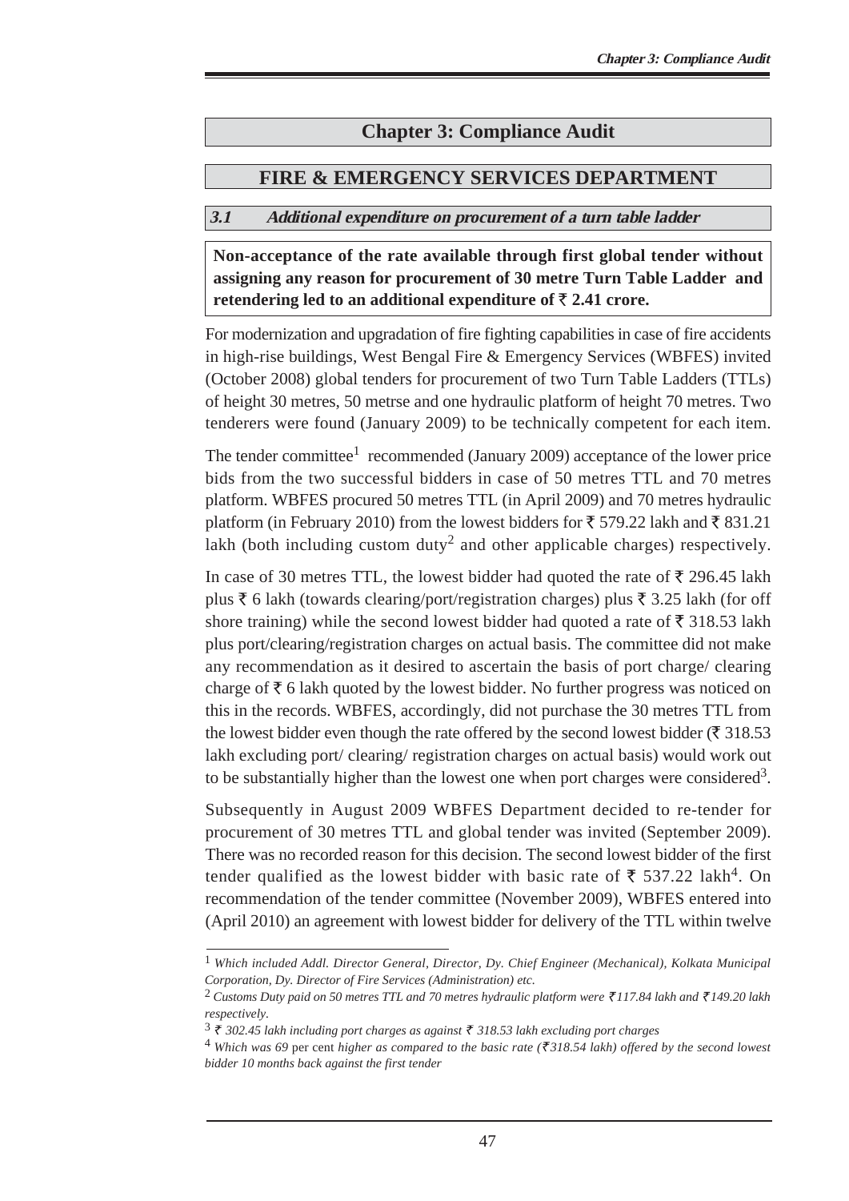# Chapter 3: Compliance Audit

## FIRE & EMERGENCY SERVICES DEPARTMENT

### *3.1 Additional expenditure on procurement of a turn table ladder*

**Non-acceptance of the rate available through first global tender without assigning any reason for procurement of 30 metre Turn Table Ladder and retendering led to an additional expenditure of ₹ 2.41 crore.**

For modernization and upgradation of fire fighting capabilities in case of fire accidents in high-rise buildings, West Bengal Fire & Emergency Services (WBFES) invited (October 2008) global tenders for procurement of two Turn Table Ladders (TTLs) of height 30 metres, 50 metrse and one hydraulic platform of height 70 metres. Two tenderers were found (January 2009) to be technically competent for each item.

The tender committee[1] recommended (January 2009) acceptance of the lower price bids from the two successful bidders in case of 50 metres TTL and 70 metres platform. WBFES procured 50 metres TTL (in April 2009) and 70 metres hydraulic platform (in February 2010) from the lowest bidders for ₹ 579.22 lakh and ₹ 831.21 lakh (both including custom duty[2] and other applicable charges) respectively.

In case of 30 metres TTL, the lowest bidder had quoted the rate of ₹ 296.45 lakh plus ₹ 6 lakh (towards clearing/port/registration charges) plus ₹ 3.25 lakh (for off shore training) while the second lowest bidder had quoted a rate of ₹ 318.53 lakh plus port/clearing/registration charges on actual basis. The committee did not make any recommendation as it desired to ascertain the basis of port charge/ clearing charge of ₹ 6 lakh quoted by the lowest bidder. No further progress was noticed on this in the records. WBFES, accordingly, did not purchase the 30 metres TTL from the lowest bidder even though the rate offered by the second lowest bidder (₹ 318.53 lakh excluding port/ clearing/ registration charges on actual basis) would work out to be substantially higher than the lowest one when port charges were considered[3].

Subsequently in August 2009 WBFES Department decided to re-tender for procurement of 30 metres TTL and global tender was invited (September 2009). There was no recorded reason for this decision. The second lowest bidder of the first tender qualified as the lowest bidder with basic rate of ₹ 537.22 lakh[4]. On recommendation of the tender committee (November 2009), WBFES entered into (April 2010) an agreement with lowest bidder for delivery of the TTL within twelve

---

[1] *Which included Addl. Director General, Director, Dy. Chief Engineer (Mechanical), Kolkata Municipal Corporation, Dy. Director of Fire Services (Administration) etc.*

[2] *Customs Duty paid on 50 metres TTL and 70 metres hydraulic platform were ₹117.84 lakh and ₹149.20 lakh respectively.*

[3] *₹ 302.45 lakh including port charges as against ₹ 318.53 lakh excluding port charges*

[4] *Which was 69* per cent *higher as compared to the basic rate (₹318.54 lakh) offered by the second lowest bidder 10 months back against the first tender*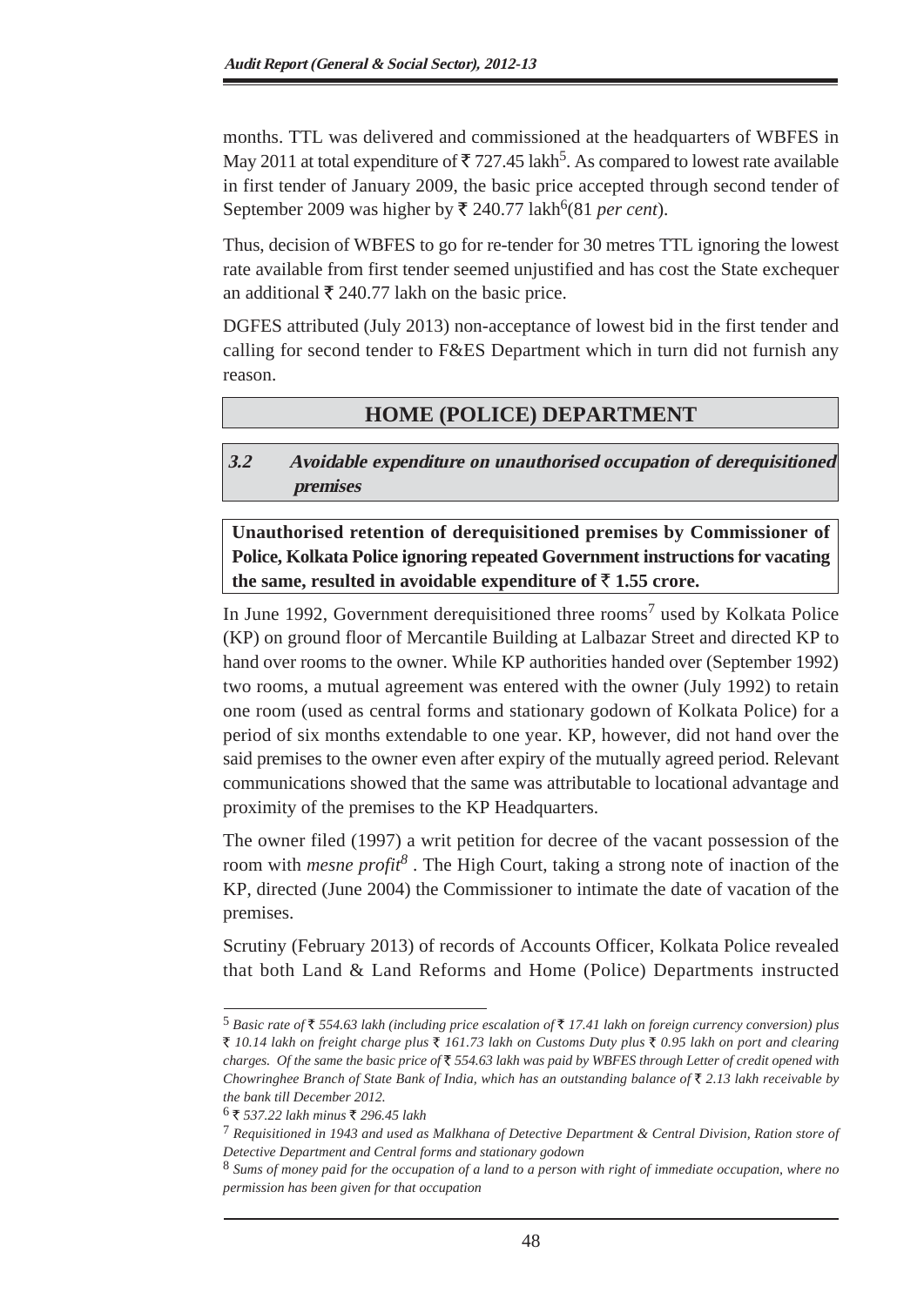months. TTL was delivered and commissioned at the headquarters of WBFES in May 2011 at total expenditure of ₹ 727.45 lakh[5]. As compared to lowest rate available in first tender of January 2009, the basic price accepted through second tender of September 2009 was higher by ₹ 240.77 lakh[6](81 *per cent*).

Thus, decision of WBFES to go for re-tender for 30 metres TTL ignoring the lowest rate available from first tender seemed unjustified and has cost the State exchequer an additional ₹ 240.77 lakh on the basic price.

DGFES attributed (July 2013) non-acceptance of lowest bid in the first tender and calling for second tender to F&ES Department which in turn did not furnish any reason.

## HOME (POLICE) DEPARTMENT

### *3.2 Avoidable expenditure on unauthorised occupation of derequisitioned premises*

**Unauthorised retention of derequisitioned premises by Commissioner of Police, Kolkata Police ignoring repeated Government instructions for vacating the same, resulted in avoidable expenditure of ₹ 1.55 crore.**

In June 1992, Government derequisitioned three rooms[7] used by Kolkata Police (KP) on ground floor of Mercantile Building at Lalbazar Street and directed KP to hand over rooms to the owner. While KP authorities handed over (September 1992) two rooms, a mutual agreement was entered with the owner (July 1992) to retain one room (used as central forms and stationary godown of Kolkata Police) for a period of six months extendable to one year. KP, however, did not hand over the said premises to the owner even after expiry of the mutually agreed period. Relevant communications showed that the same was attributable to locational advantage and proximity of the premises to the KP Headquarters.

The owner filed (1997) a writ petition for decree of the vacant possession of the room with *mesne profit*[8]. The High Court, taking a strong note of inaction of the KP, directed (June 2004) the Commissioner to intimate the date of vacation of the premises.

Scrutiny (February 2013) of records of Accounts Officer, Kolkata Police revealed that both Land & Land Reforms and Home (Police) Departments instructed

---

[5] *Basic rate of ₹ 554.63 lakh (including price escalation of ₹ 17.41 lakh on foreign currency conversion) plus ₹ 10.14 lakh on freight charge plus ₹ 161.73 lakh on Customs Duty plus ₹ 0.95 lakh on port and clearing charges. Of the same the basic price of ₹ 554.63 lakh was paid by WBFES through Letter of credit opened with Chowringhee Branch of State Bank of India, which has an outstanding balance of ₹ 2.13 lakh receivable by the bank till December 2012.*

[6] *₹ 537.22 lakh minus ₹ 296.45 lakh*

[7] *Requisitioned in 1943 and used as Malkhana of Detective Department & Central Division, Ration store of Detective Department and Central forms and stationary godown*

[8] *Sums of money paid for the occupation of a land to a person with right of immediate occupation, where no permission has been given for that occupation*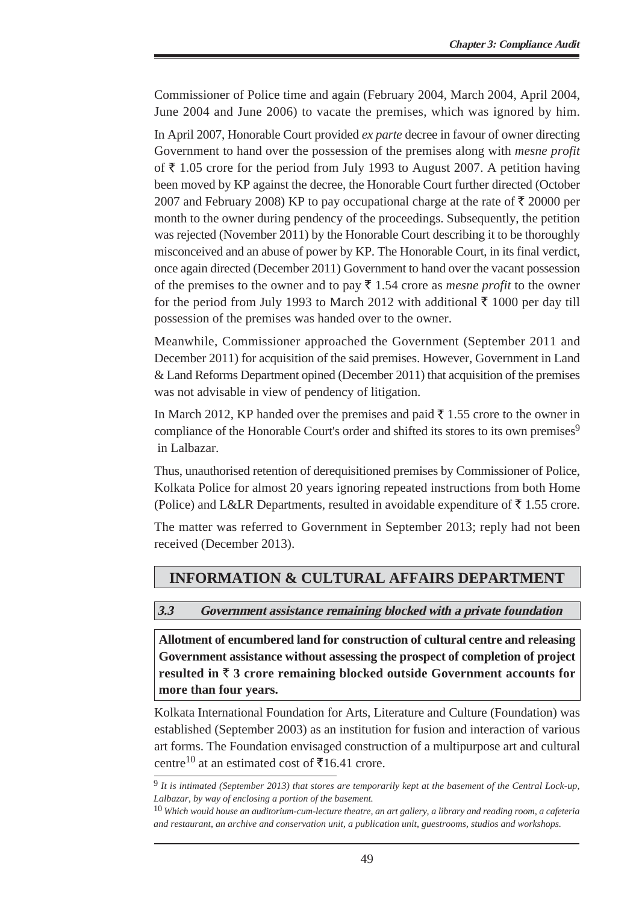Commissioner of Police time and again (February 2004, March 2004, April 2004, June 2004 and June 2006) to vacate the premises, which was ignored by him.

In April 2007, Honorable Court provided *ex parte* decree in favour of owner directing Government to hand over the possession of the premises along with *mesne profit* of ₹ 1.05 crore for the period from July 1993 to August 2007. A petition having been moved by KP against the decree, the Honorable Court further directed (October 2007 and February 2008) KP to pay occupational charge at the rate of ₹ 20000 per month to the owner during pendency of the proceedings. Subsequently, the petition was rejected (November 2011) by the Honorable Court describing it to be thoroughly misconceived and an abuse of power by KP. The Honorable Court, in its final verdict, once again directed (December 2011) Government to hand over the vacant possession of the premises to the owner and to pay ₹ 1.54 crore as *mesne profit* to the owner for the period from July 1993 to March 2012 with additional ₹ 1000 per day till possession of the premises was handed over to the owner.

Meanwhile, Commissioner approached the Government (September 2011 and December 2011) for acquisition of the said premises. However, Government in Land & Land Reforms Department opined (December 2011) that acquisition of the premises was not advisable in view of pendency of litigation.

In March 2012, KP handed over the premises and paid ₹ 1.55 crore to the owner in compliance of the Honorable Court's order and shifted its stores to its own premises[9] in Lalbazar.

Thus, unauthorised retention of derequisitioned premises by Commissioner of Police, Kolkata Police for almost 20 years ignoring repeated instructions from both Home (Police) and L&LR Departments, resulted in avoidable expenditure of ₹ 1.55 crore.

The matter was referred to Government in September 2013; reply had not been received (December 2013).

## INFORMATION & CULTURAL AFFAIRS DEPARTMENT

### *3.3 Government assistance remaining blocked with a private foundation*

**Allotment of encumbered land for construction of cultural centre and releasing Government assistance without assessing the prospect of completion of project resulted in ₹ 3 crore remaining blocked outside Government accounts for more than four years.**

Kolkata International Foundation for Arts, Literature and Culture (Foundation) was established (September 2003) as an institution for fusion and interaction of various art forms. The Foundation envisaged construction of a multipurpose art and cultural centre[10] at an estimated cost of ₹16.41 crore.

---

[9] *It is intimated (September 2013) that stores are temporarily kept at the basement of the Central Lock-up, Lalbazar, by way of enclosing a portion of the basement.*

[10] *Which would house an auditorium-cum-lecture theatre, an art gallery, a library and reading room, a cafeteria and restaurant, an archive and conservation unit, a publication unit, guestrooms, studios and workshops.*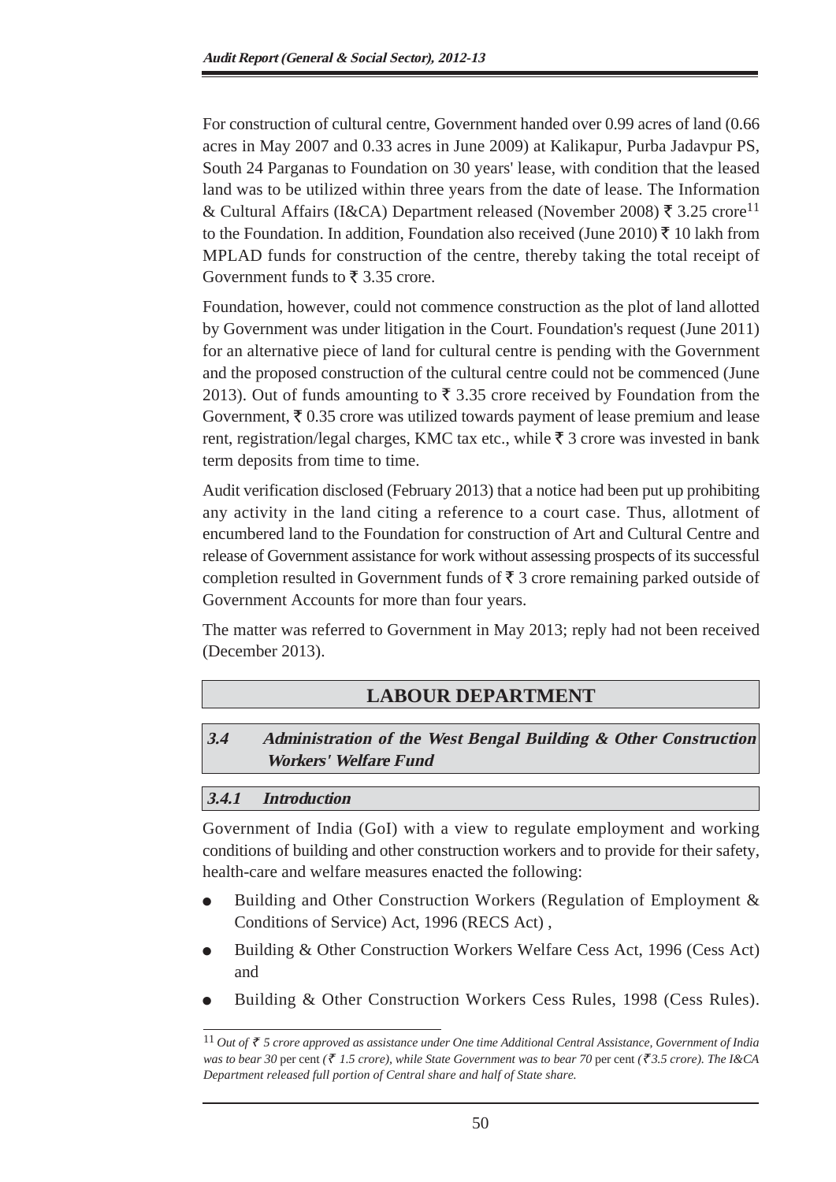For construction of cultural centre, Government handed over 0.99 acres of land (0.66 acres in May 2007 and 0.33 acres in June 2009) at Kalikapur, Purba Jadavpur PS, South 24 Parganas to Foundation on 30 years' lease, with condition that the leased land was to be utilized within three years from the date of lease. The Information & Cultural Affairs (I&CA) Department released (November 2008) ₹ 3.25 crore[11] to the Foundation. In addition, Foundation also received (June 2010) ₹ 10 lakh from MPLAD funds for construction of the centre, thereby taking the total receipt of Government funds to ₹ 3.35 crore.

Foundation, however, could not commence construction as the plot of land allotted by Government was under litigation in the Court. Foundation's request (June 2011) for an alternative piece of land for cultural centre is pending with the Government and the proposed construction of the cultural centre could not be commenced (June 2013). Out of funds amounting to ₹ 3.35 crore received by Foundation from the Government, ₹ 0.35 crore was utilized towards payment of lease premium and lease rent, registration/legal charges, KMC tax etc., while ₹ 3 crore was invested in bank term deposits from time to time.

Audit verification disclosed (February 2013) that a notice had been put up prohibiting any activity in the land citing a reference to a court case. Thus, allotment of encumbered land to the Foundation for construction of Art and Cultural Centre and release of Government assistance for work without assessing prospects of its successful completion resulted in Government funds of ₹ 3 crore remaining parked outside of Government Accounts for more than four years.

The matter was referred to Government in May 2013; reply had not been received (December 2013).

## LABOUR DEPARTMENT

### *3.4 Administration of the West Bengal Building & Other Construction Workers' Welfare Fund*

#### *3.4.1 Introduction*

Government of India (GoI) with a view to regulate employment and working conditions of building and other construction workers and to provide for their safety, health-care and welfare measures enacted the following:

- Building and Other Construction Workers (Regulation of Employment & Conditions of Service) Act, 1996 (RECS Act) ,
- Building & Other Construction Workers Welfare Cess Act, 1996 (Cess Act) and
- Building & Other Construction Workers Cess Rules, 1998 (Cess Rules).

---

[11] *Out of ₹ 5 crore approved as assistance under One time Additional Central Assistance, Government of India was to bear 30* per cent *(₹ 1.5 crore), while State Government was to bear 70* per cent *(₹ 3.5 crore). The I&CA Department released full portion of Central share and half of State share.*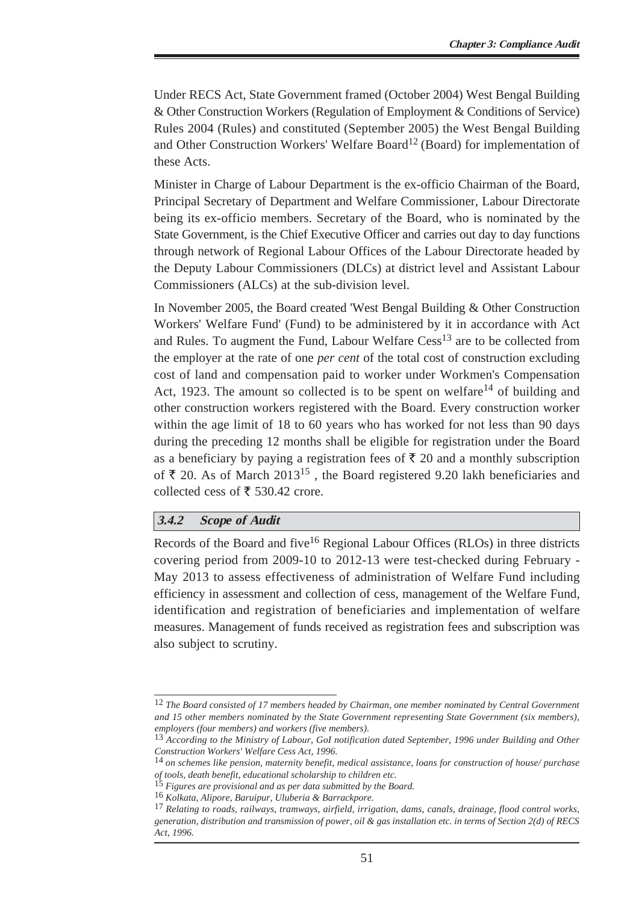Under RECS Act, State Government framed (October 2004) West Bengal Building & Other Construction Workers (Regulation of Employment & Conditions of Service) Rules 2004 (Rules) and constituted (September 2005) the West Bengal Building and Other Construction Workers' Welfare Board[12] (Board) for implementation of these Acts.

Minister in Charge of Labour Department is the ex-officio Chairman of the Board, Principal Secretary of Department and Welfare Commissioner, Labour Directorate being its ex-officio members. Secretary of the Board, who is nominated by the State Government, is the Chief Executive Officer and carries out day to day functions through network of Regional Labour Offices of the Labour Directorate headed by the Deputy Labour Commissioners (DLCs) at district level and Assistant Labour Commissioners (ALCs) at the sub-division level.

In November 2005, the Board created 'West Bengal Building & Other Construction Workers' Welfare Fund' (Fund) to be administered by it in accordance with Act and Rules. To augment the Fund, Labour Welfare Cess[13] are to be collected from the employer at the rate of one *per cent* of the total cost of construction excluding cost of land and compensation paid to worker under Workmen's Compensation Act, 1923. The amount so collected is to be spent on welfare[14] of building and other construction workers registered with the Board. Every construction worker within the age limit of 18 to 60 years who has worked for not less than 90 days during the preceding 12 months shall be eligible for registration under the Board as a beneficiary by paying a registration fees of ₹ 20 and a monthly subscription of ₹ 20. As of March 2013[15] , the Board registered 9.20 lakh beneficiaries and collected cess of ₹ 530.42 crore.

### *3.4.2 Scope of Audit*

Records of the Board and five[16] Regional Labour Offices (RLOs) in three districts covering period from 2009-10 to 2012-13 were test-checked during February - May 2013 to assess effectiveness of administration of Welfare Fund including efficiency in assessment and collection of cess, management of the Welfare Fund, identification and registration of beneficiaries and implementation of welfare measures. Management of funds received as registration fees and subscription was also subject to scrutiny.

---

[12] *The Board consisted of 17 members headed by Chairman, one member nominated by Central Government and 15 other members nominated by the State Government representing State Government (six members), employers (four members) and workers (five members).*

[13] *According to the Ministry of Labour, GoI notification dated September, 1996 under Building and Other Construction Workers' Welfare Cess Act, 1996.*

[14] *on schemes like pension, maternity benefit, medical assistance, loans for construction of house/ purchase of tools, death benefit, educational scholarship to children etc.*

[15] *Figures are provisional and as per data submitted by the Board.*

[16] *Kolkata, Alipore, Baruipur, Uluberia & Barrackpore.*

[17] *Relating to roads, railways, tramways, airfield, irrigation, dams, canals, drainage, flood control works, generation, distribution and transmission of power, oil & gas installation etc. in terms of Section 2(d) of RECS Act, 1996.*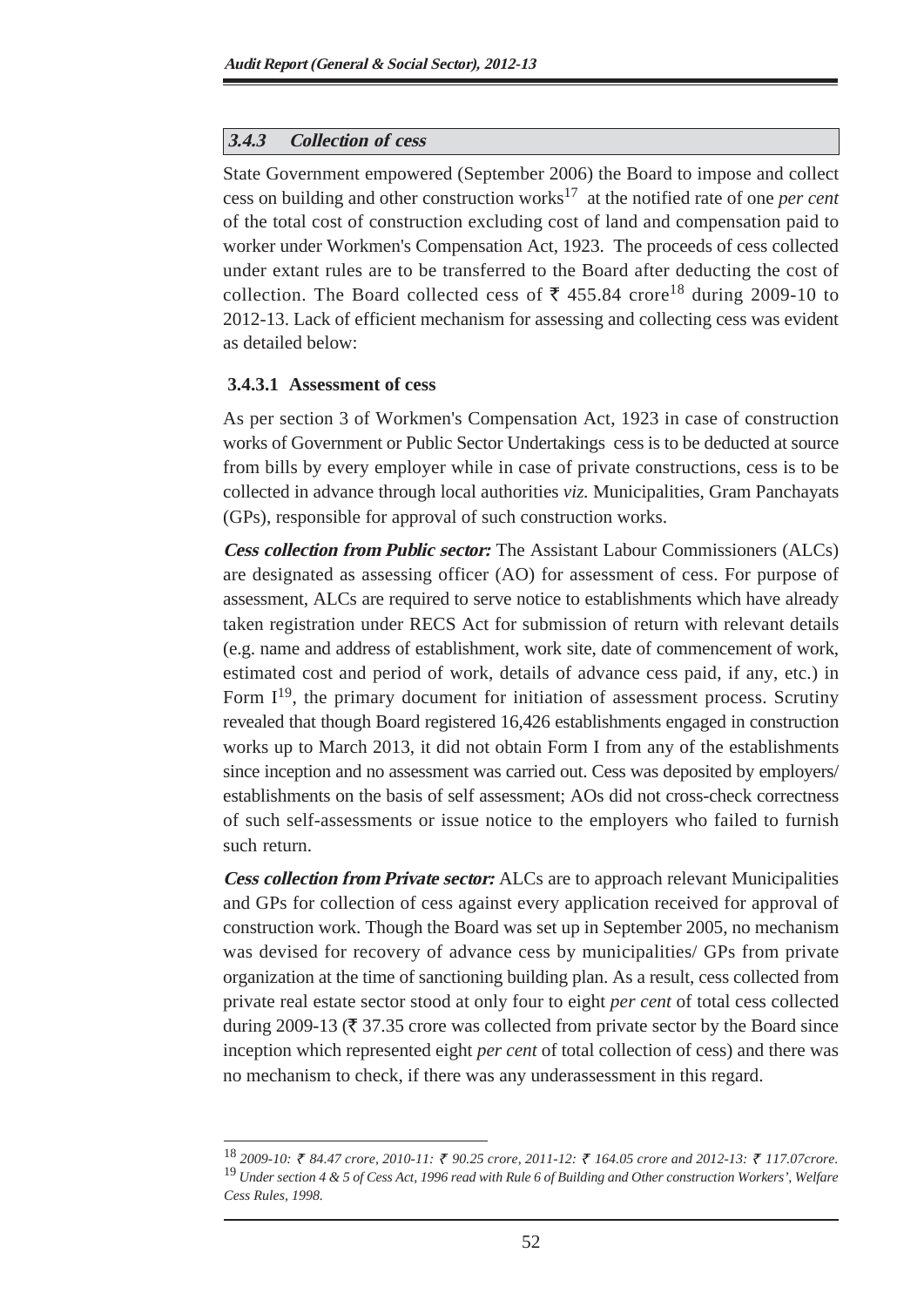### *3.4.3 Collection of cess*

State Government empowered (September 2006) the Board to impose and collect cess on building and other construction works[17] at the notified rate of one *per cent* of the total cost of construction excluding cost of land and compensation paid to worker under Workmen's Compensation Act, 1923. The proceeds of cess collected under extant rules are to be transferred to the Board after deducting the cost of collection. The Board collected cess of ₹ 455.84 crore[18] during 2009-10 to 2012-13. Lack of efficient mechanism for assessing and collecting cess was evident as detailed below:

#### 3.4.3.1 Assessment of cess

As per section 3 of Workmen's Compensation Act, 1923 in case of construction works of Government or Public Sector Undertakings cess is to be deducted at source from bills by every employer while in case of private constructions, cess is to be collected in advance through local authorities *viz.* Municipalities, Gram Panchayats (GPs), responsible for approval of such construction works.

***Cess collection from Public sector:*** The Assistant Labour Commissioners (ALCs) are designated as assessing officer (AO) for assessment of cess. For purpose of assessment, ALCs are required to serve notice to establishments which have already taken registration under RECS Act for submission of return with relevant details (e.g. name and address of establishment, work site, date of commencement of work, estimated cost and period of work, details of advance cess paid, if any, etc.) in Form I[19], the primary document for initiation of assessment process. Scrutiny revealed that though Board registered 16,426 establishments engaged in construction works up to March 2013, it did not obtain Form I from any of the establishments since inception and no assessment was carried out. Cess was deposited by employers/ establishments on the basis of self assessment; AOs did not cross-check correctness of such self-assessments or issue notice to the employers who failed to furnish such return.

***Cess collection from Private sector:*** ALCs are to approach relevant Municipalities and GPs for collection of cess against every application received for approval of construction work. Though the Board was set up in September 2005, no mechanism was devised for recovery of advance cess by municipalities/ GPs from private organization at the time of sanctioning building plan. As a result, cess collected from private real estate sector stood at only four to eight *per cent* of total cess collected during 2009-13 (₹ 37.35 crore was collected from private sector by the Board since inception which represented eight *per cent* of total collection of cess) and there was no mechanism to check, if there was any underassessment in this regard.

---

[18] *2009-10: ₹ 84.47 crore, 2010-11: ₹ 90.25 crore, 2011-12: ₹ 164.05 crore and 2012-13: ₹ 117.07crore.*

[19] *Under section 4 & 5 of Cess Act, 1996 read with Rule 6 of Building and Other construction Workers', Welfare Cess Rules, 1998.*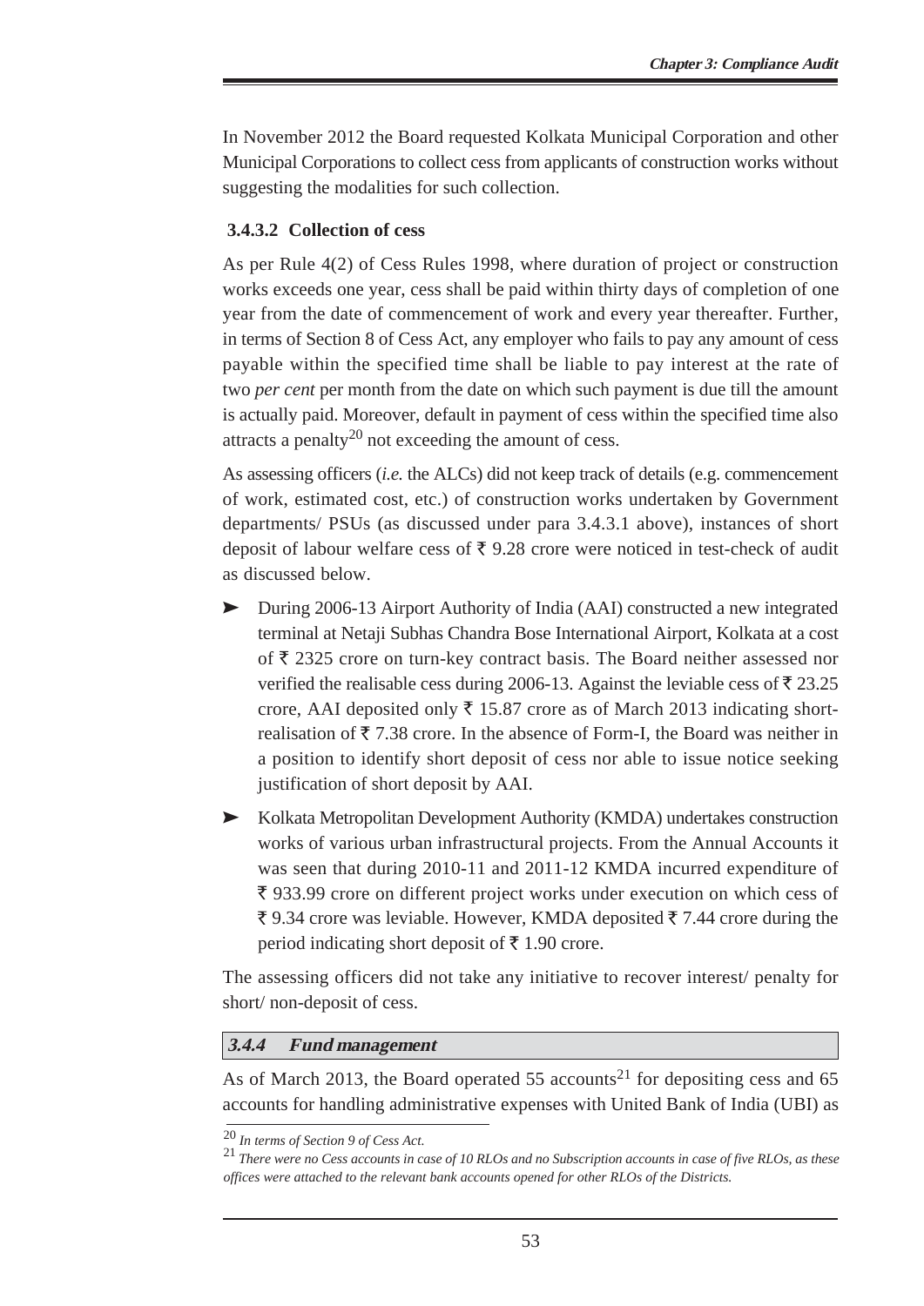In November 2012 the Board requested Kolkata Municipal Corporation and other Municipal Corporations to collect cess from applicants of construction works without suggesting the modalities for such collection.

#### 3.4.3.2 Collection of cess

As per Rule 4(2) of Cess Rules 1998, where duration of project or construction works exceeds one year, cess shall be paid within thirty days of completion of one year from the date of commencement of work and every year thereafter. Further, in terms of Section 8 of Cess Act, any employer who fails to pay any amount of cess payable within the specified time shall be liable to pay interest at the rate of two *per cent* per month from the date on which such payment is due till the amount is actually paid. Moreover, default in payment of cess within the specified time also attracts a penalty[20] not exceeding the amount of cess.

As assessing officers (*i.e.* the ALCs) did not keep track of details (e.g. commencement of work, estimated cost, etc.) of construction works undertaken by Government departments/ PSUs (as discussed under para 3.4.3.1 above), instances of short deposit of labour welfare cess of ₹ 9.28 crore were noticed in test-check of audit as discussed below.

- During 2006-13 Airport Authority of India (AAI) constructed a new integrated terminal at Netaji Subhas Chandra Bose International Airport, Kolkata at a cost of ₹ 2325 crore on turn-key contract basis. The Board neither assessed nor verified the realisable cess during 2006-13. Against the leviable cess of ₹ 23.25 crore, AAI deposited only ₹ 15.87 crore as of March 2013 indicating short-realisation of ₹ 7.38 crore. In the absence of Form-I, the Board was neither in a position to identify short deposit of cess nor able to issue notice seeking justification of short deposit by AAI.
- Kolkata Metropolitan Development Authority (KMDA) undertakes construction works of various urban infrastructural projects. From the Annual Accounts it was seen that during 2010-11 and 2011-12 KMDA incurred expenditure of ₹ 933.99 crore on different project works under execution on which cess of ₹ 9.34 crore was leviable. However, KMDA deposited ₹ 7.44 crore during the period indicating short deposit of ₹ 1.90 crore.

The assessing officers did not take any initiative to recover interest/ penalty for short/ non-deposit of cess.

### *3.4.4 Fund management*

As of March 2013, the Board operated 55 accounts[21] for depositing cess and 65 accounts for handling administrative expenses with United Bank of India (UBI) as

---

[20] *In terms of Section 9 of Cess Act.*

[21] *There were no Cess accounts in case of 10 RLOs and no Subscription accounts in case of five RLOs, as these offices were attached to the relevant bank accounts opened for other RLOs of the Districts.*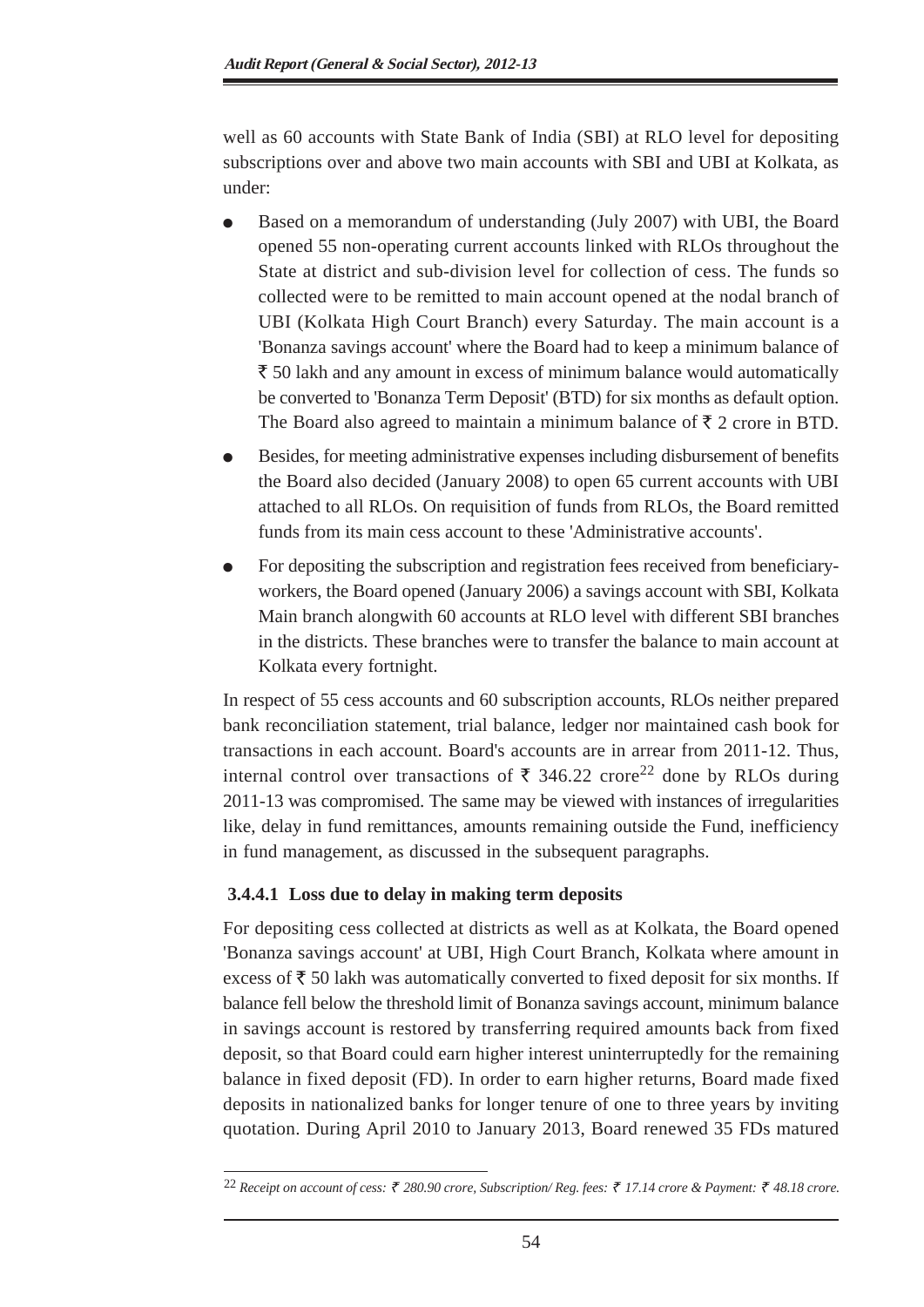well as 60 accounts with State Bank of India (SBI) at RLO level for depositing subscriptions over and above two main accounts with SBI and UBI at Kolkata, as under:

- Based on a memorandum of understanding (July 2007) with UBI, the Board opened 55 non-operating current accounts linked with RLOs throughout the State at district and sub-division level for collection of cess. The funds so collected were to be remitted to main account opened at the nodal branch of UBI (Kolkata High Court Branch) every Saturday. The main account is a 'Bonanza savings account' where the Board had to keep a minimum balance of ₹ 50 lakh and any amount in excess of minimum balance would automatically be converted to 'Bonanza Term Deposit' (BTD) for six months as default option. The Board also agreed to maintain a minimum balance of ₹ 2 crore in BTD.
- Besides, for meeting administrative expenses including disbursement of benefits the Board also decided (January 2008) to open 65 current accounts with UBI attached to all RLOs. On requisition of funds from RLOs, the Board remitted funds from its main cess account to these 'Administrative accounts'.
- For depositing the subscription and registration fees received from beneficiary-workers, the Board opened (January 2006) a savings account with SBI, Kolkata Main branch alongwith 60 accounts at RLO level with different SBI branches in the districts. These branches were to transfer the balance to main account at Kolkata every fortnight.

In respect of 55 cess accounts and 60 subscription accounts, RLOs neither prepared bank reconciliation statement, trial balance, ledger nor maintained cash book for transactions in each account. Board's accounts are in arrear from 2011-12. Thus, internal control over transactions of ₹ 346.22 crore[22] done by RLOs during 2011-13 was compromised. The same may be viewed with instances of irregularities like, delay in fund remittances, amounts remaining outside the Fund, inefficiency in fund management, as discussed in the subsequent paragraphs.

#### 3.4.4.1 Loss due to delay in making term deposits

For depositing cess collected at districts as well as at Kolkata, the Board opened 'Bonanza savings account' at UBI, High Court Branch, Kolkata where amount in excess of ₹ 50 lakh was automatically converted to fixed deposit for six months. If balance fell below the threshold limit of Bonanza savings account, minimum balance in savings account is restored by transferring required amounts back from fixed deposit, so that Board could earn higher interest uninterruptedly for the remaining balance in fixed deposit (FD). In order to earn higher returns, Board made fixed deposits in nationalized banks for longer tenure of one to three years by inviting quotation. During April 2010 to January 2013, Board renewed 35 FDs matured

---

[22] *Receipt on account of cess: ₹ 280.90 crore, Subscription/ Reg. fees: ₹ 17.14 crore & Payment: ₹ 48.18 crore.*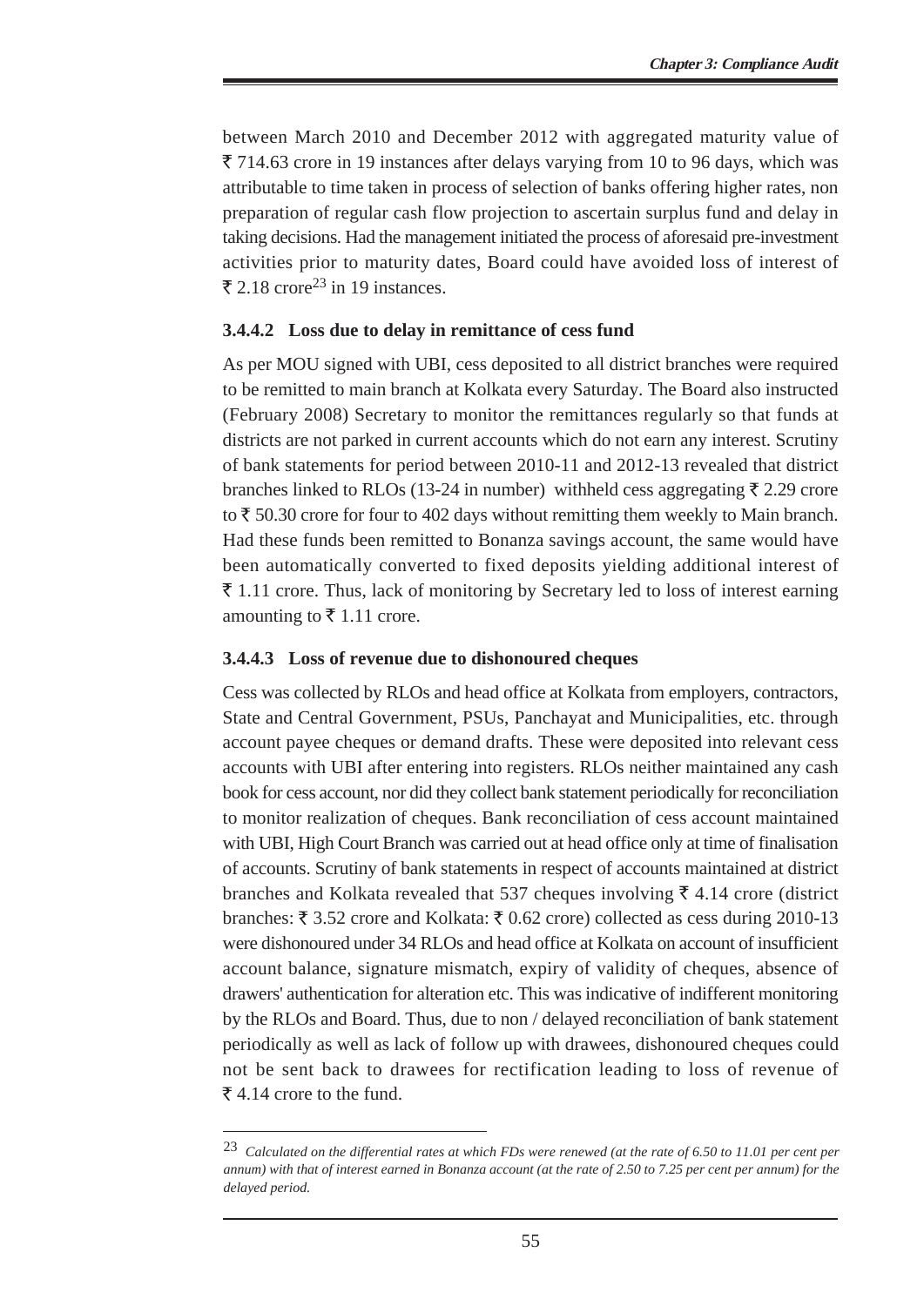between March 2010 and December 2012 with aggregated maturity value of ₹ 714.63 crore in 19 instances after delays varying from 10 to 96 days, which was attributable to time taken in process of selection of banks offering higher rates, non preparation of regular cash flow projection to ascertain surplus fund and delay in taking decisions. Had the management initiated the process of aforesaid pre-investment activities prior to maturity dates, Board could have avoided loss of interest of ₹ 2.18 crore[23] in 19 instances.

### 3.4.4.2 Loss due to delay in remittance of cess fund

As per MOU signed with UBI, cess deposited to all district branches were required to be remitted to main branch at Kolkata every Saturday. The Board also instructed (February 2008) Secretary to monitor the remittances regularly so that funds at districts are not parked in current accounts which do not earn any interest. Scrutiny of bank statements for period between 2010-11 and 2012-13 revealed that district branches linked to RLOs (13-24 in number) withheld cess aggregating ₹ 2.29 crore to ₹ 50.30 crore for four to 402 days without remitting them weekly to Main branch. Had these funds been remitted to Bonanza savings account, the same would have been automatically converted to fixed deposits yielding additional interest of ₹ 1.11 crore. Thus, lack of monitoring by Secretary led to loss of interest earning amounting to ₹ 1.11 crore.

### 3.4.4.3 Loss of revenue due to dishonoured cheques

Cess was collected by RLOs and head office at Kolkata from employers, contractors, State and Central Government, PSUs, Panchayat and Municipalities, etc. through account payee cheques or demand drafts. These were deposited into relevant cess accounts with UBI after entering into registers. RLOs neither maintained any cash book for cess account, nor did they collect bank statement periodically for reconciliation to monitor realization of cheques. Bank reconciliation of cess account maintained with UBI, High Court Branch was carried out at head office only at time of finalisation of accounts. Scrutiny of bank statements in respect of accounts maintained at district branches and Kolkata revealed that 537 cheques involving ₹ 4.14 crore (district branches: ₹ 3.52 crore and Kolkata: ₹ 0.62 crore) collected as cess during 2010-13 were dishonoured under 34 RLOs and head office at Kolkata on account of insufficient account balance, signature mismatch, expiry of validity of cheques, absence of drawers' authentication for alteration etc. This was indicative of indifferent monitoring by the RLOs and Board. Thus, due to non / delayed reconciliation of bank statement periodically as well as lack of follow up with drawees, dishonoured cheques could not be sent back to drawees for rectification leading to loss of revenue of ₹ 4.14 crore to the fund.

---

[23] *Calculated on the differential rates at which FDs were renewed (at the rate of 6.50 to 11.01 per cent per annum) with that of interest earned in Bonanza account (at the rate of 2.50 to 7.25 per cent per annum) for the delayed period.*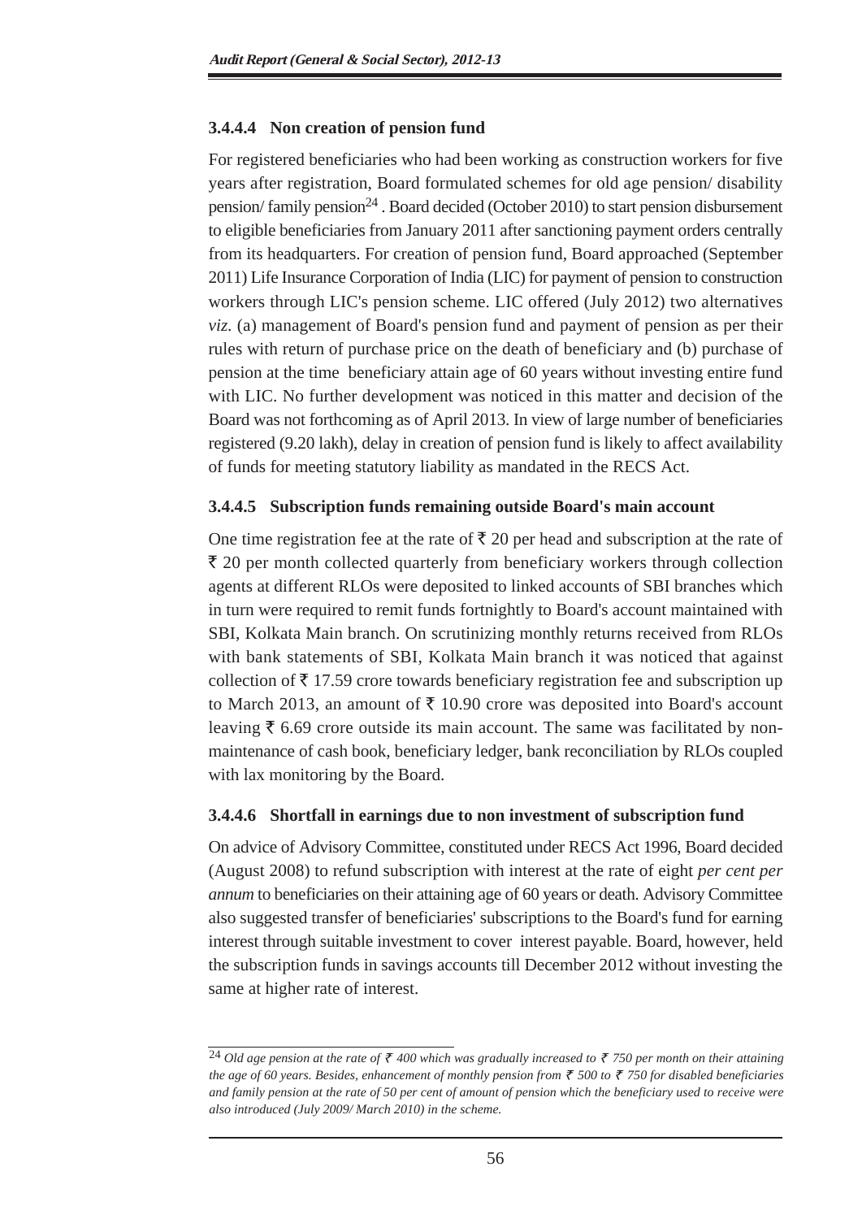### 3.4.4.4 Non creation of pension fund

For registered beneficiaries who had been working as construction workers for five years after registration, Board formulated schemes for old age pension/ disability pension/ family pension[24] . Board decided (October 2010) to start pension disbursement to eligible beneficiaries from January 2011 after sanctioning payment orders centrally from its headquarters. For creation of pension fund, Board approached (September 2011) Life Insurance Corporation of India (LIC) for payment of pension to construction workers through LIC's pension scheme. LIC offered (July 2012) two alternatives *viz.* (a) management of Board's pension fund and payment of pension as per their rules with return of purchase price on the death of beneficiary and (b) purchase of pension at the time beneficiary attain age of 60 years without investing entire fund with LIC. No further development was noticed in this matter and decision of the Board was not forthcoming as of April 2013. In view of large number of beneficiaries registered (9.20 lakh), delay in creation of pension fund is likely to affect availability of funds for meeting statutory liability as mandated in the RECS Act.

### 3.4.4.5 Subscription funds remaining outside Board's main account

One time registration fee at the rate of ₹ 20 per head and subscription at the rate of ₹ 20 per month collected quarterly from beneficiary workers through collection agents at different RLOs were deposited to linked accounts of SBI branches which in turn were required to remit funds fortnightly to Board's account maintained with SBI, Kolkata Main branch. On scrutinizing monthly returns received from RLOs with bank statements of SBI, Kolkata Main branch it was noticed that against collection of ₹ 17.59 crore towards beneficiary registration fee and subscription up to March 2013, an amount of ₹ 10.90 crore was deposited into Board's account leaving ₹ 6.69 crore outside its main account. The same was facilitated by non-maintenance of cash book, beneficiary ledger, bank reconciliation by RLOs coupled with lax monitoring by the Board.

### 3.4.4.6 Shortfall in earnings due to non investment of subscription fund

On advice of Advisory Committee, constituted under RECS Act 1996, Board decided (August 2008) to refund subscription with interest at the rate of eight *per cent per annum* to beneficiaries on their attaining age of 60 years or death. Advisory Committee also suggested transfer of beneficiaries' subscriptions to the Board's fund for earning interest through suitable investment to cover interest payable. Board, however, held the subscription funds in savings accounts till December 2012 without investing the same at higher rate of interest.

---

[24] *Old age pension at the rate of ₹ 400 which was gradually increased to ₹ 750 per month on their attaining the age of 60 years. Besides, enhancement of monthly pension from ₹ 500 to ₹ 750 for disabled beneficiaries and family pension at the rate of 50 per cent of amount of pension which the beneficiary used to receive were also introduced (July 2009/ March 2010) in the scheme.*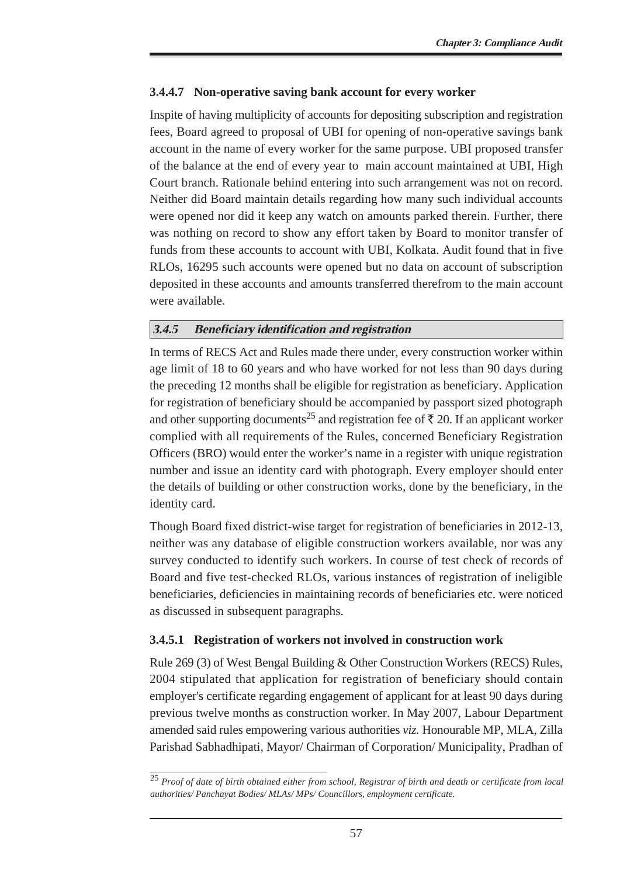### 3.4.4.7 Non-operative saving bank account for every worker

Inspite of having multiplicity of accounts for depositing subscription and registration fees, Board agreed to proposal of UBI for opening of non-operative savings bank account in the name of every worker for the same purpose. UBI proposed transfer of the balance at the end of every year to main account maintained at UBI, High Court branch. Rationale behind entering into such arrangement was not on record. Neither did Board maintain details regarding how many such individual accounts were opened nor did it keep any watch on amounts parked therein. Further, there was nothing on record to show any effort taken by Board to monitor transfer of funds from these accounts to account with UBI, Kolkata. Audit found that in five RLOs, 16295 such accounts were opened but no data on account of subscription deposited in these accounts and amounts transferred therefrom to the main account were available.

## *3.4.5 Beneficiary identification and registration*

In terms of RECS Act and Rules made there under, every construction worker within age limit of 18 to 60 years and who have worked for not less than 90 days during the preceding 12 months shall be eligible for registration as beneficiary. Application for registration of beneficiary should be accompanied by passport sized photograph and other supporting documents[25] and registration fee of ₹ 20. If an applicant worker complied with all requirements of the Rules, concerned Beneficiary Registration Officers (BRO) would enter the worker's name in a register with unique registration number and issue an identity card with photograph. Every employer should enter the details of building or other construction works, done by the beneficiary, in the identity card.

Though Board fixed district-wise target for registration of beneficiaries in 2012-13, neither was any database of eligible construction workers available, nor was any survey conducted to identify such workers. In course of test check of records of Board and five test-checked RLOs, various instances of registration of ineligible beneficiaries, deficiencies in maintaining records of beneficiaries etc. were noticed as discussed in subsequent paragraphs.

### 3.4.5.1 Registration of workers not involved in construction work

Rule 269 (3) of West Bengal Building & Other Construction Workers (RECS) Rules, 2004 stipulated that application for registration of beneficiary should contain employer's certificate regarding engagement of applicant for at least 90 days during previous twelve months as construction worker. In May 2007, Labour Department amended said rules empowering various authorities *viz.* Honourable MP, MLA, Zilla Parishad Sabhadhipati, Mayor/ Chairman of Corporation/ Municipality, Pradhan of

---

[25] *Proof of date of birth obtained either from school, Registrar of birth and death or certificate from local authorities/ Panchayat Bodies/ MLAs/ MPs/ Councillors, employment certificate.*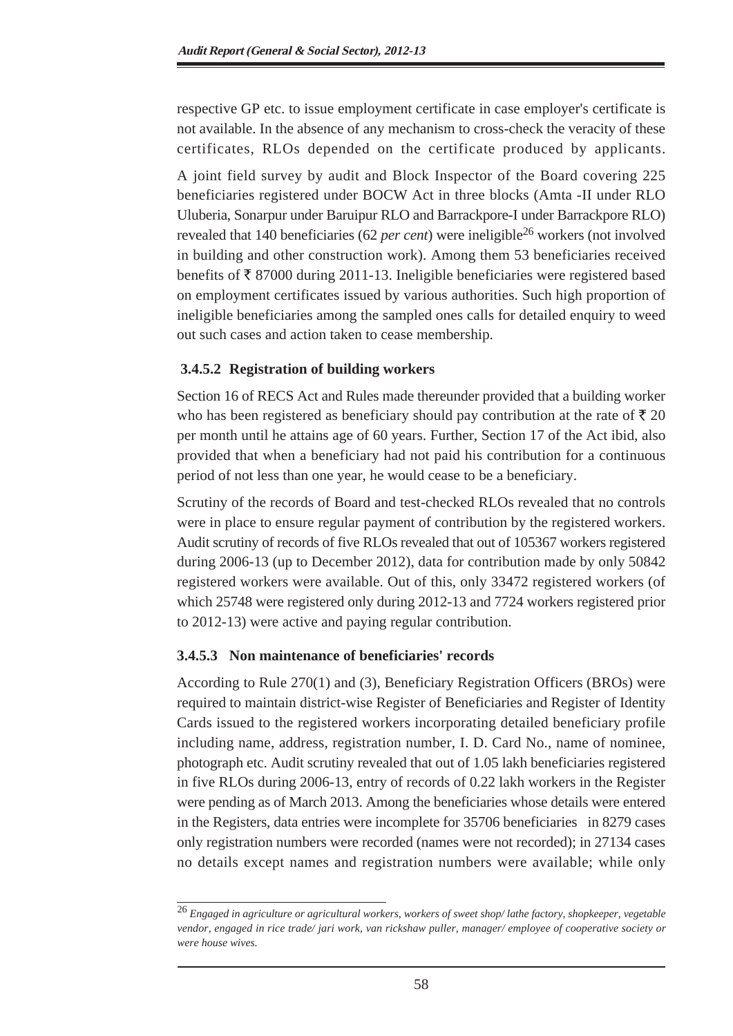respective GP etc. to issue employment certificate in case employer's certificate is not available. In the absence of any mechanism to cross-check the veracity of these certificates, RLOs depended on the certificate produced by applicants.

A joint field survey by audit and Block Inspector of the Board covering 225 beneficiaries registered under BOCW Act in three blocks (Amta -II under RLO Uluberia, Sonarpur under Baruipur RLO and Barrackpore-I under Barrackpore RLO) revealed that 140 beneficiaries (62 *per cent*) were ineligible[26] workers (not involved in building and other construction work). Among them 53 beneficiaries received benefits of ₹ 87000 during 2011-13. Ineligible beneficiaries were registered based on employment certificates issued by various authorities. Such high proportion of ineligible beneficiaries among the sampled ones calls for detailed enquiry to weed out such cases and action taken to cease membership.

### 3.4.5.2 Registration of building workers

Section 16 of RECS Act and Rules made thereunder provided that a building worker who has been registered as beneficiary should pay contribution at the rate of ₹ 20 per month until he attains age of 60 years. Further, Section 17 of the Act ibid, also provided that when a beneficiary had not paid his contribution for a continuous period of not less than one year, he would cease to be a beneficiary.

Scrutiny of the records of Board and test-checked RLOs revealed that no controls were in place to ensure regular payment of contribution by the registered workers. Audit scrutiny of records of five RLOs revealed that out of 105367 workers registered during 2006-13 (up to December 2012), data for contribution made by only 50842 registered workers were available. Out of this, only 33472 registered workers (of which 25748 were registered only during 2012-13 and 7724 workers registered prior to 2012-13) were active and paying regular contribution.

### 3.4.5.3 Non maintenance of beneficiaries' records

According to Rule 270(1) and (3), Beneficiary Registration Officers (BROs) were required to maintain district-wise Register of Beneficiaries and Register of Identity Cards issued to the registered workers incorporating detailed beneficiary profile including name, address, registration number, I. D. Card No., name of nominee, photograph etc. Audit scrutiny revealed that out of 1.05 lakh beneficiaries registered in five RLOs during 2006-13, entry of records of 0.22 lakh workers in the Register were pending as of March 2013. Among the beneficiaries whose details were entered in the Registers, data entries were incomplete for 35706 beneficiaries in 8279 cases only registration numbers were recorded (names were not recorded); in 27134 cases no details except names and registration numbers were available; while only

---

[26] *Engaged in agriculture or agricultural workers, workers of sweet shop/ lathe factory, shopkeeper, vegetable vendor, engaged in rice trade/ jari work, van rickshaw puller, manager/ employee of cooperative society or were house wives.*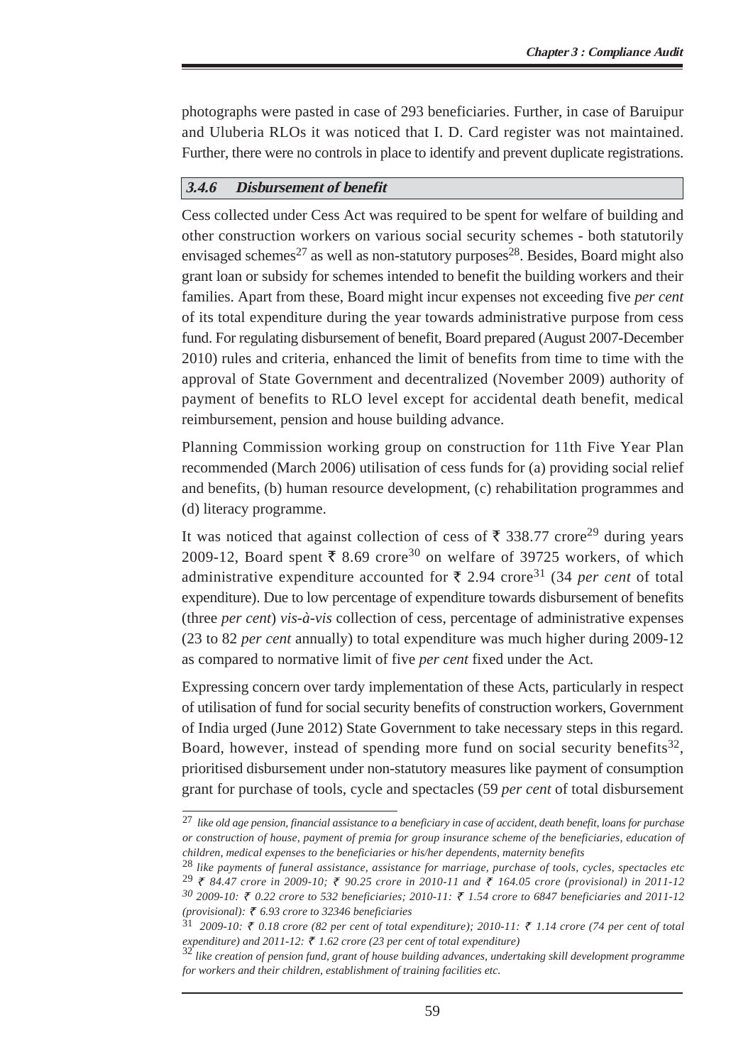photographs were pasted in case of 293 beneficiaries. Further, in case of Baruipur and Uluberia RLOs it was noticed that I. D. Card register was not maintained. Further, there were no controls in place to identify and prevent duplicate registrations.

### *3.4.6 Disbursement of benefit*

Cess collected under Cess Act was required to be spent for welfare of building and other construction workers on various social security schemes - both statutorily envisaged schemes[27] as well as non-statutory purposes[28]. Besides, Board might also grant loan or subsidy for schemes intended to benefit the building workers and their families. Apart from these, Board might incur expenses not exceeding five *per cent* of its total expenditure during the year towards administrative purpose from cess fund. For regulating disbursement of benefit, Board prepared (August 2007-December 2010) rules and criteria, enhanced the limit of benefits from time to time with the approval of State Government and decentralized (November 2009) authority of payment of benefits to RLO level except for accidental death benefit, medical reimbursement, pension and house building advance.

Planning Commission working group on construction for 11th Five Year Plan recommended (March 2006) utilisation of cess funds for (a) providing social relief and benefits, (b) human resource development, (c) rehabilitation programmes and (d) literacy programme.

It was noticed that against collection of cess of ₹ 338.77 crore[29] during years 2009-12, Board spent ₹ 8.69 crore[30] on welfare of 39725 workers, of which administrative expenditure accounted for ₹ 2.94 crore[31] (34 *per cent* of total expenditure). Due to low percentage of expenditure towards disbursement of benefits (three *per cent*) *vis-à-vis* collection of cess, percentage of administrative expenses (23 to 82 *per cent* annually) to total expenditure was much higher during 2009-12 as compared to normative limit of five *per cent* fixed under the Act.

Expressing concern over tardy implementation of these Acts, particularly in respect of utilisation of fund for social security benefits of construction workers, Government of India urged (June 2012) State Government to take necessary steps in this regard. Board, however, instead of spending more fund on social security benefits[32], prioritised disbursement under non-statutory measures like payment of consumption grant for purchase of tools, cycle and spectacles (59 *per cent* of total disbursement

---

[27] *like old age pension, financial assistance to a beneficiary in case of accident, death benefit, loans for purchase or construction of house, payment of premia for group insurance scheme of the beneficiaries, education of children, medical expenses to the beneficiaries or his/her dependents, maternity benefits*

[28] *like payments of funeral assistance, assistance for marriage, purchase of tools, cycles, spectacles etc*

[29] *₹ 84.47 crore in 2009-10; ₹ 90.25 crore in 2010-11 and ₹ 164.05 crore (provisional) in 2011-12*

[30] *2009-10: ₹ 0.22 crore to 532 beneficiaries; 2010-11: ₹ 1.54 crore to 6847 beneficiaries and 2011-12 (provisional): ₹ 6.93 crore to 32346 beneficiaries*

[31] *2009-10: ₹ 0.18 crore (82 per cent of total expenditure); 2010-11: ₹ 1.14 crore (74 per cent of total expenditure) and 2011-12: ₹ 1.62 crore (23 per cent of total expenditure)*

[32] *like creation of pension fund, grant of house building advances, undertaking skill development programme for workers and their children, establishment of training facilities etc.*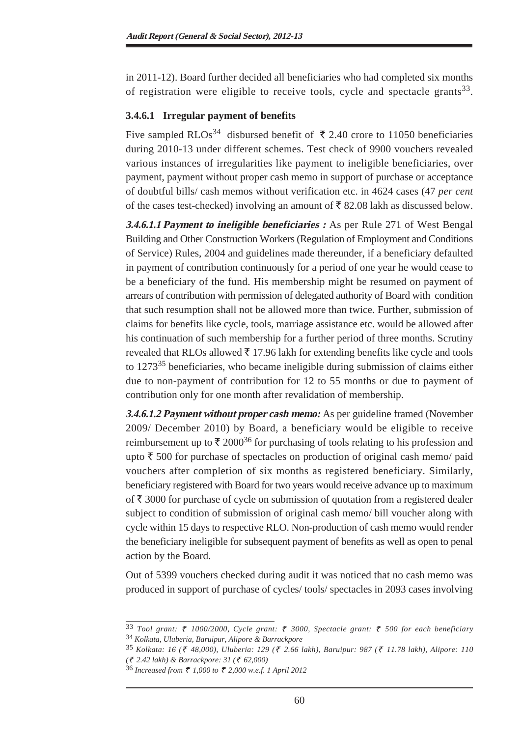in 2011-12). Board further decided all beneficiaries who had completed six months of registration were eligible to receive tools, cycle and spectacle grants[33].

#### 3.4.6.1 Irregular payment of benefits

Five sampled RLOs[34] disbursed benefit of ₹ 2.40 crore to 11050 beneficiaries during 2010-13 under different schemes. Test check of 9900 vouchers revealed various instances of irregularities like payment to ineligible beneficiaries, over payment, payment without proper cash memo in support of purchase or acceptance of doubtful bills/ cash memos without verification etc. in 4624 cases (47 *per cent* of the cases test-checked) involving an amount of ₹ 82.08 lakh as discussed below.

***3.4.6.1.1 Payment to ineligible beneficiaries :*** As per Rule 271 of West Bengal Building and Other Construction Workers (Regulation of Employment and Conditions of Service) Rules, 2004 and guidelines made thereunder, if a beneficiary defaulted in payment of contribution continuously for a period of one year he would cease to be a beneficiary of the fund. His membership might be resumed on payment of arrears of contribution with permission of delegated authority of Board with condition that such resumption shall not be allowed more than twice. Further, submission of claims for benefits like cycle, tools, marriage assistance etc. would be allowed after his continuation of such membership for a further period of three months. Scrutiny revealed that RLOs allowed ₹ 17.96 lakh for extending benefits like cycle and tools to 1273[35] beneficiaries, who became ineligible during submission of claims either due to non-payment of contribution for 12 to 55 months or due to payment of contribution only for one month after revalidation of membership.

***3.4.6.1.2 Payment without proper cash memo:*** As per guideline framed (November 2009/ December 2010) by Board, a beneficiary would be eligible to receive reimbursement up to ₹ 2000[36] for purchasing of tools relating to his profession and upto ₹ 500 for purchase of spectacles on production of original cash memo/ paid vouchers after completion of six months as registered beneficiary. Similarly, beneficiary registered with Board for two years would receive advance up to maximum of ₹ 3000 for purchase of cycle on submission of quotation from a registered dealer subject to condition of submission of original cash memo/ bill voucher along with cycle within 15 days to respective RLO. Non-production of cash memo would render the beneficiary ineligible for subsequent payment of benefits as well as open to penal action by the Board.

Out of 5399 vouchers checked during audit it was noticed that no cash memo was produced in support of purchase of cycles/ tools/ spectacles in 2093 cases involving

---

[33] *Tool grant: ₹ 1000/2000, Cycle grant: ₹ 3000, Spectacle grant: ₹ 500 for each beneficiary*

[34] *Kolkata, Uluberia, Baruipur, Alipore & Barrackpore*

[35] *Kolkata: 16 (₹ 48,000), Uluberia: 129 (₹ 2.66 lakh), Baruipur: 987 (₹ 11.78 lakh), Alipore: 110 (₹ 2.42 lakh) & Barrackpore: 31 (₹ 62,000)*

[36] *Increased from ₹ 1,000 to ₹ 2,000 w.e.f. 1 April 2012*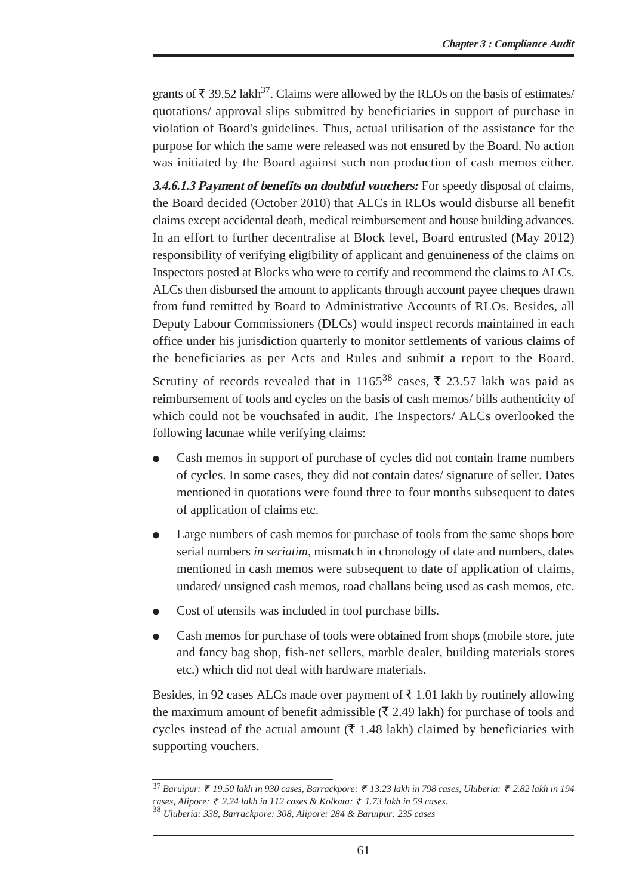grants of ₹ 39.52 lakh[37]. Claims were allowed by the RLOs on the basis of estimates/ quotations/ approval slips submitted by beneficiaries in support of purchase in violation of Board's guidelines. Thus, actual utilisation of the assistance for the purpose for which the same were released was not ensured by the Board. No action was initiated by the Board against such non production of cash memos either.

***3.4.6.1.3 Payment of benefits on doubtful vouchers:*** For speedy disposal of claims, the Board decided (October 2010) that ALCs in RLOs would disburse all benefit claims except accidental death, medical reimbursement and house building advances. In an effort to further decentralise at Block level, Board entrusted (May 2012) responsibility of verifying eligibility of applicant and genuineness of the claims on Inspectors posted at Blocks who were to certify and recommend the claims to ALCs. ALCs then disbursed the amount to applicants through account payee cheques drawn from fund remitted by Board to Administrative Accounts of RLOs. Besides, all Deputy Labour Commissioners (DLCs) would inspect records maintained in each office under his jurisdiction quarterly to monitor settlements of various claims of the beneficiaries as per Acts and Rules and submit a report to the Board.

Scrutiny of records revealed that in 1165[38] cases, ₹ 23.57 lakh was paid as reimbursement of tools and cycles on the basis of cash memos/ bills authenticity of which could not be vouchsafed in audit. The Inspectors/ ALCs overlooked the following lacunae while verifying claims:

- Cash memos in support of purchase of cycles did not contain frame numbers of cycles. In some cases, they did not contain dates/ signature of seller. Dates mentioned in quotations were found three to four months subsequent to dates of application of claims etc.
- Large numbers of cash memos for purchase of tools from the same shops bore serial numbers *in seriatim*, mismatch in chronology of date and numbers, dates mentioned in cash memos were subsequent to date of application of claims, undated/ unsigned cash memos, road challans being used as cash memos, etc.
- Cost of utensils was included in tool purchase bills.
- Cash memos for purchase of tools were obtained from shops (mobile store, jute and fancy bag shop, fish-net sellers, marble dealer, building materials stores etc.) which did not deal with hardware materials.

Besides, in 92 cases ALCs made over payment of ₹ 1.01 lakh by routinely allowing the maximum amount of benefit admissible (₹ 2.49 lakh) for purchase of tools and cycles instead of the actual amount (₹ 1.48 lakh) claimed by beneficiaries with supporting vouchers.

---

[37] *Baruipur: ₹ 19.50 lakh in 930 cases, Barrackpore: ₹ 13.23 lakh in 798 cases, Uluberia: ₹ 2.82 lakh in 194 cases, Alipore: ₹ 2.24 lakh in 112 cases & Kolkata: ₹ 1.73 lakh in 59 cases.*

[38] *Uluberia: 338, Barrackpore: 308, Alipore: 284 & Baruipur: 235 cases*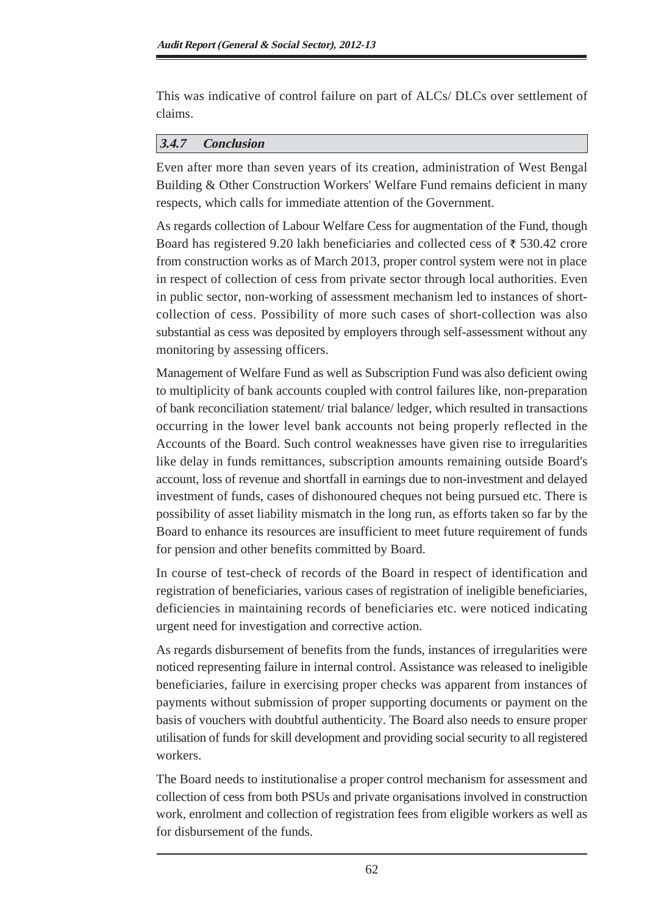This was indicative of control failure on part of ALCs/ DLCs over settlement of claims.

### *3.4.7 Conclusion*

Even after more than seven years of its creation, administration of West Bengal Building & Other Construction Workers' Welfare Fund remains deficient in many respects, which calls for immediate attention of the Government.

As regards collection of Labour Welfare Cess for augmentation of the Fund, though Board has registered 9.20 lakh beneficiaries and collected cess of ₹ 530.42 crore from construction works as of March 2013, proper control system were not in place in respect of collection of cess from private sector through local authorities. Even in public sector, non-working of assessment mechanism led to instances of short-collection of cess. Possibility of more such cases of short-collection was also substantial as cess was deposited by employers through self-assessment without any monitoring by assessing officers.

Management of Welfare Fund as well as Subscription Fund was also deficient owing to multiplicity of bank accounts coupled with control failures like, non-preparation of bank reconciliation statement/ trial balance/ ledger, which resulted in transactions occurring in the lower level bank accounts not being properly reflected in the Accounts of the Board. Such control weaknesses have given rise to irregularities like delay in funds remittances, subscription amounts remaining outside Board's account, loss of revenue and shortfall in earnings due to non-investment and delayed investment of funds, cases of dishonoured cheques not being pursued etc. There is possibility of asset liability mismatch in the long run, as efforts taken so far by the Board to enhance its resources are insufficient to meet future requirement of funds for pension and other benefits committed by Board.

In course of test-check of records of the Board in respect of identification and registration of beneficiaries, various cases of registration of ineligible beneficiaries, deficiencies in maintaining records of beneficiaries etc. were noticed indicating urgent need for investigation and corrective action.

As regards disbursement of benefits from the funds, instances of irregularities were noticed representing failure in internal control. Assistance was released to ineligible beneficiaries, failure in exercising proper checks was apparent from instances of payments without submission of proper supporting documents or payment on the basis of vouchers with doubtful authenticity. The Board also needs to ensure proper utilisation of funds for skill development and providing social security to all registered workers.

The Board needs to institutionalise a proper control mechanism for assessment and collection of cess from both PSUs and private organisations involved in construction work, enrolment and collection of registration fees from eligible workers as well as for disbursement of the funds.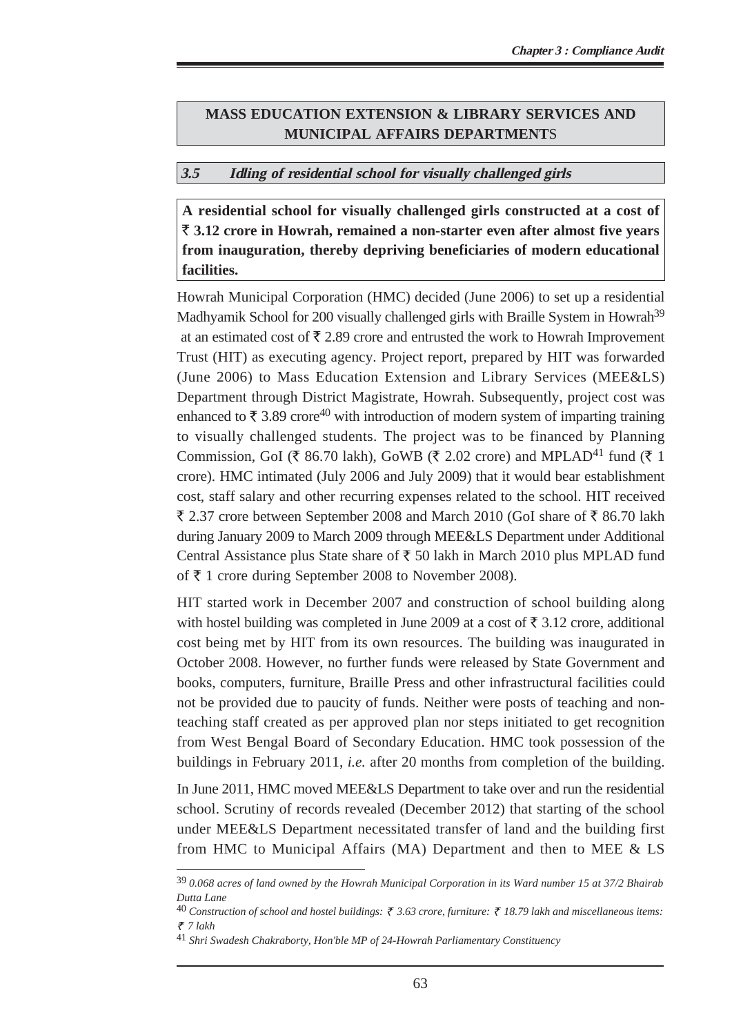## MASS EDUCATION EXTENSION & LIBRARY SERVICES AND MUNICIPAL AFFAIRS DEPARTMENTS

### *3.5 Idling of residential school for visually challenged girls*

**A residential school for visually challenged girls constructed at a cost of ₹ 3.12 crore in Howrah, remained a non-starter even after almost five years from inauguration, thereby depriving beneficiaries of modern educational facilities.**

Howrah Municipal Corporation (HMC) decided (June 2006) to set up a residential Madhyamik School for 200 visually challenged girls with Braille System in Howrah[39] at an estimated cost of ₹ 2.89 crore and entrusted the work to Howrah Improvement Trust (HIT) as executing agency. Project report, prepared by HIT was forwarded (June 2006) to Mass Education Extension and Library Services (MEE&LS) Department through District Magistrate, Howrah. Subsequently, project cost was enhanced to ₹ 3.89 crore[40] with introduction of modern system of imparting training to visually challenged students. The project was to be financed by Planning Commission, GoI (₹ 86.70 lakh), GoWB (₹ 2.02 crore) and MPLAD[41] fund (₹ 1 crore). HMC intimated (July 2006 and July 2009) that it would bear establishment cost, staff salary and other recurring expenses related to the school. HIT received ₹ 2.37 crore between September 2008 and March 2010 (GoI share of ₹ 86.70 lakh during January 2009 to March 2009 through MEE&LS Department under Additional Central Assistance plus State share of ₹ 50 lakh in March 2010 plus MPLAD fund of ₹ 1 crore during September 2008 to November 2008).

HIT started work in December 2007 and construction of school building along with hostel building was completed in June 2009 at a cost of ₹ 3.12 crore, additional cost being met by HIT from its own resources. The building was inaugurated in October 2008. However, no further funds were released by State Government and books, computers, furniture, Braille Press and other infrastructural facilities could not be provided due to paucity of funds. Neither were posts of teaching and non-teaching staff created as per approved plan nor steps initiated to get recognition from West Bengal Board of Secondary Education. HMC took possession of the buildings in February 2011, *i.e.* after 20 months from completion of the building.

In June 2011, HMC moved MEE&LS Department to take over and run the residential school. Scrutiny of records revealed (December 2012) that starting of the school under MEE&LS Department necessitated transfer of land and the building first from HMC to Municipal Affairs (MA) Department and then to MEE & LS

---

[39] *0.068 acres of land owned by the Howrah Municipal Corporation in its Ward number 15 at 37/2 Bhairab Dutta Lane*

[40] *Construction of school and hostel buildings: ₹ 3.63 crore, furniture: ₹ 18.79 lakh and miscellaneous items: ₹ 7 lakh*

[41] *Shri Swadesh Chakraborty, Hon'ble MP of 24-Howrah Parliamentary Constituency*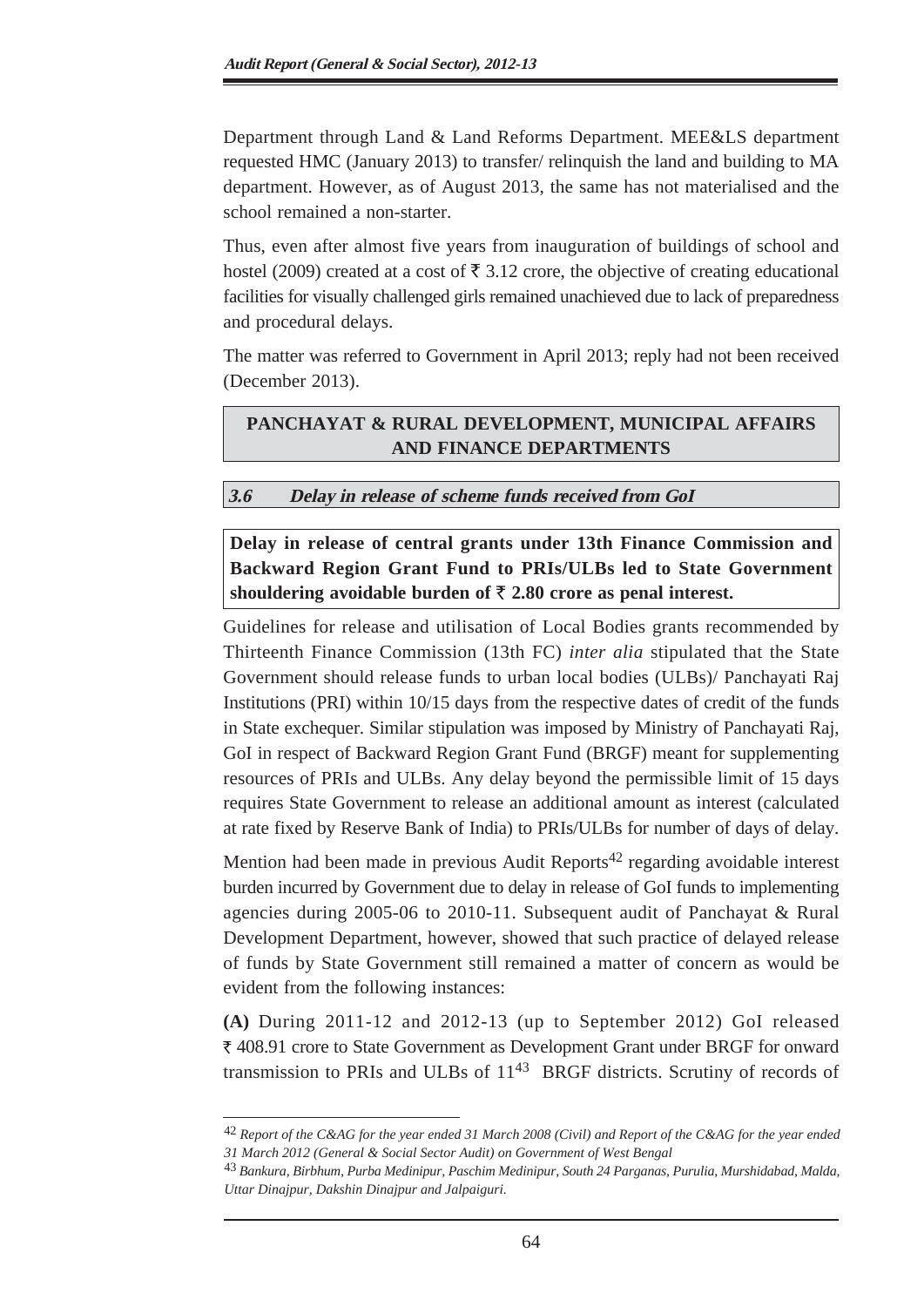Department through Land & Land Reforms Department. MEE&LS department requested HMC (January 2013) to transfer/ relinquish the land and building to MA department. However, as of August 2013, the same has not materialised and the school remained a non-starter.

Thus, even after almost five years from inauguration of buildings of school and hostel (2009) created at a cost of ₹ 3.12 crore, the objective of creating educational facilities for visually challenged girls remained unachieved due to lack of preparedness and procedural delays.

The matter was referred to Government in April 2013; reply had not been received (December 2013).

## PANCHAYAT & RURAL DEVELOPMENT, MUNICIPAL AFFAIRS AND FINANCE DEPARTMENTS

### *3.6 Delay in release of scheme funds received from GoI*

**Delay in release of central grants under 13th Finance Commission and Backward Region Grant Fund to PRIs/ULBs led to State Government shouldering avoidable burden of ₹ 2.80 crore as penal interest.**

Guidelines for release and utilisation of Local Bodies grants recommended by Thirteenth Finance Commission (13th FC) *inter alia* stipulated that the State Government should release funds to urban local bodies (ULBs)/ Panchayati Raj Institutions (PRI) within 10/15 days from the respective dates of credit of the funds in State exchequer. Similar stipulation was imposed by Ministry of Panchayati Raj, GoI in respect of Backward Region Grant Fund (BRGF) meant for supplementing resources of PRIs and ULBs. Any delay beyond the permissible limit of 15 days requires State Government to release an additional amount as interest (calculated at rate fixed by Reserve Bank of India) to PRIs/ULBs for number of days of delay.

Mention had been made in previous Audit Reports[42] regarding avoidable interest burden incurred by Government due to delay in release of GoI funds to implementing agencies during 2005-06 to 2010-11. Subsequent audit of Panchayat & Rural Development Department, however, showed that such practice of delayed release of funds by State Government still remained a matter of concern as would be evident from the following instances:

**(A)** During 2011-12 and 2012-13 (up to September 2012) GoI released ₹ 408.91 crore to State Government as Development Grant under BRGF for onward transmission to PRIs and ULBs of 11[43] BRGF districts. Scrutiny of records of

---

[42] *Report of the C&AG for the year ended 31 March 2008 (Civil) and Report of the C&AG for the year ended 31 March 2012 (General & Social Sector Audit) on Government of West Bengal*

[43] *Bankura, Birbhum, Purba Medinipur, Paschim Medinipur, South 24 Parganas, Purulia, Murshidabad, Malda, Uttar Dinajpur, Dakshin Dinajpur and Jalpaiguri.*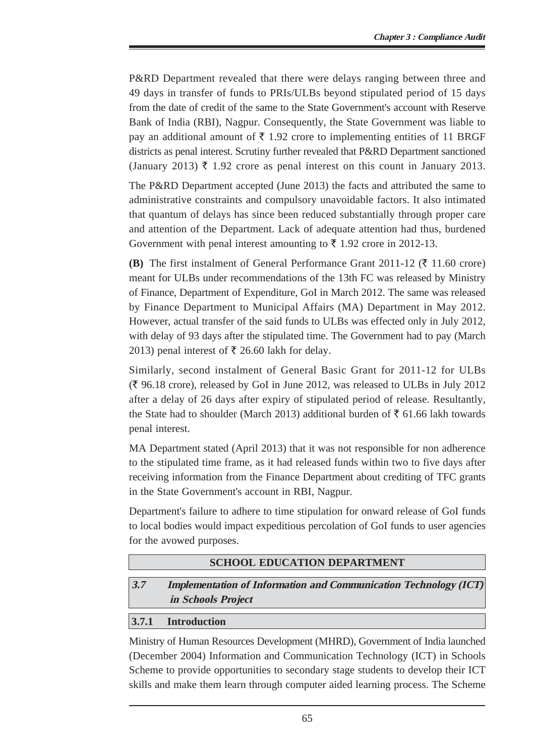P&RD Department revealed that there were delays ranging between three and 49 days in transfer of funds to PRIs/ULBs beyond stipulated period of 15 days from the date of credit of the same to the State Government's account with Reserve Bank of India (RBI), Nagpur. Consequently, the State Government was liable to pay an additional amount of ₹ 1.92 crore to implementing entities of 11 BRGF districts as penal interest. Scrutiny further revealed that P&RD Department sanctioned (January 2013) ₹ 1.92 crore as penal interest on this count in January 2013.

The P&RD Department accepted (June 2013) the facts and attributed the same to administrative constraints and compulsory unavoidable factors. It also intimated that quantum of delays has since been reduced substantially through proper care and attention of the Department. Lack of adequate attention had thus, burdened Government with penal interest amounting to ₹ 1.92 crore in 2012-13.

**(B)** The first instalment of General Performance Grant 2011-12 (₹ 11.60 crore) meant for ULBs under recommendations of the 13th FC was released by Ministry of Finance, Department of Expenditure, GoI in March 2012. The same was released by Finance Department to Municipal Affairs (MA) Department in May 2012. However, actual transfer of the said funds to ULBs was effected only in July 2012, with delay of 93 days after the stipulated time. The Government had to pay (March 2013) penal interest of ₹ 26.60 lakh for delay.

Similarly, second instalment of General Basic Grant for 2011-12 for ULBs (₹ 96.18 crore), released by GoI in June 2012, was released to ULBs in July 2012 after a delay of 26 days after expiry of stipulated period of release. Resultantly, the State had to shoulder (March 2013) additional burden of ₹ 61.66 lakh towards penal interest.

MA Department stated (April 2013) that it was not responsible for non adherence to the stipulated time frame, as it had released funds within two to five days after receiving information from the Finance Department about crediting of TFC grants in the State Government's account in RBI, Nagpur.

Department's failure to adhere to time stipulation for onward release of GoI funds to local bodies would impact expeditious percolation of GoI funds to user agencies for the avowed purposes.

## SCHOOL EDUCATION DEPARTMENT

## *3.7 Implementation of Information and Communication Technology (ICT) in Schools Project*

### 3.7.1 Introduction

Ministry of Human Resources Development (MHRD), Government of India launched (December 2004) Information and Communication Technology (ICT) in Schools Scheme to provide opportunities to secondary stage students to develop their ICT skills and make them learn through computer aided learning process. The Scheme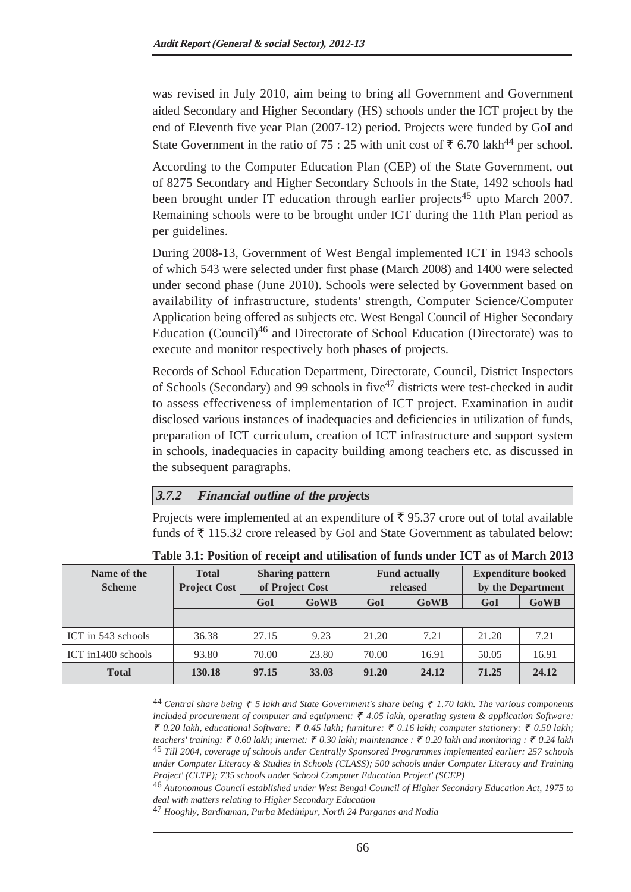was revised in July 2010, aim being to bring all Government and Government aided Secondary and Higher Secondary (HS) schools under the ICT project by the end of Eleventh five year Plan (2007-12) period. Projects were funded by GoI and State Government in the ratio of 75 : 25 with unit cost of ₹ 6.70 lakh[44] per school.

According to the Computer Education Plan (CEP) of the State Government, out of 8275 Secondary and Higher Secondary Schools in the State, 1492 schools had been brought under IT education through earlier projects[45] upto March 2007. Remaining schools were to be brought under ICT during the 11th Plan period as per guidelines.

During 2008-13, Government of West Bengal implemented ICT in 1943 schools of which 543 were selected under first phase (March 2008) and 1400 were selected under second phase (June 2010). Schools were selected by Government based on availability of infrastructure, students' strength, Computer Science/Computer Application being offered as subjects etc. West Bengal Council of Higher Secondary Education (Council)[46] and Directorate of School Education (Directorate) was to execute and monitor respectively both phases of projects.

Records of School Education Department, Directorate, Council, District Inspectors of Schools (Secondary) and 99 schools in five[47] districts were test-checked in audit to assess effectiveness of implementation of ICT project. Examination in audit disclosed various instances of inadequacies and deficiencies in utilization of funds, preparation of ICT curriculum, creation of ICT infrastructure and support system in schools, inadequacies in capacity building among teachers etc. as discussed in the subsequent paragraphs.

### *3.7.2 Financial outline of the projects*

Projects were implemented at an expenditure of ₹ 95.37 crore out of total available funds of ₹ 115.32 crore released by GoI and State Government as tabulated below:

**Table 3.1: Position of receipt and utilisation of funds under ICT as of March 2013**

| Name of the Scheme | Total Project Cost | Sharing pattern of Project Cost | | Fund actually released | | Expenditure booked by the Department | |
|---|---|---|---|---|---|---|---|
| | | GoI | GoWB | GoI | GoWB | GoI | GoWB |
| ICT in 543 schools | 36.38 | 27.15 | 9.23 | 21.20 | 7.21 | 21.20 | 7.21 |
| ICT in1400 schools | 93.80 | 70.00 | 23.80 | 70.00 | 16.91 | 50.05 | 16.91 |
| **Total** | **130.18** | **97.15** | **33.03** | **91.20** | **24.12** | **71.25** | **24.12** |

---

[44] *Central share being ₹ 5 lakh and State Government's share being ₹ 1.70 lakh. The various components included procurement of computer and equipment: ₹ 4.05 lakh, operating system & application Software: ₹ 0.20 lakh, educational Software: ₹ 0.45 lakh; furniture: ₹ 0.16 lakh; computer stationery: ₹ 0.50 lakh; teachers' training: ₹ 0.60 lakh; internet: ₹ 0.30 lakh; maintenance : ₹ 0.20 lakh and monitoring : ₹ 0.24 lakh*

[45] *Till 2004, coverage of schools under Centrally Sponsored Programmes implemented earlier: 257 schools under Computer Literacy & Studies in Schools (CLASS); 500 schools under Computer Literacy and Training Project' (CLTP); 735 schools under School Computer Education Project' (SCEP)*

[46] *Autonomous Council established under West Bengal Council of Higher Secondary Education Act, 1975 to deal with matters relating to Higher Secondary Education*

[47] *Hooghly, Bardhaman, Purba Medinipur, North 24 Parganas and Nadia*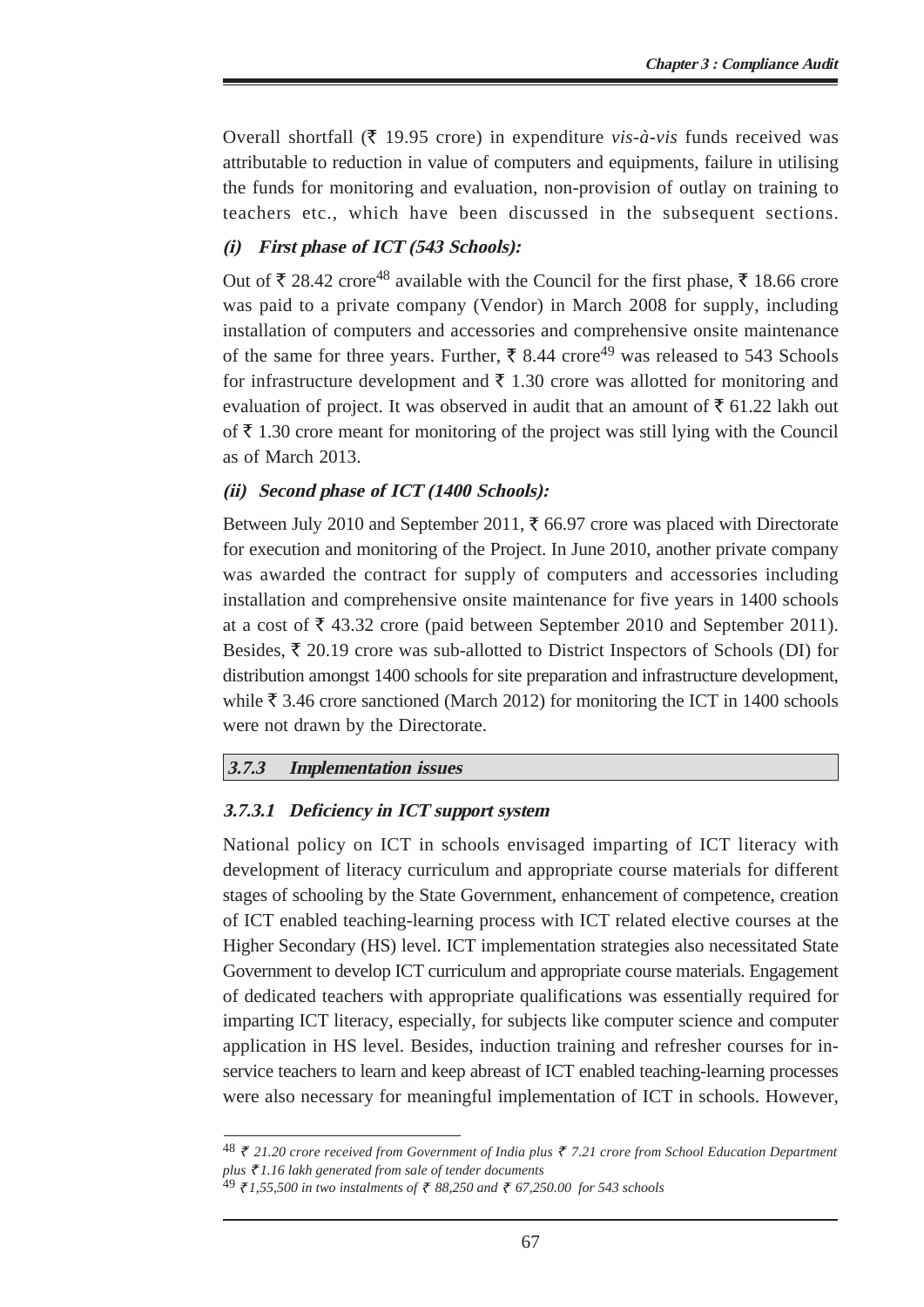Overall shortfall (₹ 19.95 crore) in expenditure *vis-à-vis* funds received was attributable to reduction in value of computers and equipments, failure in utilising the funds for monitoring and evaluation, non-provision of outlay on training to teachers etc., which have been discussed in the subsequent sections.

***(i) First phase of ICT (543 Schools):***

Out of ₹ 28.42 crore[48] available with the Council for the first phase, ₹ 18.66 crore was paid to a private company (Vendor) in March 2008 for supply, including installation of computers and accessories and comprehensive onsite maintenance of the same for three years. Further, ₹ 8.44 crore[49] was released to 543 Schools for infrastructure development and ₹ 1.30 crore was allotted for monitoring and evaluation of project. It was observed in audit that an amount of ₹ 61.22 lakh out of ₹ 1.30 crore meant for monitoring of the project was still lying with the Council as of March 2013.

***(ii) Second phase of ICT (1400 Schools):***

Between July 2010 and September 2011, ₹ 66.97 crore was placed with Directorate for execution and monitoring of the Project. In June 2010, another private company was awarded the contract for supply of computers and accessories including installation and comprehensive onsite maintenance for five years in 1400 schools at a cost of ₹ 43.32 crore (paid between September 2010 and September 2011). Besides, ₹ 20.19 crore was sub-allotted to District Inspectors of Schools (DI) for distribution amongst 1400 schools for site preparation and infrastructure development, while ₹ 3.46 crore sanctioned (March 2012) for monitoring the ICT in 1400 schools were not drawn by the Directorate.

### *3.7.3 Implementation issues*

#### *3.7.3.1 Deficiency in ICT support system*

National policy on ICT in schools envisaged imparting of ICT literacy with development of literacy curriculum and appropriate course materials for different stages of schooling by the State Government, enhancement of competence, creation of ICT enabled teaching-learning process with ICT related elective courses at the Higher Secondary (HS) level. ICT implementation strategies also necessitated State Government to develop ICT curriculum and appropriate course materials. Engagement of dedicated teachers with appropriate qualifications was essentially required for imparting ICT literacy, especially, for subjects like computer science and computer application in HS level. Besides, induction training and refresher courses for in-service teachers to learn and keep abreast of ICT enabled teaching-learning processes were also necessary for meaningful implementation of ICT in schools. However,

---

[48] *₹ 21.20 crore received from Government of India plus ₹ 7.21 crore from School Education Department plus ₹ 1.16 lakh generated from sale of tender documents*

[49] *₹ 1,55,500 in two instalments of ₹ 88,250 and ₹ 67,250.00 for 543 schools*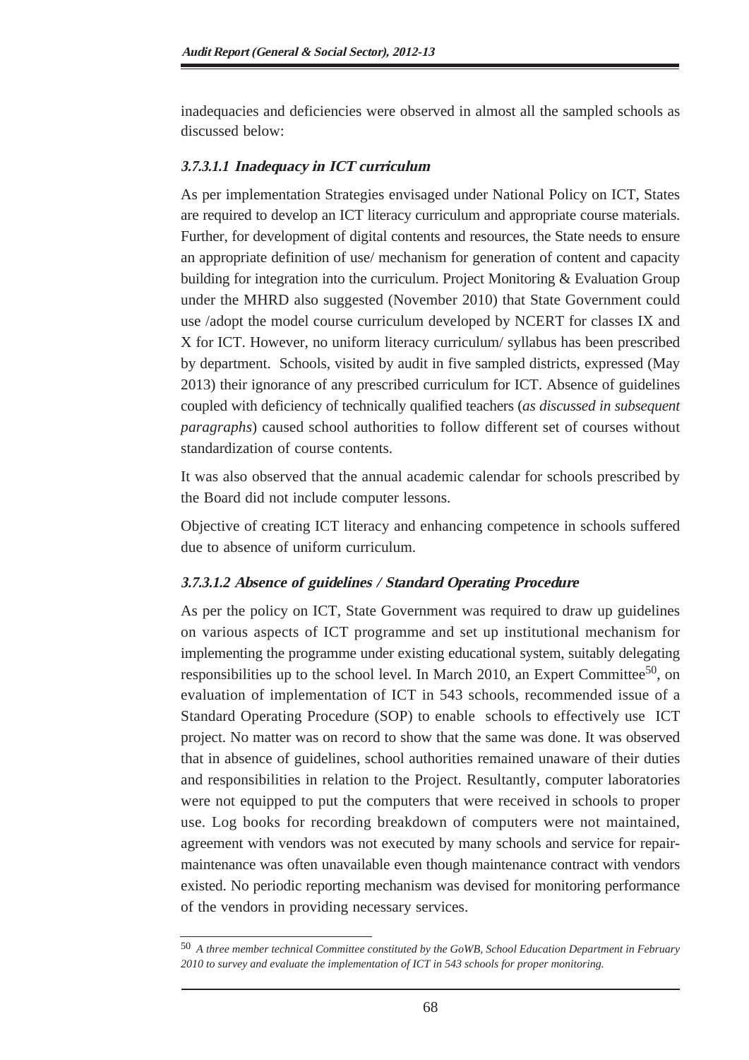inadequacies and deficiencies were observed in almost all the sampled schools as discussed below:

#### *3.7.3.1.1 Inadequacy in ICT curriculum*

As per implementation Strategies envisaged under National Policy on ICT, States are required to develop an ICT literacy curriculum and appropriate course materials. Further, for development of digital contents and resources, the State needs to ensure an appropriate definition of use/ mechanism for generation of content and capacity building for integration into the curriculum. Project Monitoring & Evaluation Group under the MHRD also suggested (November 2010) that State Government could use /adopt the model course curriculum developed by NCERT for classes IX and X for ICT. However, no uniform literacy curriculum/ syllabus has been prescribed by department. Schools, visited by audit in five sampled districts, expressed (May 2013) their ignorance of any prescribed curriculum for ICT. Absence of guidelines coupled with deficiency of technically qualified teachers (*as discussed in subsequent paragraphs*) caused school authorities to follow different set of courses without standardization of course contents.

It was also observed that the annual academic calendar for schools prescribed by the Board did not include computer lessons.

Objective of creating ICT literacy and enhancing competence in schools suffered due to absence of uniform curriculum.

#### *3.7.3.1.2 Absence of guidelines / Standard Operating Procedure*

As per the policy on ICT, State Government was required to draw up guidelines on various aspects of ICT programme and set up institutional mechanism for implementing the programme under existing educational system, suitably delegating responsibilities up to the school level. In March 2010, an Expert Committee[50], on evaluation of implementation of ICT in 543 schools, recommended issue of a Standard Operating Procedure (SOP) to enable schools to effectively use ICT project. No matter was on record to show that the same was done. It was observed that in absence of guidelines, school authorities remained unaware of their duties and responsibilities in relation to the Project. Resultantly, computer laboratories were not equipped to put the computers that were received in schools to proper use. Log books for recording breakdown of computers were not maintained, agreement with vendors was not executed by many schools and service for repair-maintenance was often unavailable even though maintenance contract with vendors existed. No periodic reporting mechanism was devised for monitoring performance of the vendors in providing necessary services.

---

[50] *A three member technical Committee constituted by the GoWB, School Education Department in February 2010 to survey and evaluate the implementation of ICT in 543 schools for proper monitoring.*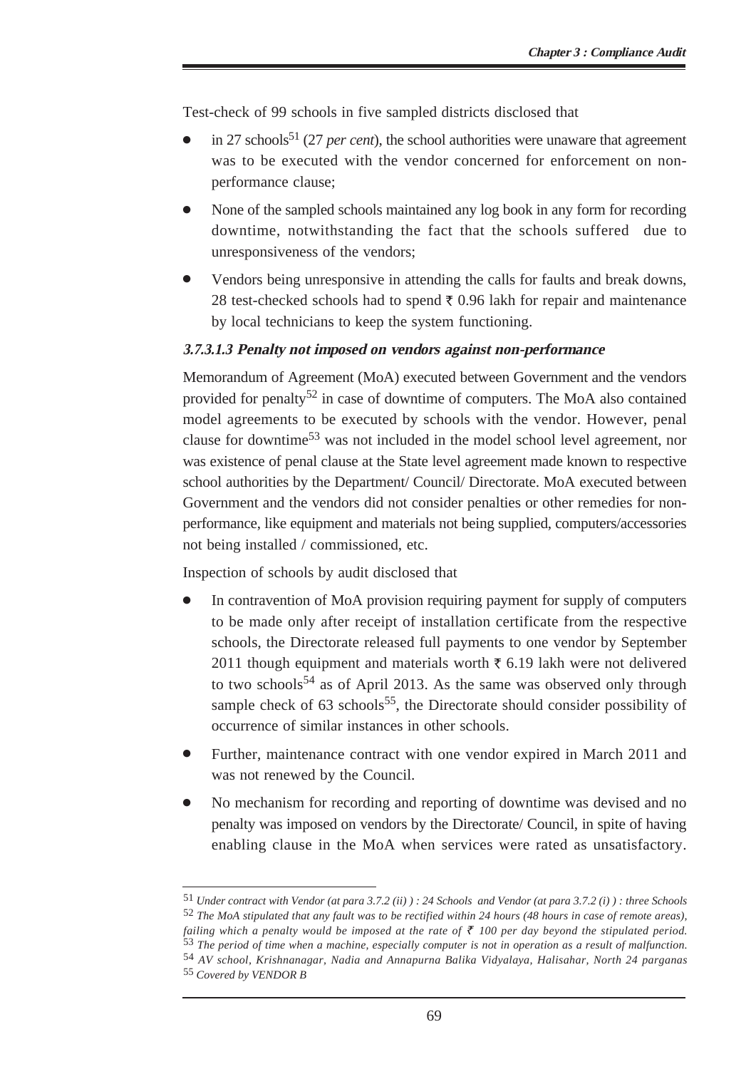Test-check of 99 schools in five sampled districts disclosed that

- in 27 schools[51] (27 *per cent*), the school authorities were unaware that agreement was to be executed with the vendor concerned for enforcement on non-performance clause;
- None of the sampled schools maintained any log book in any form for recording downtime, notwithstanding the fact that the schools suffered due to unresponsiveness of the vendors;
- Vendors being unresponsive in attending the calls for faults and break downs, 28 test-checked schools had to spend ₹ 0.96 lakh for repair and maintenance by local technicians to keep the system functioning.

#### *3.7.3.1.3 Penalty not imposed on vendors against non-performance*

Memorandum of Agreement (MoA) executed between Government and the vendors provided for penalty[52] in case of downtime of computers. The MoA also contained model agreements to be executed by schools with the vendor. However, penal clause for downtime[53] was not included in the model school level agreement, nor was existence of penal clause at the State level agreement made known to respective school authorities by the Department/ Council/ Directorate. MoA executed between Government and the vendors did not consider penalties or other remedies for non-performance, like equipment and materials not being supplied, computers/accessories not being installed / commissioned, etc.

Inspection of schools by audit disclosed that

- In contravention of MoA provision requiring payment for supply of computers to be made only after receipt of installation certificate from the respective schools, the Directorate released full payments to one vendor by September 2011 though equipment and materials worth ₹ 6.19 lakh were not delivered to two schools[54] as of April 2013. As the same was observed only through sample check of 63 schools[55], the Directorate should consider possibility of occurrence of similar instances in other schools.
- Further, maintenance contract with one vendor expired in March 2011 and was not renewed by the Council.
- No mechanism for recording and reporting of downtime was devised and no penalty was imposed on vendors by the Directorate/ Council, in spite of having enabling clause in the MoA when services were rated as unsatisfactory.

---

[51] *Under contract with Vendor (at para 3.7.2 (ii) ) : 24 Schools and Vendor (at para 3.7.2 (i) ) : three Schools*

[52] *The MoA stipulated that any fault was to be rectified within 24 hours (48 hours in case of remote areas), failing which a penalty would be imposed at the rate of ₹ 100 per day beyond the stipulated period.*

[53] *The period of time when a machine, especially computer is not in operation as a result of malfunction.*

[54] *AV school, Krishnanagar, Nadia and Annapurna Balika Vidyalaya, Halisahar, North 24 parganas*

[55] *Covered by VENDOR B*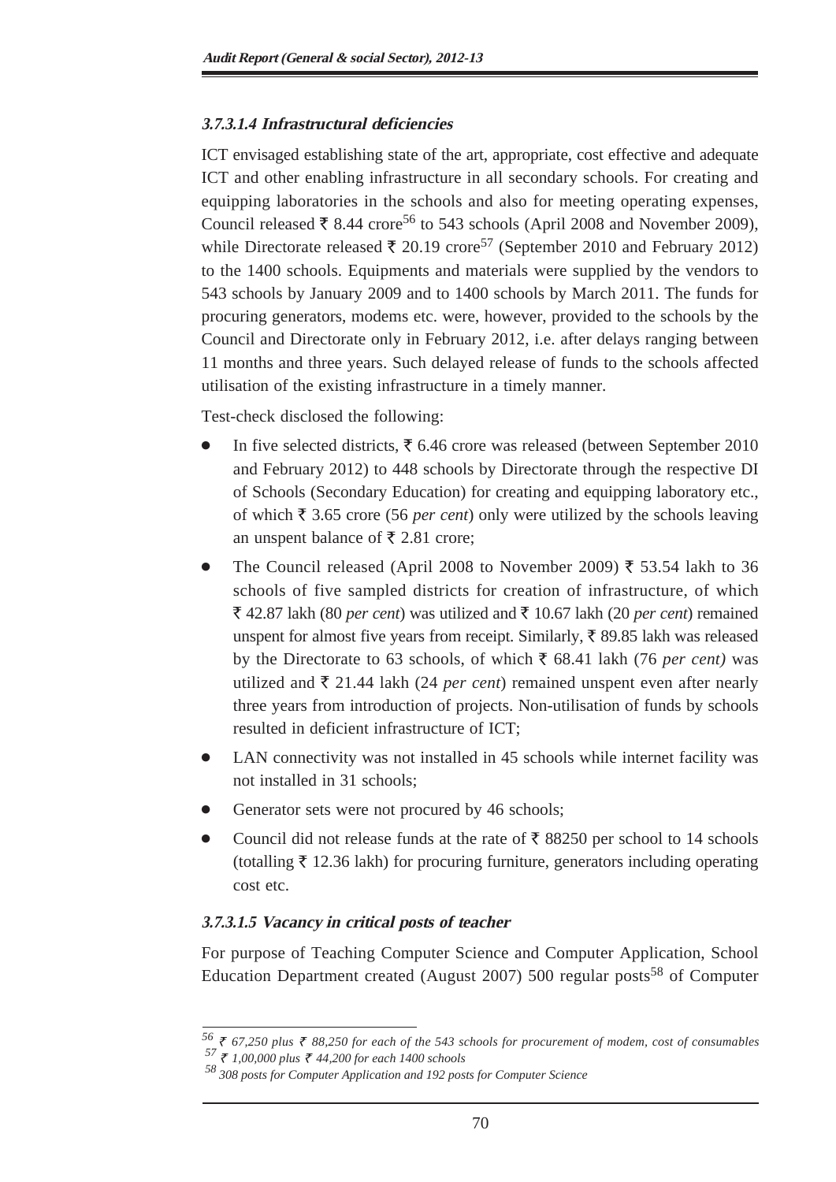#### 3.7.3.1.4 Infrastructural deficiencies

ICT envisaged establishing state of the art, appropriate, cost effective and adequate ICT and other enabling infrastructure in all secondary schools. For creating and equipping laboratories in the schools and also for meeting operating expenses, Council released ₹ 8.44 crore[56] to 543 schools (April 2008 and November 2009), while Directorate released ₹ 20.19 crore[57] (September 2010 and February 2012) to the 1400 schools. Equipments and materials were supplied by the vendors to 543 schools by January 2009 and to 1400 schools by March 2011. The funds for procuring generators, modems etc. were, however, provided to the schools by the Council and Directorate only in February 2012, i.e. after delays ranging between 11 months and three years. Such delayed release of funds to the schools affected utilisation of the existing infrastructure in a timely manner.

Test-check disclosed the following:

- In five selected districts, ₹ 6.46 crore was released (between September 2010 and February 2012) to 448 schools by Directorate through the respective DI of Schools (Secondary Education) for creating and equipping laboratory etc., of which ₹ 3.65 crore (56 *per cent*) only were utilized by the schools leaving an unspent balance of ₹ 2.81 crore;
- The Council released (April 2008 to November 2009) ₹ 53.54 lakh to 36 schools of five sampled districts for creation of infrastructure, of which ₹ 42.87 lakh (80 *per cent*) was utilized and ₹ 10.67 lakh (20 *per cent*) remained unspent for almost five years from receipt. Similarly, ₹ 89.85 lakh was released by the Directorate to 63 schools, of which ₹ 68.41 lakh (76 *per cent)* was utilized and ₹ 21.44 lakh (24 *per cent*) remained unspent even after nearly three years from introduction of projects. Non-utilisation of funds by schools resulted in deficient infrastructure of ICT;
- LAN connectivity was not installed in 45 schools while internet facility was not installed in 31 schools;
- Generator sets were not procured by 46 schools;
- Council did not release funds at the rate of ₹ 88250 per school to 14 schools (totalling ₹ 12.36 lakh) for procuring furniture, generators including operating cost etc.

#### 3.7.3.1.5 Vacancy in critical posts of teacher

For purpose of Teaching Computer Science and Computer Application, School Education Department created (August 2007) 500 regular posts[58] of Computer

---

[56] *₹ 67,250 plus ₹ 88,250 for each of the 543 schools for procurement of modem, cost of consumables*

[57] *₹ 1,00,000 plus ₹ 44,200 for each 1400 schools*

[58] *308 posts for Computer Application and 192 posts for Computer Science*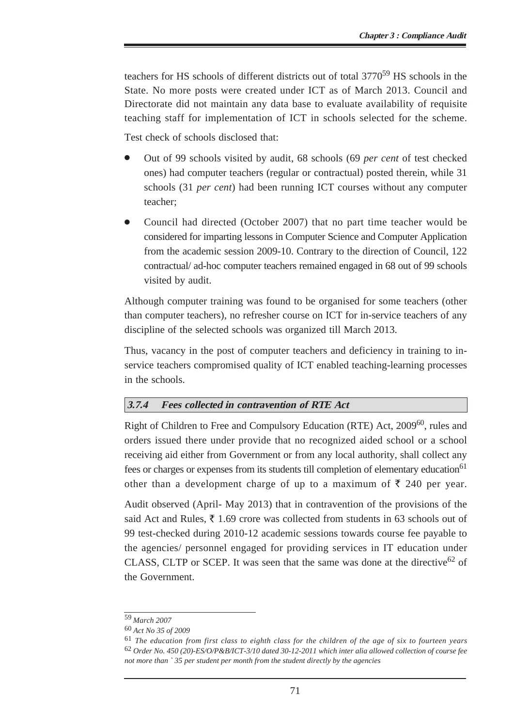teachers for HS schools of different districts out of total 3770[59] HS schools in the State. No more posts were created under ICT as of March 2013. Council and Directorate did not maintain any data base to evaluate availability of requisite teaching staff for implementation of ICT in schools selected for the scheme.

Test check of schools disclosed that:

- Out of 99 schools visited by audit, 68 schools (69 *per cent* of test checked ones) had computer teachers (regular or contractual) posted therein, while 31 schools (31 *per cent*) had been running ICT courses without any computer teacher;
- Council had directed (October 2007) that no part time teacher would be considered for imparting lessons in Computer Science and Computer Application from the academic session 2009-10. Contrary to the direction of Council, 122 contractual/ ad-hoc computer teachers remained engaged in 68 out of 99 schools visited by audit.

Although computer training was found to be organised for some teachers (other than computer teachers), no refresher course on ICT for in-service teachers of any discipline of the selected schools was organized till March 2013.

Thus, vacancy in the post of computer teachers and deficiency in training to in-service teachers compromised quality of ICT enabled teaching-learning processes in the schools.

### 3.7.4 Fees collected in contravention of RTE Act

Right of Children to Free and Compulsory Education (RTE) Act, 2009[60], rules and orders issued there under provide that no recognized aided school or a school receiving aid either from Government or from any local authority, shall collect any fees or charges or expenses from its students till completion of elementary education[61] other than a development charge of up to a maximum of ₹ 240 per year.

Audit observed (April- May 2013) that in contravention of the provisions of the said Act and Rules, ₹ 1.69 crore was collected from students in 63 schools out of 99 test-checked during 2010-12 academic sessions towards course fee payable to the agencies/ personnel engaged for providing services in IT education under CLASS, CLTP or SCEP. It was seen that the same was done at the directive[62] of the Government.

---

[59] *March 2007*

[60] *Act No 35 of 2009*

[61] *The education from first class to eighth class for the children of the age of six to fourteen years*

[62] *Order No. 450 (20)-ES/O/P&B/ICT-3/10 dated 30-12-2011 which inter alia allowed collection of course fee not more than ` 35 per student per month from the student directly by the agencies*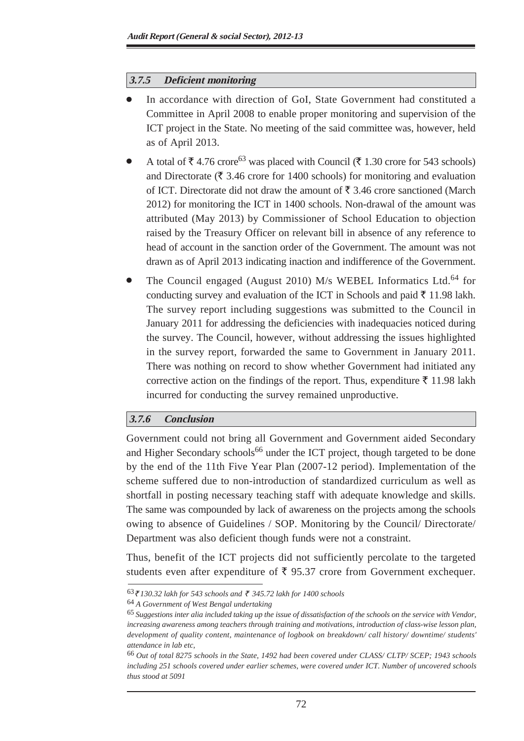### 3.7.5 Deficient monitoring

- In accordance with direction of GoI, State Government had constituted a Committee in April 2008 to enable proper monitoring and supervision of the ICT project in the State. No meeting of the said committee was, however, held as of April 2013.
- A total of ₹ 4.76 crore[63] was placed with Council (₹ 1.30 crore for 543 schools) and Directorate (₹ 3.46 crore for 1400 schools) for monitoring and evaluation of ICT. Directorate did not draw the amount of ₹ 3.46 crore sanctioned (March 2012) for monitoring the ICT in 1400 schools. Non-drawal of the amount was attributed (May 2013) by Commissioner of School Education to objection raised by the Treasury Officer on relevant bill in absence of any reference to head of account in the sanction order of the Government. The amount was not drawn as of April 2013 indicating inaction and indifference of the Government.
- The Council engaged (August 2010) M/s WEBEL Informatics Ltd.[64] for conducting survey and evaluation of the ICT in Schools and paid ₹ 11.98 lakh. The survey report including suggestions was submitted to the Council in January 2011 for addressing the deficiencies with inadequacies noticed during the survey. The Council, however, without addressing the issues highlighted in the survey report, forwarded the same to Government in January 2011. There was nothing on record to show whether Government had initiated any corrective action on the findings of the report. Thus, expenditure ₹ 11.98 lakh incurred for conducting the survey remained unproductive.

### 3.7.6 Conclusion

Government could not bring all Government and Government aided Secondary and Higher Secondary schools[66] under the ICT project, though targeted to be done by the end of the 11th Five Year Plan (2007-12 period). Implementation of the scheme suffered due to non-introduction of standardized curriculum as well as shortfall in posting necessary teaching staff with adequate knowledge and skills. The same was compounded by lack of awareness on the projects among the schools owing to absence of Guidelines / SOP. Monitoring by the Council/ Directorate/ Department was also deficient though funds were not a constraint.

Thus, benefit of the ICT projects did not sufficiently percolate to the targeted students even after expenditure of ₹ 95.37 crore from Government exchequer.

---

[63] *₹ 130.32 lakh for 543 schools and ₹ 345.72 lakh for 1400 schools*

[64] *A Government of West Bengal undertaking*

[65] *Suggestions inter alia included taking up the issue of dissatisfaction of the schools on the service with Vendor, increasing awareness among teachers through training and motivations, introduction of class-wise lesson plan, development of quality content, maintenance of logbook on breakdown/ call history/ downtime/ students' attendance in lab etc,*

[66] *Out of total 8275 schools in the State, 1492 had been covered under CLASS/ CLTP/ SCEP; 1943 schools including 251 schools covered under earlier schemes, were covered under ICT. Number of uncovered schools thus stood at 5091*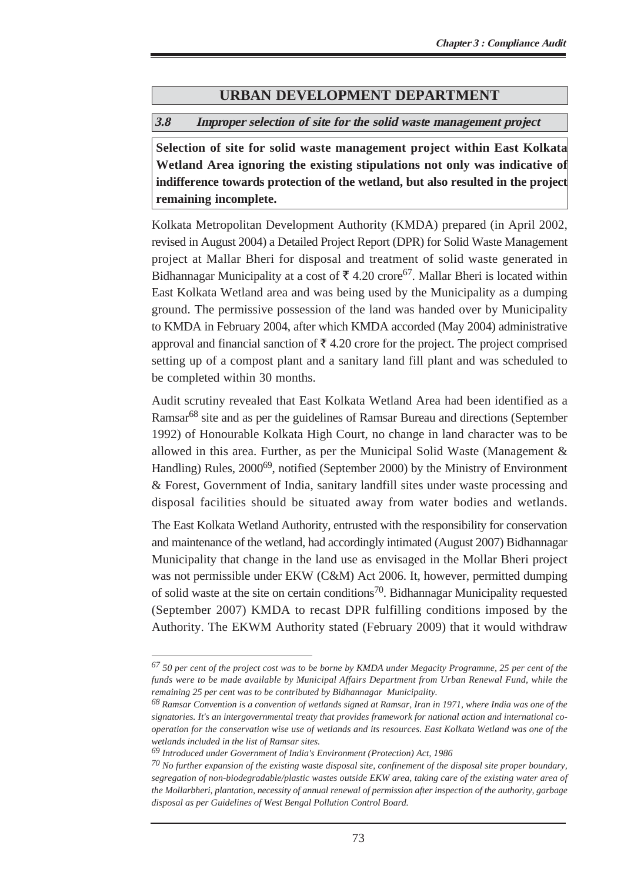## URBAN DEVELOPMENT DEPARTMENT

### *3.8 Improper selection of site for the solid waste management project*

**Selection of site for solid waste management project within East Kolkata Wetland Area ignoring the existing stipulations not only was indicative of indifference towards protection of the wetland, but also resulted in the project remaining incomplete.**

Kolkata Metropolitan Development Authority (KMDA) prepared (in April 2002, revised in August 2004) a Detailed Project Report (DPR) for Solid Waste Management project at Mallar Bheri for disposal and treatment of solid waste generated in Bidhannagar Municipality at a cost of ₹ 4.20 crore[67]. Mallar Bheri is located within East Kolkata Wetland area and was being used by the Municipality as a dumping ground. The permissive possession of the land was handed over by Municipality to KMDA in February 2004, after which KMDA accorded (May 2004) administrative approval and financial sanction of ₹ 4.20 crore for the project. The project comprised setting up of a compost plant and a sanitary land fill plant and was scheduled to be completed within 30 months.

Audit scrutiny revealed that East Kolkata Wetland Area had been identified as a Ramsar[68] site and as per the guidelines of Ramsar Bureau and directions (September 1992) of Honourable Kolkata High Court, no change in land character was to be allowed in this area. Further, as per the Municipal Solid Waste (Management & Handling) Rules, 2000[69], notified (September 2000) by the Ministry of Environment & Forest, Government of India, sanitary landfill sites under waste processing and disposal facilities should be situated away from water bodies and wetlands.

The East Kolkata Wetland Authority, entrusted with the responsibility for conservation and maintenance of the wetland, had accordingly intimated (August 2007) Bidhannagar Municipality that change in the land use as envisaged in the Mollar Bheri project was not permissible under EKW (C&M) Act 2006. It, however, permitted dumping of solid waste at the site on certain conditions[70]. Bidhannagar Municipality requested (September 2007) KMDA to recast DPR fulfilling conditions imposed by the Authority. The EKWM Authority stated (February 2009) that it would withdraw

---

*[67] 50 per cent of the project cost was to be borne by KMDA under Megacity Programme, 25 per cent of the funds were to be made available by Municipal Affairs Department from Urban Renewal Fund, while the remaining 25 per cent was to be contributed by Bidhannagar Municipality.*

*[68] Ramsar Convention is a convention of wetlands signed at Ramsar, Iran in 1971, where India was one of the signatories. It's an intergovernmental treaty that provides framework for national action and international co-operation for the conservation wise use of wetlands and its resources. East Kolkata Wetland was one of the wetlands included in the list of Ramsar sites.*

*[69] Introduced under Government of India's Environment (Protection) Act, 1986*

*[70] No further expansion of the existing waste disposal site, confinement of the disposal site proper boundary, segregation of non-biodegradable/plastic wastes outside EKW area, taking care of the existing water area of the Mollarbheri, plantation, necessity of annual renewal of permission after inspection of the authority, garbage disposal as per Guidelines of West Bengal Pollution Control Board.*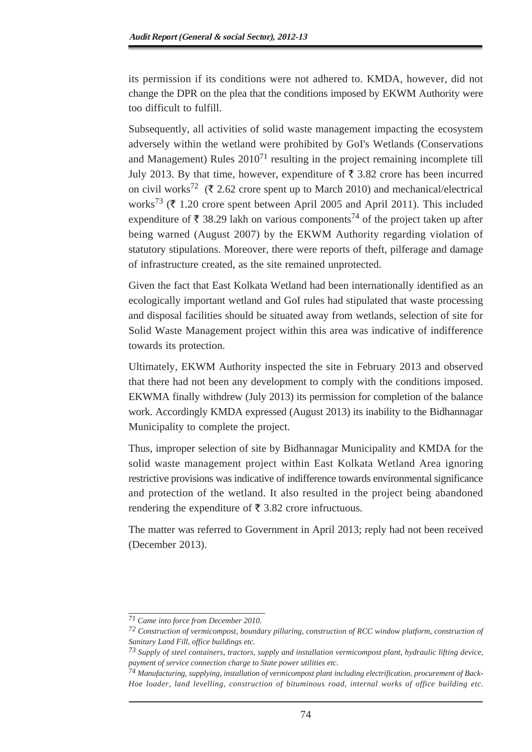its permission if its conditions were not adhered to. KMDA, however, did not change the DPR on the plea that the conditions imposed by EKWM Authority were too difficult to fulfill.

Subsequently, all activities of solid waste management impacting the ecosystem adversely within the wetland were prohibited by GoI's Wetlands (Conservations and Management) Rules 2010[71] resulting in the project remaining incomplete till July 2013. By that time, however, expenditure of ₹ 3.82 crore has been incurred on civil works[72] (₹ 2.62 crore spent up to March 2010) and mechanical/electrical works[73] (₹ 1.20 crore spent between April 2005 and April 2011). This included expenditure of ₹ 38.29 lakh on various components[74] of the project taken up after being warned (August 2007) by the EKWM Authority regarding violation of statutory stipulations. Moreover, there were reports of theft, pilferage and damage of infrastructure created, as the site remained unprotected.

Given the fact that East Kolkata Wetland had been internationally identified as an ecologically important wetland and GoI rules had stipulated that waste processing and disposal facilities should be situated away from wetlands, selection of site for Solid Waste Management project within this area was indicative of indifference towards its protection.

Ultimately, EKWM Authority inspected the site in February 2013 and observed that there had not been any development to comply with the conditions imposed. EKWMA finally withdrew (July 2013) its permission for completion of the balance work. Accordingly KMDA expressed (August 2013) its inability to the Bidhannagar Municipality to complete the project.

Thus, improper selection of site by Bidhannagar Municipality and KMDA for the solid waste management project within East Kolkata Wetland Area ignoring restrictive provisions was indicative of indifference towards environmental significance and protection of the wetland. It also resulted in the project being abandoned rendering the expenditure of ₹ 3.82 crore infructuous.

The matter was referred to Government in April 2013; reply had not been received (December 2013).

---

*[71] Came into force from December 2010.*

*[72] Construction of vermicompost, boundary pillaring, construction of RCC window platform, construction of Sanitary Land Fill, office buildings etc.*

*[73] Supply of steel containers, tractors, supply and installation vermicompost plant, hydraulic lifting device, payment of service connection charge to State power utilities etc.*

*[74] Manufacturing, supplying, installation of vermicompost plant including electrification, procurement of Back-Hoe loader, land levelling, construction of bituminous road, internal works of office building etc.*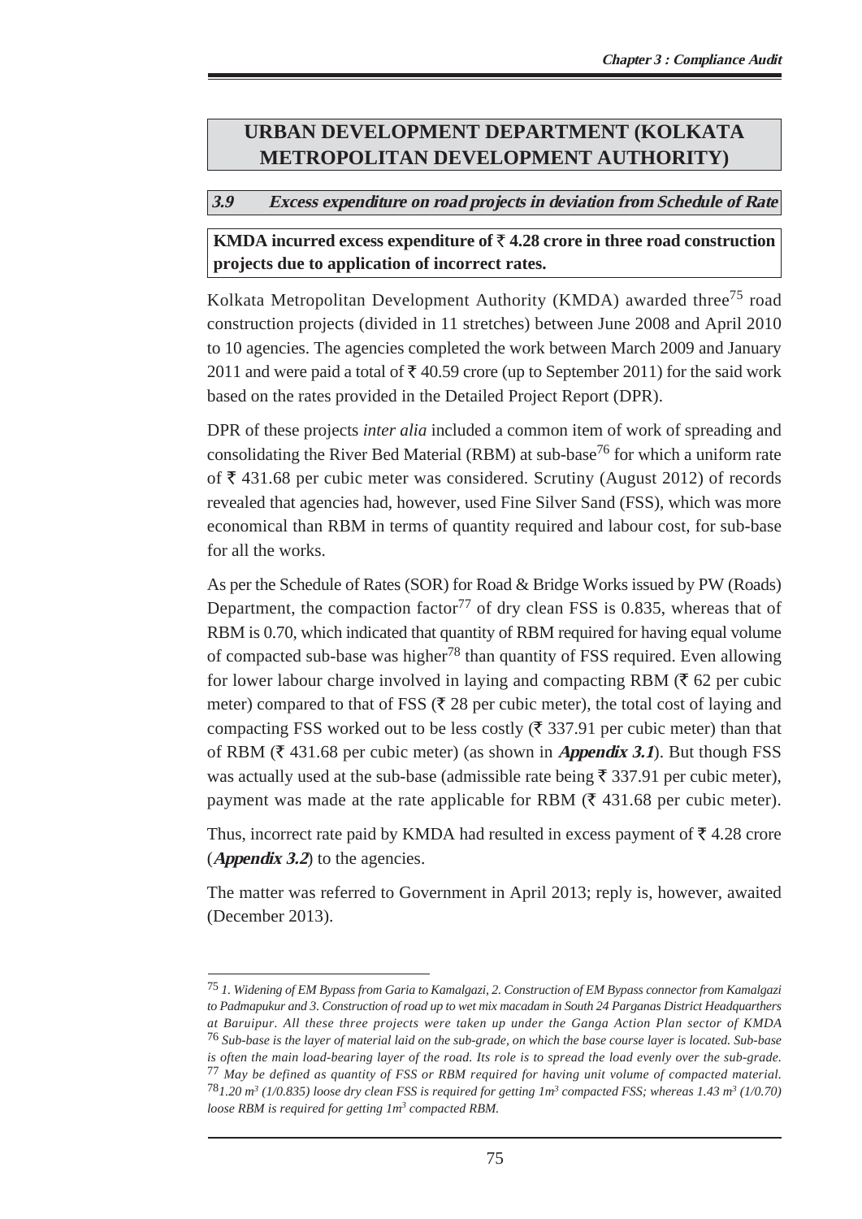## URBAN DEVELOPMENT DEPARTMENT (KOLKATA METROPOLITAN DEVELOPMENT AUTHORITY)

### 3.9 Excess expenditure on road projects in deviation from Schedule of Rate

**KMDA incurred excess expenditure of ₹ 4.28 crore in three road construction projects due to application of incorrect rates.**

Kolkata Metropolitan Development Authority (KMDA) awarded three[75] road construction projects (divided in 11 stretches) between June 2008 and April 2010 to 10 agencies. The agencies completed the work between March 2009 and January 2011 and were paid a total of ₹ 40.59 crore (up to September 2011) for the said work based on the rates provided in the Detailed Project Report (DPR).

DPR of these projects *inter alia* included a common item of work of spreading and consolidating the River Bed Material (RBM) at sub-base[76] for which a uniform rate of ₹ 431.68 per cubic meter was considered. Scrutiny (August 2012) of records revealed that agencies had, however, used Fine Silver Sand (FSS), which was more economical than RBM in terms of quantity required and labour cost, for sub-base for all the works.

As per the Schedule of Rates (SOR) for Road & Bridge Works issued by PW (Roads) Department, the compaction factor[77] of dry clean FSS is 0.835, whereas that of RBM is 0.70, which indicated that quantity of RBM required for having equal volume of compacted sub-base was higher[78] than quantity of FSS required. Even allowing for lower labour charge involved in laying and compacting RBM (₹ 62 per cubic meter) compared to that of FSS (₹ 28 per cubic meter), the total cost of laying and compacting FSS worked out to be less costly (₹ 337.91 per cubic meter) than that of RBM (₹ 431.68 per cubic meter) (as shown in ***Appendix 3.1***). But though FSS was actually used at the sub-base (admissible rate being ₹ 337.91 per cubic meter), payment was made at the rate applicable for RBM (₹ 431.68 per cubic meter).

Thus, incorrect rate paid by KMDA had resulted in excess payment of ₹ 4.28 crore (***Appendix 3.2***) to the agencies.

The matter was referred to Government in April 2013; reply is, however, awaited (December 2013).

---

[75] *1. Widening of EM Bypass from Garia to Kamalgazi, 2. Construction of EM Bypass connector from Kamalgazi to Padmapukur and 3. Construction of road up to wet mix macadam in South 24 Parganas District Headquarters at Baruipur. All these three projects were taken up under the Ganga Action Plan sector of KMDA*

[76] *Sub-base is the layer of material laid on the sub-grade, on which the base course layer is located. Sub-base is often the main load-bearing layer of the road. Its role is to spread the load evenly over the sub-grade.*

[77] *May be defined as quantity of FSS or RBM required for having unit volume of compacted material.*

[78] *1.20 $m^3$ (1/0.835) loose dry clean FSS is required for getting 1$m^3$ compacted FSS; whereas 1.43 $m^3$ (1/0.70) loose RBM is required for getting 1$m^3$ compacted RBM.*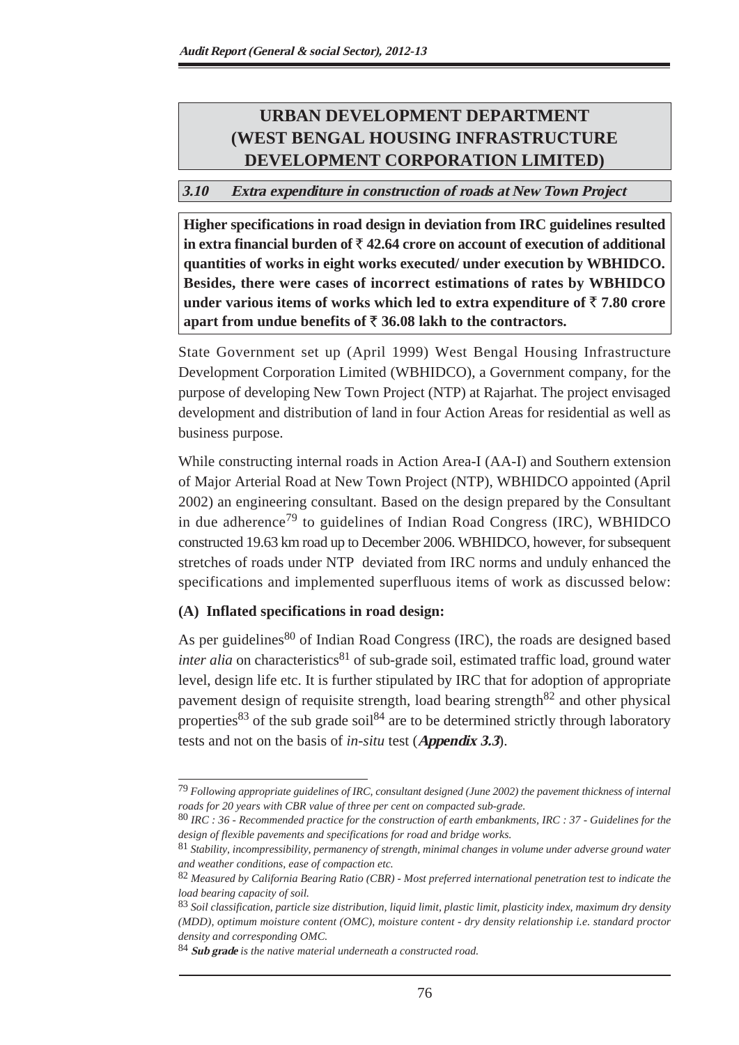# URBAN DEVELOPMENT DEPARTMENT (WEST BENGAL HOUSING INFRASTRUCTURE DEVELOPMENT CORPORATION LIMITED)

## *3.10 Extra expenditure in construction of roads at New Town Project*

**Higher specifications in road design in deviation from IRC guidelines resulted in extra financial burden of ₹ 42.64 crore on account of execution of additional quantities of works in eight works executed/ under execution by WBHIDCO. Besides, there were cases of incorrect estimations of rates by WBHIDCO under various items of works which led to extra expenditure of ₹ 7.80 crore apart from undue benefits of ₹ 36.08 lakh to the contractors.**

State Government set up (April 1999) West Bengal Housing Infrastructure Development Corporation Limited (WBHIDCO), a Government company, for the purpose of developing New Town Project (NTP) at Rajarhat. The project envisaged development and distribution of land in four Action Areas for residential as well as business purpose.

While constructing internal roads in Action Area-I (AA-I) and Southern extension of Major Arterial Road at New Town Project (NTP), WBHIDCO appointed (April 2002) an engineering consultant. Based on the design prepared by the Consultant in due adherence[79] to guidelines of Indian Road Congress (IRC), WBHIDCO constructed 19.63 km road up to December 2006. WBHIDCO, however, for subsequent stretches of roads under NTP deviated from IRC norms and unduly enhanced the specifications and implemented superfluous items of work as discussed below:

### (A) Inflated specifications in road design:

As per guidelines[80] of Indian Road Congress (IRC), the roads are designed based *inter alia* on characteristics[81] of sub-grade soil, estimated traffic load, ground water level, design life etc. It is further stipulated by IRC that for adoption of appropriate pavement design of requisite strength, load bearing strength[82] and other physical properties[83] of the sub grade soil[84] are to be determined strictly through laboratory tests and not on the basis of *in-situ* test (***Appendix 3.3***).

---

[79] *Following appropriate guidelines of IRC, consultant designed (June 2002) the pavement thickness of internal roads for 20 years with CBR value of three per cent on compacted sub-grade.*

[80] *IRC : 36 - Recommended practice for the construction of earth embankments, IRC : 37 - Guidelines for the design of flexible pavements and specifications for road and bridge works.*

[81] *Stability, incompressibility, permanency of strength, minimal changes in volume under adverse ground water and weather conditions, ease of compaction etc.*

[82] *Measured by California Bearing Ratio (CBR) - Most preferred international penetration test to indicate the load bearing capacity of soil.*

[83] *Soil classification, particle size distribution, liquid limit, plastic limit, plasticity index, maximum dry density (MDD), optimum moisture content (OMC), moisture content - dry density relationship i.e. standard proctor density and corresponding OMC.*

[84] ***Sub grade*** *is the native material underneath a constructed road.*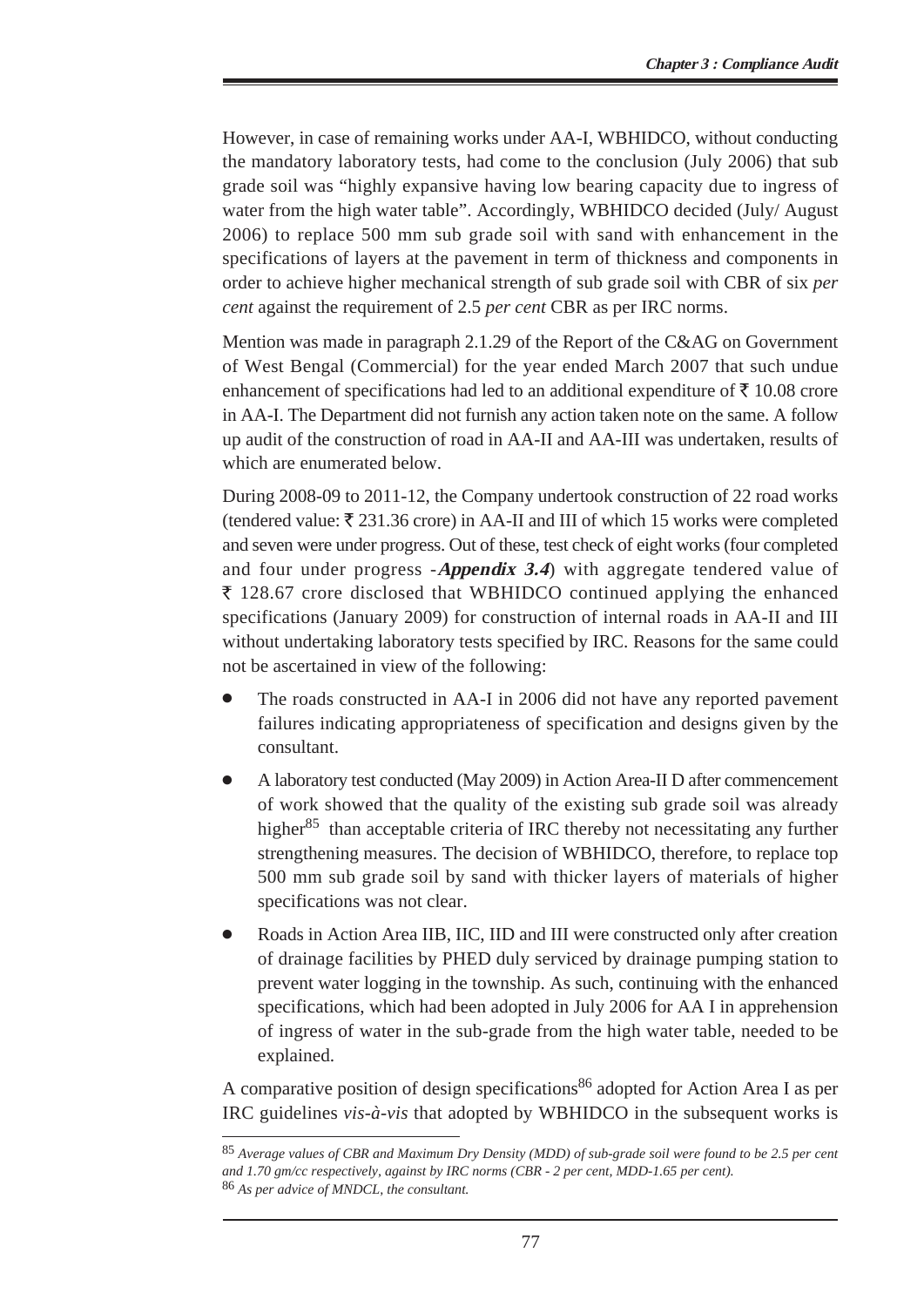However, in case of remaining works under AA-I, WBHIDCO, without conducting the mandatory laboratory tests, had come to the conclusion (July 2006) that sub grade soil was "highly expansive having low bearing capacity due to ingress of water from the high water table". Accordingly, WBHIDCO decided (July/ August 2006) to replace 500 mm sub grade soil with sand with enhancement in the specifications of layers at the pavement in term of thickness and components in order to achieve higher mechanical strength of sub grade soil with CBR of six *per cent* against the requirement of 2.5 *per cent* CBR as per IRC norms.

Mention was made in paragraph 2.1.29 of the Report of the C&AG on Government of West Bengal (Commercial) for the year ended March 2007 that such undue enhancement of specifications had led to an additional expenditure of ₹ 10.08 crore in AA-I. The Department did not furnish any action taken note on the same. A follow up audit of the construction of road in AA-II and AA-III was undertaken, results of which are enumerated below.

During 2008-09 to 2011-12, the Company undertook construction of 22 road works (tendered value: ₹ 231.36 crore) in AA-II and III of which 15 works were completed and seven were under progress. Out of these, test check of eight works (four completed and four under progress -***Appendix 3.4***) with aggregate tendered value of ₹ 128.67 crore disclosed that WBHIDCO continued applying the enhanced specifications (January 2009) for construction of internal roads in AA-II and III without undertaking laboratory tests specified by IRC. Reasons for the same could not be ascertained in view of the following:

- The roads constructed in AA-I in 2006 did not have any reported pavement failures indicating appropriateness of specification and designs given by the consultant.
- A laboratory test conducted (May 2009) in Action Area-II D after commencement of work showed that the quality of the existing sub grade soil was already higher[85] than acceptable criteria of IRC thereby not necessitating any further strengthening measures. The decision of WBHIDCO, therefore, to replace top 500 mm sub grade soil by sand with thicker layers of materials of higher specifications was not clear.
- Roads in Action Area IIB, IIC, IID and III were constructed only after creation of drainage facilities by PHED duly serviced by drainage pumping station to prevent water logging in the township. As such, continuing with the enhanced specifications, which had been adopted in July 2006 for AA I in apprehension of ingress of water in the sub-grade from the high water table, needed to be explained.

A comparative position of design specifications[86] adopted for Action Area I as per IRC guidelines *vis-à-vis* that adopted by WBHIDCO in the subsequent works is

---

[85] *Average values of CBR and Maximum Dry Density (MDD) of sub-grade soil were found to be 2.5 per cent and 1.70 gm/cc respectively, against by IRC norms (CBR - 2 per cent, MDD-1.65 per cent).*

[86] *As per advice of MNDCL, the consultant.*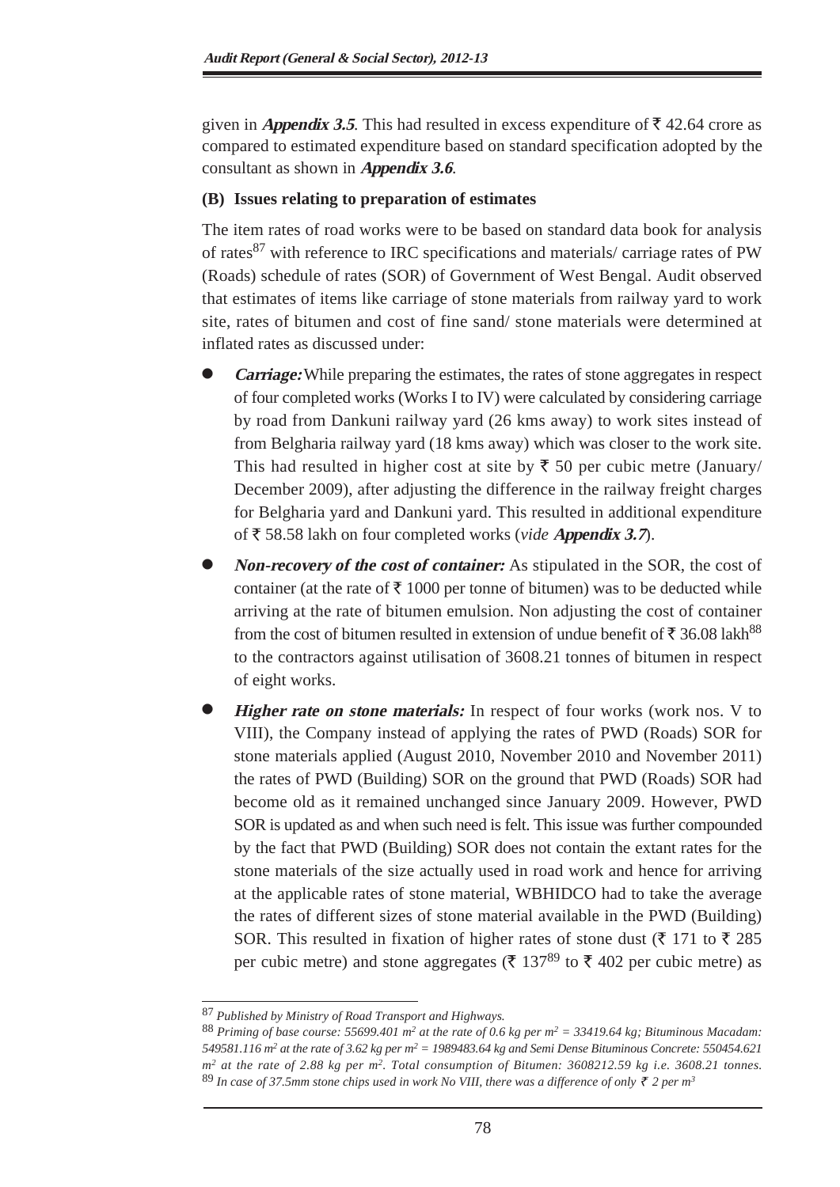given in ***Appendix 3.5***. This had resulted in excess expenditure of ₹ 42.64 crore as compared to estimated expenditure based on standard specification adopted by the consultant as shown in ***Appendix 3.6***.

**(B) Issues relating to preparation of estimates**

The item rates of road works were to be based on standard data book for analysis of rates[87] with reference to IRC specifications and materials/ carriage rates of PW (Roads) schedule of rates (SOR) of Government of West Bengal. Audit observed that estimates of items like carriage of stone materials from railway yard to work site, rates of bitumen and cost of fine sand/ stone materials were determined at inflated rates as discussed under:

- ***Carriage:*** While preparing the estimates, the rates of stone aggregates in respect of four completed works (Works I to IV) were calculated by considering carriage by road from Dankuni railway yard (26 kms away) to work sites instead of from Belgharia railway yard (18 kms away) which was closer to the work site. This had resulted in higher cost at site by ₹ 50 per cubic metre (January/ December 2009), after adjusting the difference in the railway freight charges for Belgharia yard and Dankuni yard. This resulted in additional expenditure of ₹ 58.58 lakh on four completed works (*vide* ***Appendix 3.7***).

- ***Non-recovery of the cost of container:*** As stipulated in the SOR, the cost of container (at the rate of ₹ 1000 per tonne of bitumen) was to be deducted while arriving at the rate of bitumen emulsion. Non adjusting the cost of container from the cost of bitumen resulted in extension of undue benefit of ₹ 36.08 lakh[88] to the contractors against utilisation of 3608.21 tonnes of bitumen in respect of eight works.

- ***Higher rate on stone materials:*** In respect of four works (work nos. V to VIII), the Company instead of applying the rates of PWD (Roads) SOR for stone materials applied (August 2010, November 2010 and November 2011) the rates of PWD (Building) SOR on the ground that PWD (Roads) SOR had become old as it remained unchanged since January 2009. However, PWD SOR is updated as and when such need is felt. This issue was further compounded by the fact that PWD (Building) SOR does not contain the extant rates for the stone materials of the size actually used in road work and hence for arriving at the applicable rates of stone material, WBHIDCO had to take the average the rates of different sizes of stone material available in the PWD (Building) SOR. This resulted in fixation of higher rates of stone dust (₹ 171 to ₹ 285 per cubic metre) and stone aggregates (₹ 137[89] to ₹ 402 per cubic metre) as

---

[87] *Published by Ministry of Road Transport and Highways.*

[88] *Priming of base course: 55699.401 $m^2$ at the rate of 0.6 kg per $m^2$ = 33419.64 kg; Bituminous Macadam: 549581.116 $m^2$ at the rate of 3.62 kg per $m^2$ = 1989483.64 kg and Semi Dense Bituminous Concrete: 550454.621 $m^2$ at the rate of 2.88 kg per $m^2$. Total consumption of Bitumen: 3608212.59 kg i.e. 3608.21 tonnes.*

[89] *In case of 37.5mm stone chips used in work No VIII, there was a difference of only ₹ 2 per $m^3$*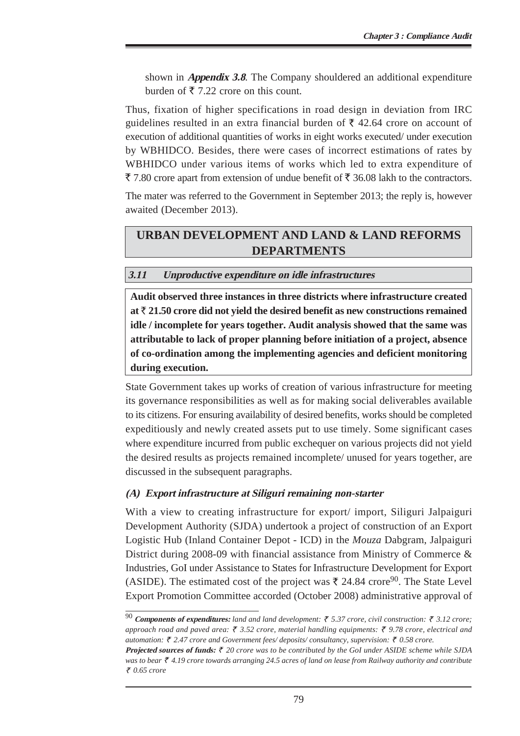shown in ***Appendix 3.8***. The Company shouldered an additional expenditure burden of ₹ 7.22 crore on this count.

Thus, fixation of higher specifications in road design in deviation from IRC guidelines resulted in an extra financial burden of ₹ 42.64 crore on account of execution of additional quantities of works in eight works executed/ under execution by WBHIDCO. Besides, there were cases of incorrect estimations of rates by WBHIDCO under various items of works which led to extra expenditure of ₹ 7.80 crore apart from extension of undue benefit of ₹ 36.08 lakh to the contractors.

The mater was referred to the Government in September 2013; the reply is, however awaited (December 2013).

## URBAN DEVELOPMENT AND LAND & LAND REFORMS DEPARTMENTS

### *3.11 Unproductive expenditure on idle infrastructures*

**Audit observed three instances in three districts where infrastructure created at ₹ 21.50 crore did not yield the desired benefit as new constructions remained idle / incomplete for years together. Audit analysis showed that the same was attributable to lack of proper planning before initiation of a project, absence of co-ordination among the implementing agencies and deficient monitoring during execution.**

State Government takes up works of creation of various infrastructure for meeting its governance responsibilities as well as for making social deliverables available to its citizens. For ensuring availability of desired benefits, works should be completed expeditiously and newly created assets put to use timely. Some significant cases where expenditure incurred from public exchequer on various projects did not yield the desired results as projects remained incomplete/ unused for years together, are discussed in the subsequent paragraphs.

#### *(A) Export infrastructure at Siliguri remaining non-starter*

With a view to creating infrastructure for export/ import, Siliguri Jalpaiguri Development Authority (SJDA) undertook a project of construction of an Export Logistic Hub (Inland Container Depot - ICD) in the *Mouza* Dabgram, Jalpaiguri District during 2008-09 with financial assistance from Ministry of Commerce & Industries, GoI under Assistance to States for Infrastructure Development for Export (ASIDE). The estimated cost of the project was ₹ 24.84 crore[90]. The State Level Export Promotion Committee accorded (October 2008) administrative approval of

---

[90] ***Components of expenditures:*** *land and land development: ₹ 5.37 crore, civil construction: ₹ 3.12 crore; approach road and paved area: ₹ 3.52 crore, material handling equipments: ₹ 9.78 crore, electrical and automation: ₹ 2.47 crore and Government fees/ deposits/ consultancy, supervision: ₹ 0.58 crore.*

***Projected sources of funds:*** *₹ 20 crore was to be contributed by the GoI under ASIDE scheme while SJDA was to bear ₹ 4.19 crore towards arranging 24.5 acres of land on lease from Railway authority and contribute ₹ 0.65 crore*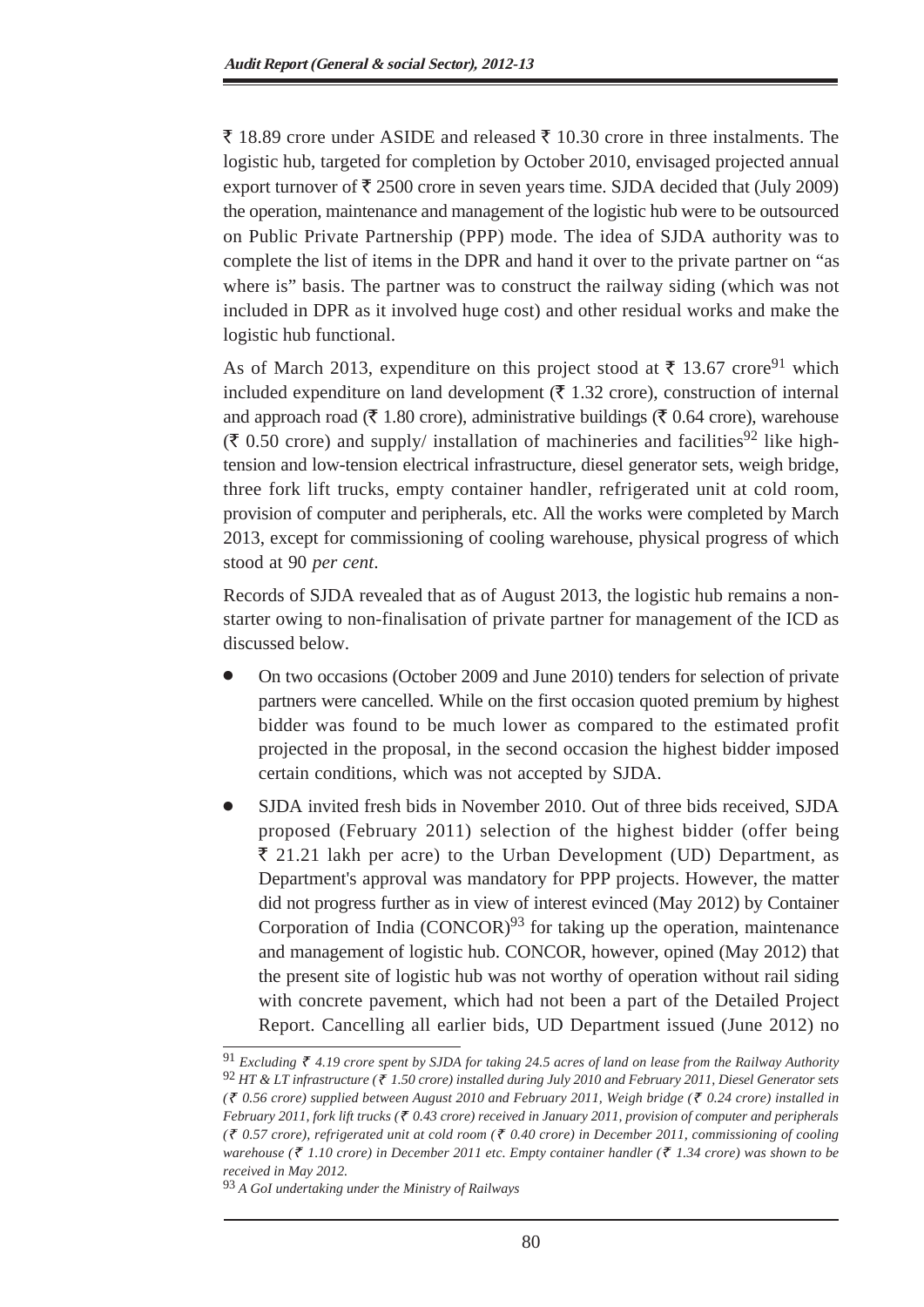₹ 18.89 crore under ASIDE and released ₹ 10.30 crore in three instalments. The logistic hub, targeted for completion by October 2010, envisaged projected annual export turnover of ₹ 2500 crore in seven years time. SJDA decided that (July 2009) the operation, maintenance and management of the logistic hub were to be outsourced on Public Private Partnership (PPP) mode. The idea of SJDA authority was to complete the list of items in the DPR and hand it over to the private partner on "as where is" basis. The partner was to construct the railway siding (which was not included in DPR as it involved huge cost) and other residual works and make the logistic hub functional.

As of March 2013, expenditure on this project stood at ₹ 13.67 crore[91] which included expenditure on land development (₹ 1.32 crore), construction of internal and approach road (₹ 1.80 crore), administrative buildings (₹ 0.64 crore), warehouse (₹ 0.50 crore) and supply/ installation of machineries and facilities[92] like high-tension and low-tension electrical infrastructure, diesel generator sets, weigh bridge, three fork lift trucks, empty container handler, refrigerated unit at cold room, provision of computer and peripherals, etc. All the works were completed by March 2013, except for commissioning of cooling warehouse, physical progress of which stood at 90 *per cent*.

Records of SJDA revealed that as of August 2013, the logistic hub remains a non-starter owing to non-finalisation of private partner for management of the ICD as discussed below.

- On two occasions (October 2009 and June 2010) tenders for selection of private partners were cancelled. While on the first occasion quoted premium by highest bidder was found to be much lower as compared to the estimated profit projected in the proposal, in the second occasion the highest bidder imposed certain conditions, which was not accepted by SJDA.
- SJDA invited fresh bids in November 2010. Out of three bids received, SJDA proposed (February 2011) selection of the highest bidder (offer being ₹ 21.21 lakh per acre) to the Urban Development (UD) Department, as Department's approval was mandatory for PPP projects. However, the matter did not progress further as in view of interest evinced (May 2012) by Container Corporation of India (CONCOR)[93] for taking up the operation, maintenance and management of logistic hub. CONCOR, however, opined (May 2012) that the present site of logistic hub was not worthy of operation without rail siding with concrete pavement, which had not been a part of the Detailed Project Report. Cancelling all earlier bids, UD Department issued (June 2012) no

---

[91] *Excluding ₹ 4.19 crore spent by SJDA for taking 24.5 acres of land on lease from the Railway Authority*

[92] *HT & LT infrastructure (₹ 1.50 crore) installed during July 2010 and February 2011, Diesel Generator sets (₹ 0.56 crore) supplied between August 2010 and February 2011, Weigh bridge (₹ 0.24 crore) installed in February 2011, fork lift trucks (₹ 0.43 crore) received in January 2011, provision of computer and peripherals (₹ 0.57 crore), refrigerated unit at cold room (₹ 0.40 crore) in December 2011, commissioning of cooling warehouse (₹ 1.10 crore) in December 2011 etc. Empty container handler (₹ 1.34 crore) was shown to be received in May 2012.*

[93] *A GoI undertaking under the Ministry of Railways*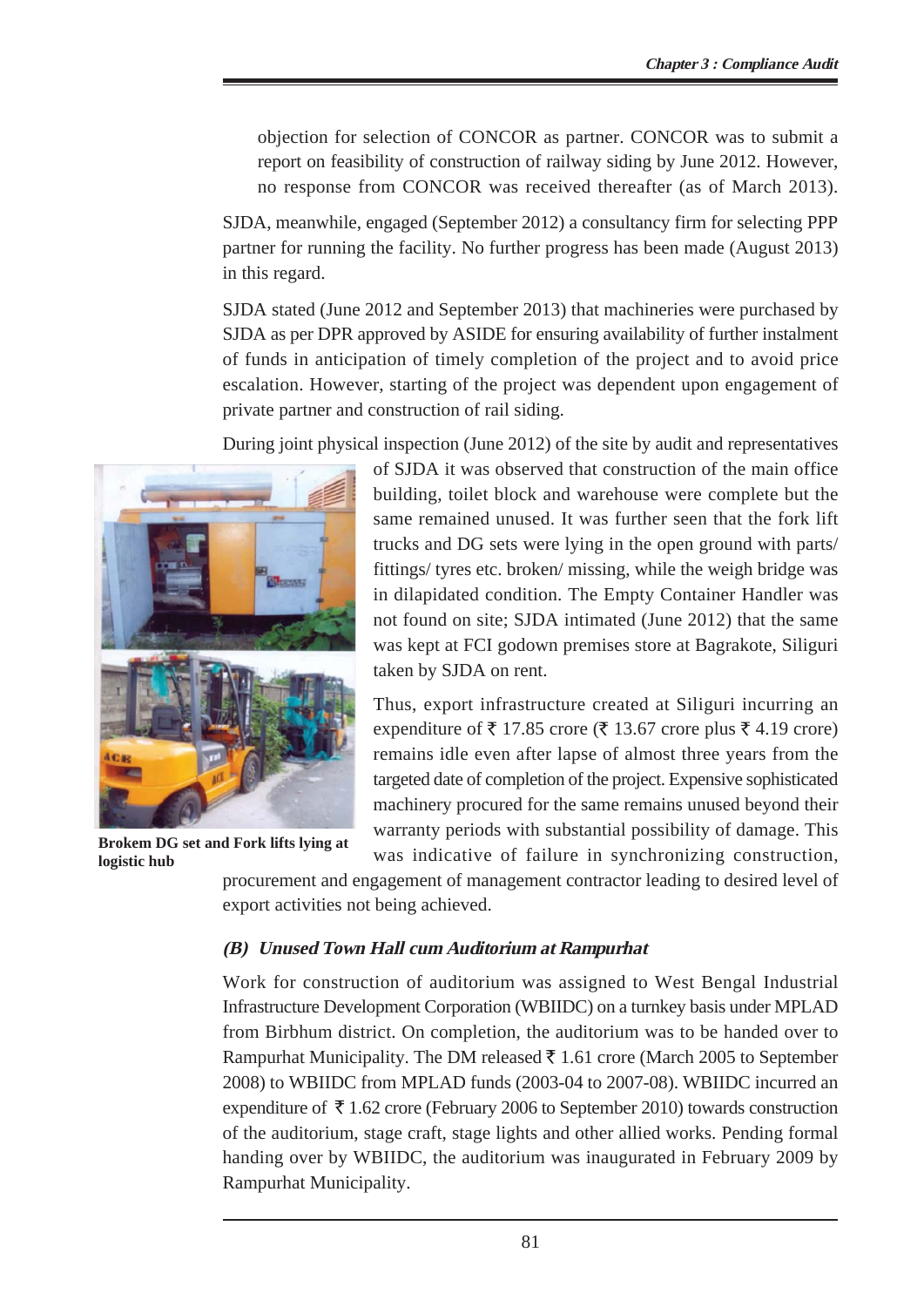objection for selection of CONCOR as partner. CONCOR was to submit a report on feasibility of construction of railway siding by June 2012. However, no response from CONCOR was received thereafter (as of March 2013).

SJDA, meanwhile, engaged (September 2012) a consultancy firm for selecting PPP partner for running the facility. No further progress has been made (August 2013) in this regard.

SJDA stated (June 2012 and September 2013) that machineries were purchased by SJDA as per DPR approved by ASIDE for ensuring availability of further instalment of funds in anticipation of timely completion of the project and to avoid price escalation. However, starting of the project was dependent upon engagement of private partner and construction of rail siding.

During joint physical inspection (June 2012) of the site by audit and representatives of SJDA it was observed that construction of the main office building, toilet block and warehouse were complete but the same remained unused. It was further seen that the fork lift trucks and DG sets were lying in the open ground with parts/ fittings/ tyres etc. broken/ missing, while the weigh bridge was in dilapidated condition. The Empty Container Handler was not found on site; SJDA intimated (June 2012) that the same was kept at FCI godown premises store at Bagrakote, Siliguri taken by SJDA on rent.

**Brokem DG set and Fork lifts lying at logistic hub**

Thus, export infrastructure created at Siliguri incurring an expenditure of ₹ 17.85 crore (₹ 13.67 crore plus ₹ 4.19 crore) remains idle even after lapse of almost three years from the targeted date of completion of the project. Expensive sophisticated machinery procured for the same remains unused beyond their warranty periods with substantial possibility of damage. This was indicative of failure in synchronizing construction, procurement and engagement of management contractor leading to desired level of export activities not being achieved.

### *(B) Unused Town Hall cum Auditorium at Rampurhat*

Work for construction of auditorium was assigned to West Bengal Industrial Infrastructure Development Corporation (WBIIDC) on a turnkey basis under MPLAD from Birbhum district. On completion, the auditorium was to be handed over to Rampurhat Municipality. The DM released ₹ 1.61 crore (March 2005 to September 2008) to WBIIDC from MPLAD funds (2003-04 to 2007-08). WBIIDC incurred an expenditure of ₹ 1.62 crore (February 2006 to September 2010) towards construction of the auditorium, stage craft, stage lights and other allied works. Pending formal handing over by WBIIDC, the auditorium was inaugurated in February 2009 by Rampurhat Municipality.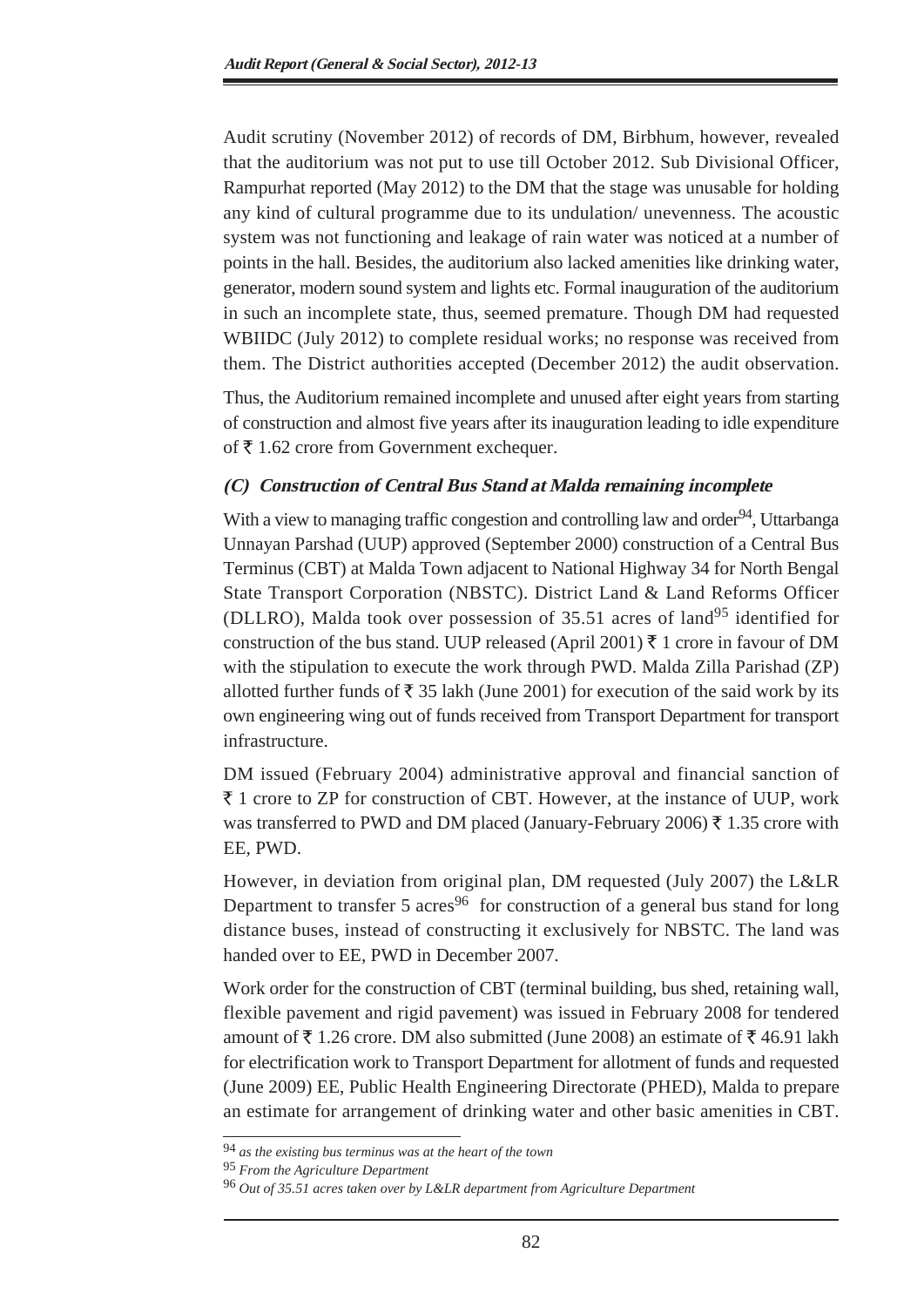Audit scrutiny (November 2012) of records of DM, Birbhum, however, revealed that the auditorium was not put to use till October 2012. Sub Divisional Officer, Rampurhat reported (May 2012) to the DM that the stage was unusable for holding any kind of cultural programme due to its undulation/ unevenness. The acoustic system was not functioning and leakage of rain water was noticed at a number of points in the hall. Besides, the auditorium also lacked amenities like drinking water, generator, modern sound system and lights etc. Formal inauguration of the auditorium in such an incomplete state, thus, seemed premature. Though DM had requested WBIIDC (July 2012) to complete residual works; no response was received from them. The District authorities accepted (December 2012) the audit observation.

Thus, the Auditorium remained incomplete and unused after eight years from starting of construction and almost five years after its inauguration leading to idle expenditure of ₹ 1.62 crore from Government exchequer.

### *(C) Construction of Central Bus Stand at Malda remaining incomplete*

With a view to managing traffic congestion and controlling law and order[94], Uttarbanga Unnayan Parshad (UUP) approved (September 2000) construction of a Central Bus Terminus (CBT) at Malda Town adjacent to National Highway 34 for North Bengal State Transport Corporation (NBSTC). District Land & Land Reforms Officer (DLLRO), Malda took over possession of 35.51 acres of land[95] identified for construction of the bus stand. UUP released (April 2001) ₹ 1 crore in favour of DM with the stipulation to execute the work through PWD. Malda Zilla Parishad (ZP) allotted further funds of ₹ 35 lakh (June 2001) for execution of the said work by its own engineering wing out of funds received from Transport Department for transport infrastructure.

DM issued (February 2004) administrative approval and financial sanction of ₹ 1 crore to ZP for construction of CBT. However, at the instance of UUP, work was transferred to PWD and DM placed (January-February 2006) ₹ 1.35 crore with EE, PWD.

However, in deviation from original plan, DM requested (July 2007) the L&LR Department to transfer 5 acres[96] for construction of a general bus stand for long distance buses, instead of constructing it exclusively for NBSTC. The land was handed over to EE, PWD in December 2007.

Work order for the construction of CBT (terminal building, bus shed, retaining wall, flexible pavement and rigid pavement) was issued in February 2008 for tendered amount of ₹ 1.26 crore. DM also submitted (June 2008) an estimate of ₹ 46.91 lakh for electrification work to Transport Department for allotment of funds and requested (June 2009) EE, Public Health Engineering Directorate (PHED), Malda to prepare an estimate for arrangement of drinking water and other basic amenities in CBT.

---

[94] *as the existing bus terminus was at the heart of the town*

[95] *From the Agriculture Department*

[96] *Out of 35.51 acres taken over by L&LR department from Agriculture Department*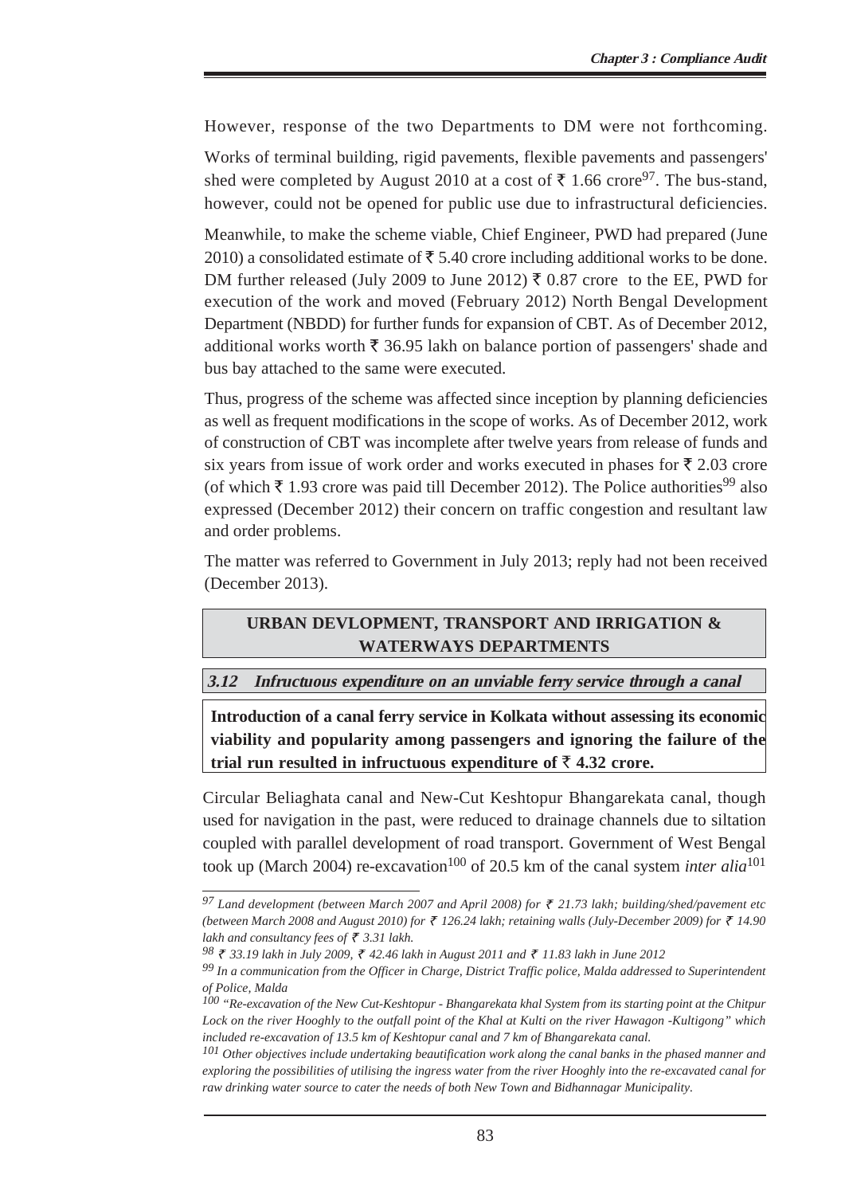However, response of the two Departments to DM were not forthcoming.

Works of terminal building, rigid pavements, flexible pavements and passengers' shed were completed by August 2010 at a cost of ₹ 1.66 crore[97]. The bus-stand, however, could not be opened for public use due to infrastructural deficiencies.

Meanwhile, to make the scheme viable, Chief Engineer, PWD had prepared (June 2010) a consolidated estimate of ₹ 5.40 crore including additional works to be done. DM further released (July 2009 to June 2012) ₹ 0.87 crore to the EE, PWD for execution of the work and moved (February 2012) North Bengal Development Department (NBDD) for further funds for expansion of CBT. As of December 2012, additional works worth ₹ 36.95 lakh on balance portion of passengers' shade and bus bay attached to the same were executed.

Thus, progress of the scheme was affected since inception by planning deficiencies as well as frequent modifications in the scope of works. As of December 2012, work of construction of CBT was incomplete after twelve years from release of funds and six years from issue of work order and works executed in phases for ₹ 2.03 crore (of which ₹ 1.93 crore was paid till December 2012). The Police authorities[99] also expressed (December 2012) their concern on traffic congestion and resultant law and order problems.

The matter was referred to Government in July 2013; reply had not been received (December 2013).

## URBAN DEVLOPMENT, TRANSPORT AND IRRIGATION & WATERWAYS DEPARTMENTS

### *3.12 Infructuous expenditure on an unviable ferry service through a canal*

**Introduction of a canal ferry service in Kolkata without assessing its economic viability and popularity among passengers and ignoring the failure of the trial run resulted in infructuous expenditure of ₹ 4.32 crore.**

Circular Beliaghata canal and New-Cut Keshtopur Bhangarekata canal, though used for navigation in the past, were reduced to drainage channels due to siltation coupled with parallel development of road transport. Government of West Bengal took up (March 2004) re-excavation[100] of 20.5 km of the canal system *inter alia*[101]

---

*[97] Land development (between March 2007 and April 2008) for ₹ 21.73 lakh; building/shed/pavement etc (between March 2008 and August 2010) for ₹ 126.24 lakh; retaining walls (July-December 2009) for ₹ 14.90 lakh and consultancy fees of ₹ 3.31 lakh.*

*[98] ₹ 33.19 lakh in July 2009, ₹ 42.46 lakh in August 2011 and ₹ 11.83 lakh in June 2012*

*[99] In a communication from the Officer in Charge, District Traffic police, Malda addressed to Superintendent of Police, Malda*

*[100] "Re-excavation of the New Cut-Keshtopur - Bhangarekata khal System from its starting point at the Chitpur Lock on the river Hooghly to the outfall point of the Khal at Kulti on the river Hawagon -Kultigong" which included re-excavation of 13.5 km of Keshtopur canal and 7 km of Bhangarekata canal.*

*[101] Other objectives include undertaking beautification work along the canal banks in the phased manner and exploring the possibilities of utilising the ingress water from the river Hooghly into the re-excavated canal for raw drinking water source to cater the needs of both New Town and Bidhannagar Municipality.*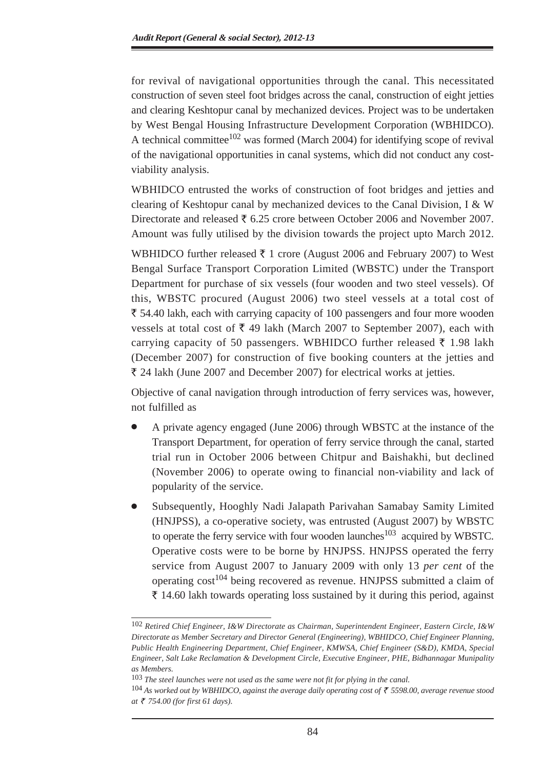for revival of navigational opportunities through the canal. This necessitated construction of seven steel foot bridges across the canal, construction of eight jetties and clearing Keshtopur canal by mechanized devices. Project was to be undertaken by West Bengal Housing Infrastructure Development Corporation (WBHIDCO). A technical committee[102] was formed (March 2004) for identifying scope of revival of the navigational opportunities in canal systems, which did not conduct any cost-viability analysis.

WBHIDCO entrusted the works of construction of foot bridges and jetties and clearing of Keshtopur canal by mechanized devices to the Canal Division, I & W Directorate and released ₹ 6.25 crore between October 2006 and November 2007. Amount was fully utilised by the division towards the project upto March 2012.

WBHIDCO further released ₹ 1 crore (August 2006 and February 2007) to West Bengal Surface Transport Corporation Limited (WBSTC) under the Transport Department for purchase of six vessels (four wooden and two steel vessels). Of this, WBSTC procured (August 2006) two steel vessels at a total cost of ₹ 54.40 lakh, each with carrying capacity of 100 passengers and four more wooden vessels at total cost of ₹ 49 lakh (March 2007 to September 2007), each with carrying capacity of 50 passengers. WBHIDCO further released ₹ 1.98 lakh (December 2007) for construction of five booking counters at the jetties and ₹ 24 lakh (June 2007 and December 2007) for electrical works at jetties.

Objective of canal navigation through introduction of ferry services was, however, not fulfilled as

- A private agency engaged (June 2006) through WBSTC at the instance of the Transport Department, for operation of ferry service through the canal, started trial run in October 2006 between Chitpur and Baishakhi, but declined (November 2006) to operate owing to financial non-viability and lack of popularity of the service.
- Subsequently, Hooghly Nadi Jalapath Parivahan Samabay Samity Limited (HNJPSS), a co-operative society, was entrusted (August 2007) by WBSTC to operate the ferry service with four wooden launches[103] acquired by WBSTC. Operative costs were to be borne by HNJPSS. HNJPSS operated the ferry service from August 2007 to January 2009 with only 13 *per cent* of the operating cost[104] being recovered as revenue. HNJPSS submitted a claim of ₹ 14.60 lakh towards operating loss sustained by it during this period, against

---

[102] *Retired Chief Engineer, I&W Directorate as Chairman, Superintendent Engineer, Eastern Circle, I&W Directorate as Member Secretary and Director General (Engineering), WBHIDCO, Chief Engineer Planning, Public Health Engineering Department, Chief Engineer, KMWSA, Chief Engineer (S&D), KMDA, Special Engineer, Salt Lake Reclamation & Development Circle, Executive Engineer, PHE, Bidhannagar Munipality as Members.*

[103] *The steel launches were not used as the same were not fit for plying in the canal.*

[104] *As worked out by WBHIDCO, against the average daily operating cost of ₹ 5598.00, average revenue stood at ₹ 754.00 (for first 61 days).*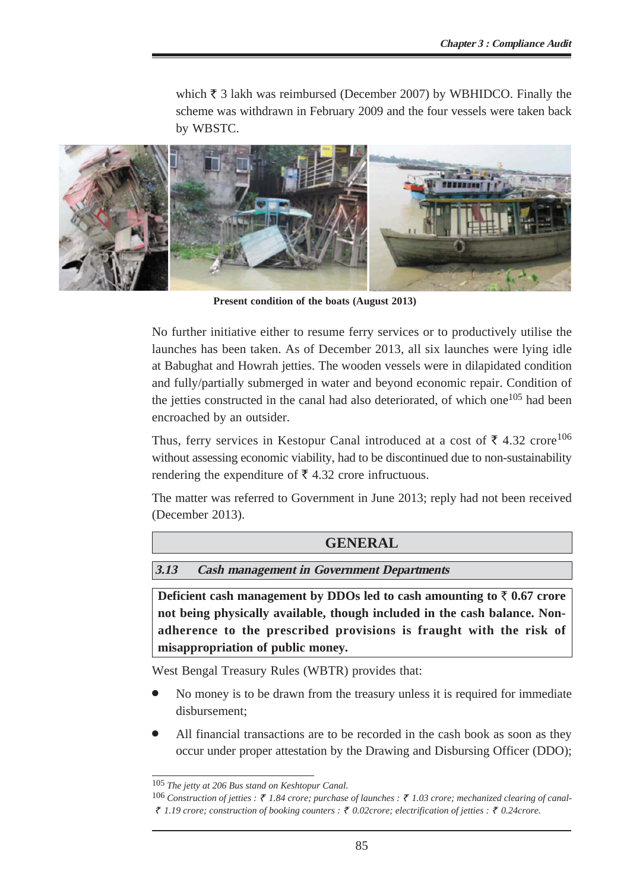which ₹ 3 lakh was reimbursed (December 2007) by WBHIDCO. Finally the scheme was withdrawn in February 2009 and the four vessels were taken back by WBSTC.

**Present condition of the boats (August 2013)**

No further initiative either to resume ferry services or to productively utilise the launches has been taken. As of December 2013, all six launches were lying idle at Babughat and Howrah jetties. The wooden vessels were in dilapidated condition and fully/partially submerged in water and beyond economic repair. Condition of the jetties constructed in the canal had also deteriorated, of which one[105] had been encroached by an outsider.

Thus, ferry services in Kestopur Canal introduced at a cost of ₹ 4.32 crore[106] without assessing economic viability, had to be discontinued due to non-sustainability rendering the expenditure of ₹ 4.32 crore infructuous.

The matter was referred to Government in June 2013; reply had not been received (December 2013).

## GENERAL

### 3.13 Cash management in Government Departments

**Deficient cash management by DDOs led to cash amounting to ₹ 0.67 crore not being physically available, though included in the cash balance. Non-adherence to the prescribed provisions is fraught with the risk of misappropriation of public money.**

West Bengal Treasury Rules (WBTR) provides that:

- No money is to be drawn from the treasury unless it is required for immediate disbursement;
- All financial transactions are to be recorded in the cash book as soon as they occur under proper attestation by the Drawing and Disbursing Officer (DDO);

---

[105] *The jetty at 206 Bus stand on Keshtopur Canal.*

[106] *Construction of jetties : ₹ 1.84 crore; purchase of launches : ₹ 1.03 crore; mechanized clearing of canal- ₹ 1.19 crore; construction of booking counters : ₹ 0.02crore; electrification of jetties : ₹ 0.24crore.*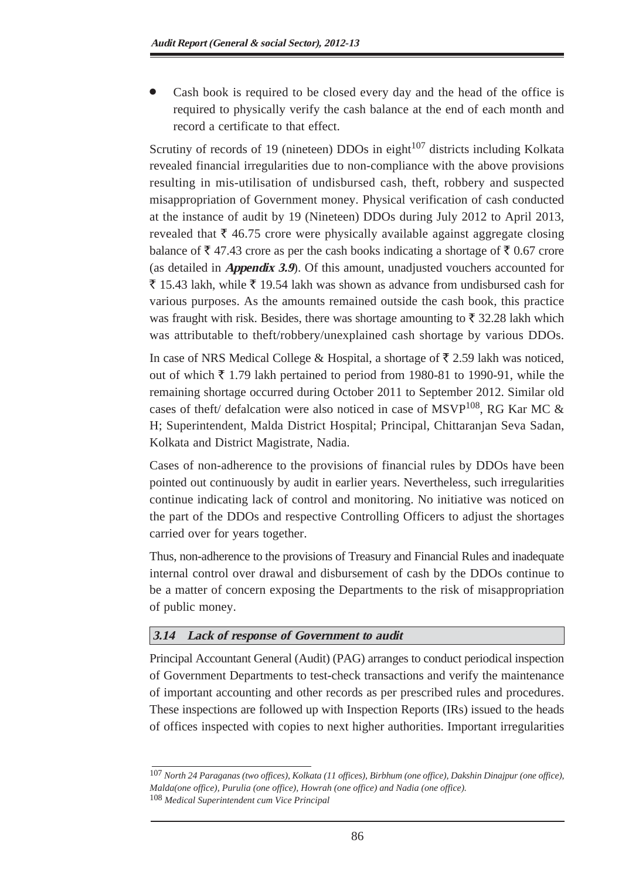- Cash book is required to be closed every day and the head of the office is required to physically verify the cash balance at the end of each month and record a certificate to that effect.

Scrutiny of records of 19 (nineteen) DDOs in eight[107] districts including Kolkata revealed financial irregularities due to non-compliance with the above provisions resulting in mis-utilisation of undisbursed cash, theft, robbery and suspected misappropriation of Government money. Physical verification of cash conducted at the instance of audit by 19 (Nineteen) DDOs during July 2012 to April 2013, revealed that ₹ 46.75 crore were physically available against aggregate closing balance of ₹ 47.43 crore as per the cash books indicating a shortage of ₹ 0.67 crore (as detailed in ***Appendix 3.9***). Of this amount, unadjusted vouchers accounted for ₹ 15.43 lakh, while ₹ 19.54 lakh was shown as advance from undisbursed cash for various purposes. As the amounts remained outside the cash book, this practice was fraught with risk. Besides, there was shortage amounting to ₹ 32.28 lakh which was attributable to theft/robbery/unexplained cash shortage by various DDOs.

In case of NRS Medical College & Hospital, a shortage of ₹ 2.59 lakh was noticed, out of which ₹ 1.79 lakh pertained to period from 1980-81 to 1990-91, while the remaining shortage occurred during October 2011 to September 2012. Similar old cases of theft/ defalcation were also noticed in case of MSVP[108], RG Kar MC & H; Superintendent, Malda District Hospital; Principal, Chittaranjan Seva Sadan, Kolkata and District Magistrate, Nadia.

Cases of non-adherence to the provisions of financial rules by DDOs have been pointed out continuously by audit in earlier years. Nevertheless, such irregularities continue indicating lack of control and monitoring. No initiative was noticed on the part of the DDOs and respective Controlling Officers to adjust the shortages carried over for years together.

Thus, non-adherence to the provisions of Treasury and Financial Rules and inadequate internal control over drawal and disbursement of cash by the DDOs continue to be a matter of concern exposing the Departments to the risk of misappropriation of public money.

### *3.14 Lack of response of Government to audit*

Principal Accountant General (Audit) (PAG) arranges to conduct periodical inspection of Government Departments to test-check transactions and verify the maintenance of important accounting and other records as per prescribed rules and procedures. These inspections are followed up with Inspection Reports (IRs) issued to the heads of offices inspected with copies to next higher authorities. Important irregularities

---

[107] *North 24 Paraganas (two offices), Kolkata (11 offices), Birbhum (one office), Dakshin Dinajpur (one office), Malda(one office), Purulia (one office), Howrah (one office) and Nadia (one office).*

[108] *Medical Superintendent cum Vice Principal*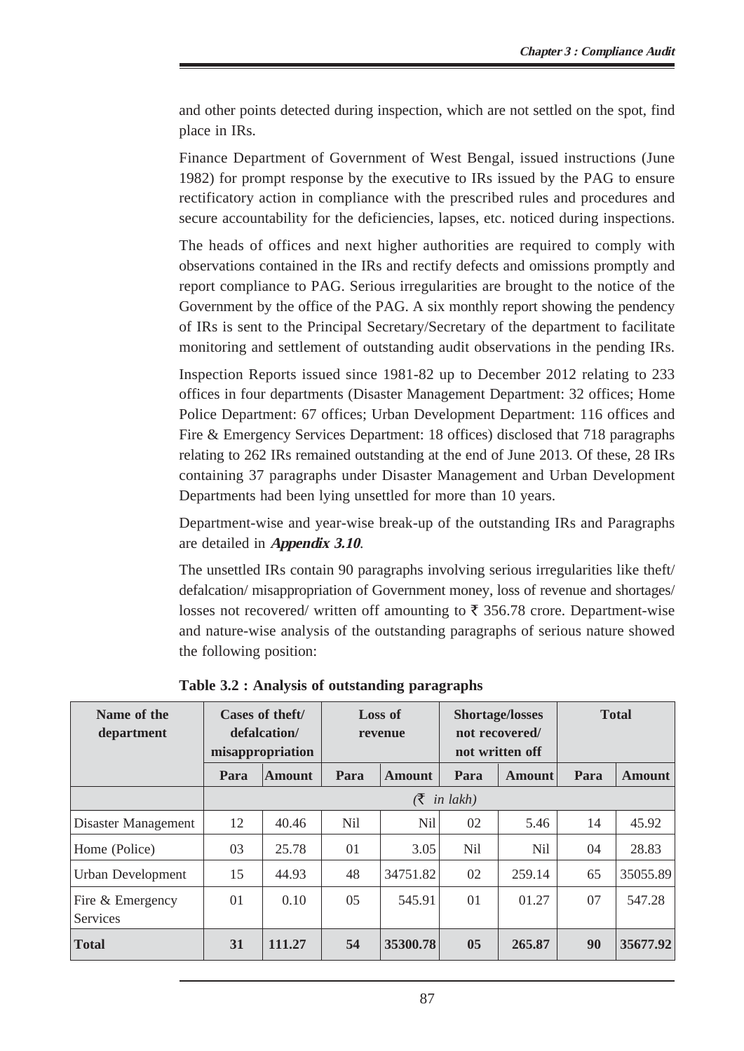and other points detected during inspection, which are not settled on the spot, find place in IRs.

Finance Department of Government of West Bengal, issued instructions (June 1982) for prompt response by the executive to IRs issued by the PAG to ensure rectificatory action in compliance with the prescribed rules and procedures and secure accountability for the deficiencies, lapses, etc. noticed during inspections.

The heads of offices and next higher authorities are required to comply with observations contained in the IRs and rectify defects and omissions promptly and report compliance to PAG. Serious irregularities are brought to the notice of the Government by the office of the PAG. A six monthly report showing the pendency of IRs is sent to the Principal Secretary/Secretary of the department to facilitate monitoring and settlement of outstanding audit observations in the pending IRs.

Inspection Reports issued since 1981-82 up to December 2012 relating to 233 offices in four departments (Disaster Management Department: 32 offices; Home Police Department: 67 offices; Urban Development Department: 116 offices and Fire & Emergency Services Department: 18 offices) disclosed that 718 paragraphs relating to 262 IRs remained outstanding at the end of June 2013. Of these, 28 IRs containing 37 paragraphs under Disaster Management and Urban Development Departments had been lying unsettled for more than 10 years.

Department-wise and year-wise break-up of the outstanding IRs and Paragraphs are detailed in ***Appendix 3.10***.

The unsettled IRs contain 90 paragraphs involving serious irregularities like theft/ defalcation/ misappropriation of Government money, loss of revenue and shortages/ losses not recovered/ written off amounting to ₹ 356.78 crore. Department-wise and nature-wise analysis of the outstanding paragraphs of serious nature showed the following position:

**Table 3.2 : Analysis of outstanding paragraphs**

| Name of the department | Cases of theft/ defalcation/ misappropriation | | Loss of revenue | | Shortage/losses not recovered/ not written off | | Total | |
|---|---|---|---|---|---|---|---|---|
| | Para | Amount | Para | Amount | Para | Amount | Para | Amount |
| | *(₹ in lakh)* | | | | | | | |
| Disaster Management | 12 | 40.46 | Nil | Nil | 02 | 5.46 | 14 | 45.92 |
| Home (Police) | 03 | 25.78 | 01 | 3.05 | Nil | Nil | 04 | 28.83 |
| Urban Development | 15 | 44.93 | 48 | 34751.82 | 02 | 259.14 | 65 | 35055.89 |
| Fire & Emergency Services | 01 | 0.10 | 05 | 545.91 | 01 | 01.27 | 07 | 547.28 |
| **Total** | **31** | **111.27** | **54** | **35300.78** | **05** | **265.87** | **90** | **35677.92** |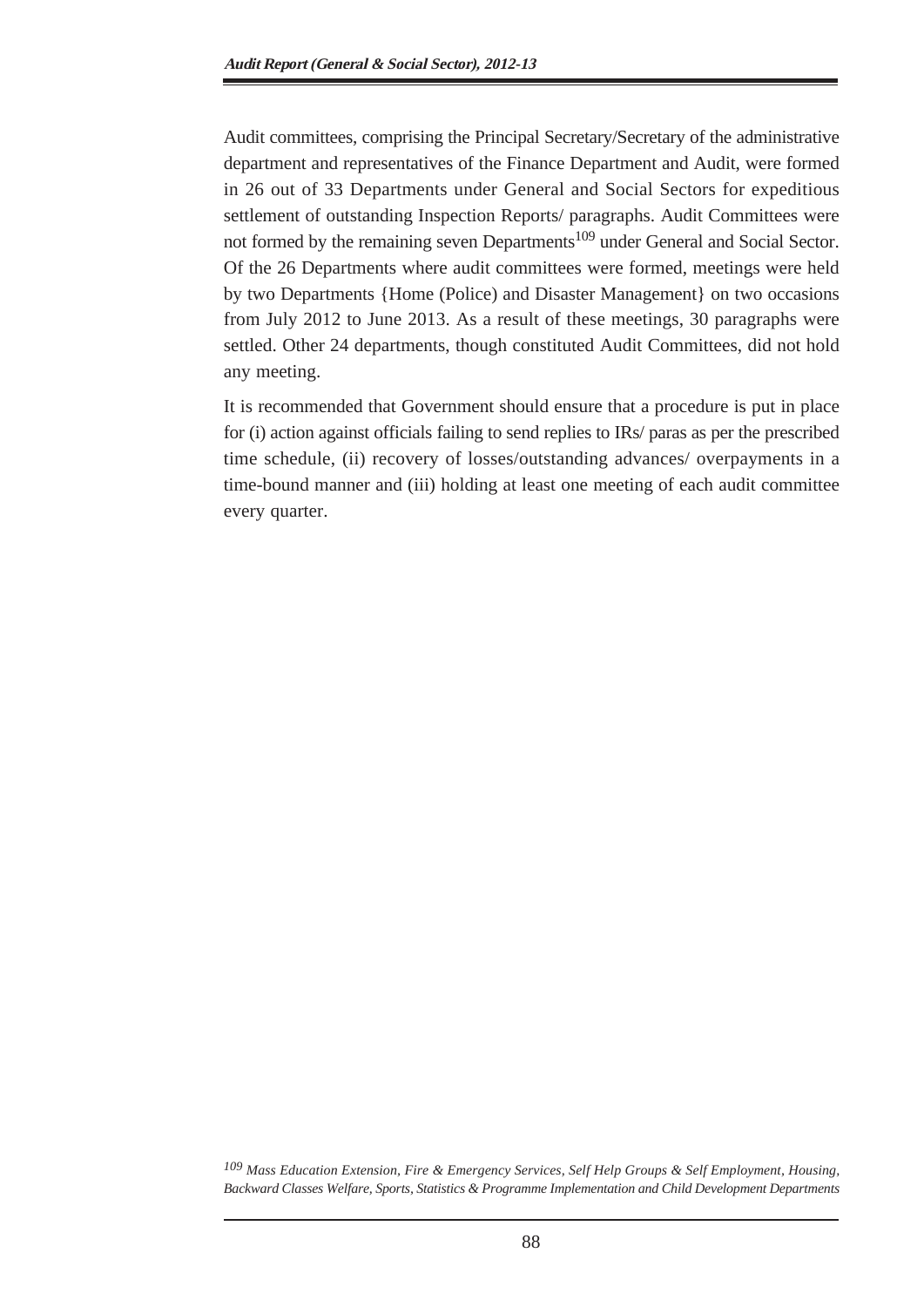Audit committees, comprising the Principal Secretary/Secretary of the administrative department and representatives of the Finance Department and Audit, were formed in 26 out of 33 Departments under General and Social Sectors for expeditious settlement of outstanding Inspection Reports/ paragraphs. Audit Committees were not formed by the remaining seven Departments[109] under General and Social Sector. Of the 26 Departments where audit committees were formed, meetings were held by two Departments {Home (Police) and Disaster Management} on two occasions from July 2012 to June 2013. As a result of these meetings, 30 paragraphs were settled. Other 24 departments, though constituted Audit Committees, did not hold any meeting.

It is recommended that Government should ensure that a procedure is put in place for (i) action against officials failing to send replies to IRs/ paras as per the prescribed time schedule, (ii) recovery of losses/outstanding advances/ overpayments in a time-bound manner and (iii) holding at least one meeting of each audit committee every quarter.

*[109] Mass Education Extension, Fire & Emergency Services, Self Help Groups & Self Employment, Housing, Backward Classes Welfare, Sports, Statistics & Programme Implementation and Child Development Departments*